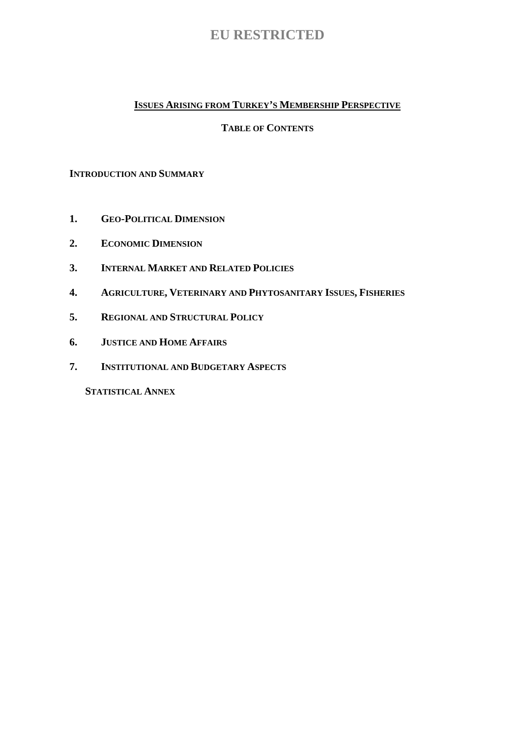**EU RESTRICTED**

# Issues Arising from Turkey's Membership Perspective

## Table of Contents

**Introduction and Summary**

1. **Geo-Political Dimension**
2. **Economic Dimension**
3. **Internal Market and Related Policies**
4. **Agriculture, Veterinary and Phytosanitary Issues, Fisheries**
5. **Regional and Structural Policy**
6. **Justice and Home Affairs**
7. **Institutional and Budgetary Aspects**

**Statistical Annex**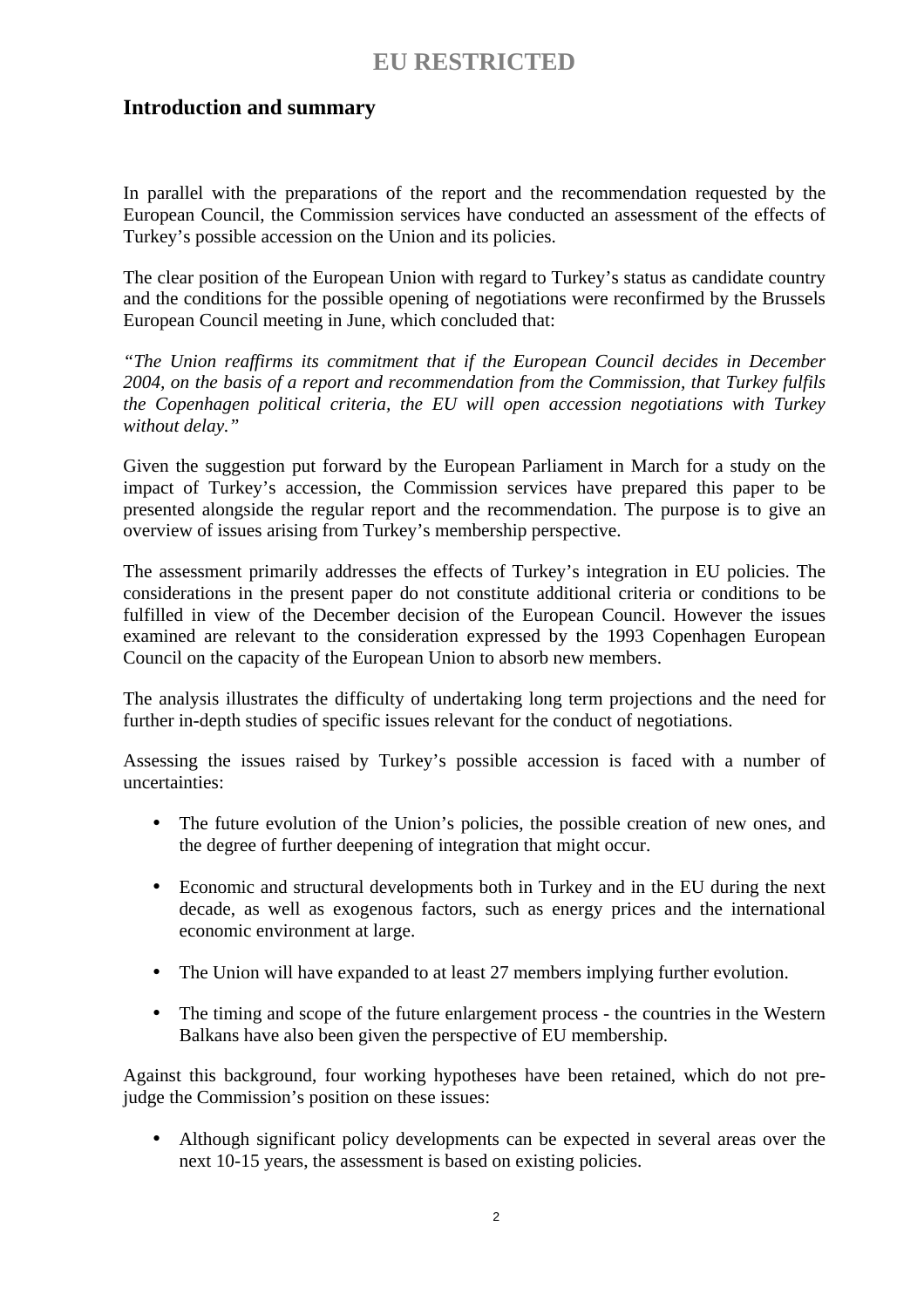## Introduction and summary

In parallel with the preparations of the report and the recommendation requested by the European Council, the Commission services have conducted an assessment of the effects of Turkey's possible accession on the Union and its policies.

The clear position of the European Union with regard to Turkey's status as candidate country and the conditions for the possible opening of negotiations were reconfirmed by the Brussels European Council meeting in June, which concluded that:

*"The Union reaffirms its commitment that if the European Council decides in December 2004, on the basis of a report and recommendation from the Commission, that Turkey fulfils the Copenhagen political criteria, the EU will open accession negotiations with Turkey without delay."*

Given the suggestion put forward by the European Parliament in March for a study on the impact of Turkey's accession, the Commission services have prepared this paper to be presented alongside the regular report and the recommendation. The purpose is to give an overview of issues arising from Turkey's membership perspective.

The assessment primarily addresses the effects of Turkey's integration in EU policies. The considerations in the present paper do not constitute additional criteria or conditions to be fulfilled in view of the December decision of the European Council. However the issues examined are relevant to the consideration expressed by the 1993 Copenhagen European Council on the capacity of the European Union to absorb new members.

The analysis illustrates the difficulty of undertaking long term projections and the need for further in-depth studies of specific issues relevant for the conduct of negotiations.

Assessing the issues raised by Turkey's possible accession is faced with a number of uncertainties:

- The future evolution of the Union's policies, the possible creation of new ones, and the degree of further deepening of integration that might occur.
- Economic and structural developments both in Turkey and in the EU during the next decade, as well as exogenous factors, such as energy prices and the international economic environment at large.
- The Union will have expanded to at least 27 members implying further evolution.
- The timing and scope of the future enlargement process - the countries in the Western Balkans have also been given the perspective of EU membership.

Against this background, four working hypotheses have been retained, which do not pre-judge the Commission's position on these issues:

- Although significant policy developments can be expected in several areas over the next 10-15 years, the assessment is based on existing policies.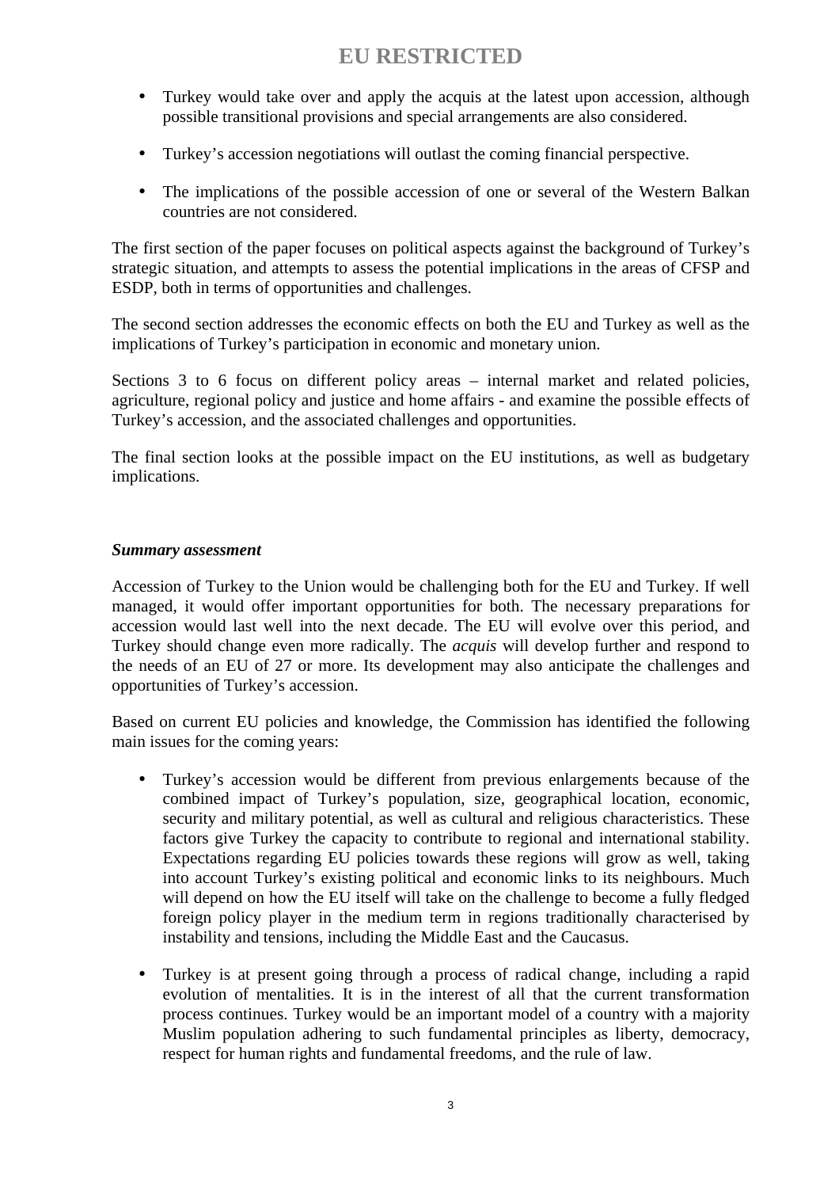- Turkey would take over and apply the acquis at the latest upon accession, although possible transitional provisions and special arrangements are also considered.
- Turkey's accession negotiations will outlast the coming financial perspective.
- The implications of the possible accession of one or several of the Western Balkan countries are not considered.

The first section of the paper focuses on political aspects against the background of Turkey's strategic situation, and attempts to assess the potential implications in the areas of CFSP and ESDP, both in terms of opportunities and challenges.

The second section addresses the economic effects on both the EU and Turkey as well as the implications of Turkey's participation in economic and monetary union.

Sections 3 to 6 focus on different policy areas – internal market and related policies, agriculture, regional policy and justice and home affairs - and examine the possible effects of Turkey's accession, and the associated challenges and opportunities.

The final section looks at the possible impact on the EU institutions, as well as budgetary implications.

***Summary assessment***

Accession of Turkey to the Union would be challenging both for the EU and Turkey. If well managed, it would offer important opportunities for both. The necessary preparations for accession would last well into the next decade. The EU will evolve over this period, and Turkey should change even more radically. The *acquis* will develop further and respond to the needs of an EU of 27 or more. Its development may also anticipate the challenges and opportunities of Turkey's accession.

Based on current EU policies and knowledge, the Commission has identified the following main issues for the coming years:

- Turkey's accession would be different from previous enlargements because of the combined impact of Turkey's population, size, geographical location, economic, security and military potential, as well as cultural and religious characteristics. These factors give Turkey the capacity to contribute to regional and international stability. Expectations regarding EU policies towards these regions will grow as well, taking into account Turkey's existing political and economic links to its neighbours. Much will depend on how the EU itself will take on the challenge to become a fully fledged foreign policy player in the medium term in regions traditionally characterised by instability and tensions, including the Middle East and the Caucasus.
- Turkey is at present going through a process of radical change, including a rapid evolution of mentalities. It is in the interest of all that the current transformation process continues. Turkey would be an important model of a country with a majority Muslim population adhering to such fundamental principles as liberty, democracy, respect for human rights and fundamental freedoms, and the rule of law.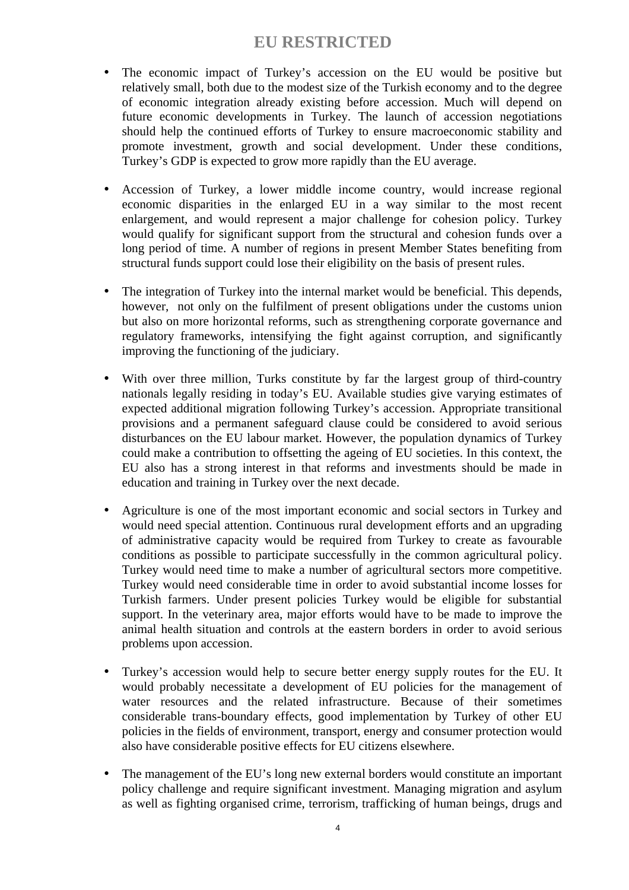- The economic impact of Turkey's accession on the EU would be positive but relatively small, both due to the modest size of the Turkish economy and to the degree of economic integration already existing before accession. Much will depend on future economic developments in Turkey. The launch of accession negotiations should help the continued efforts of Turkey to ensure macroeconomic stability and promote investment, growth and social development. Under these conditions, Turkey's GDP is expected to grow more rapidly than the EU average.

- Accession of Turkey, a lower middle income country, would increase regional economic disparities in the enlarged EU in a way similar to the most recent enlargement, and would represent a major challenge for cohesion policy. Turkey would qualify for significant support from the structural and cohesion funds over a long period of time. A number of regions in present Member States benefiting from structural funds support could lose their eligibility on the basis of present rules.

- The integration of Turkey into the internal market would be beneficial. This depends, however, not only on the fulfilment of present obligations under the customs union but also on more horizontal reforms, such as strengthening corporate governance and regulatory frameworks, intensifying the fight against corruption, and significantly improving the functioning of the judiciary.

- With over three million, Turks constitute by far the largest group of third-country nationals legally residing in today's EU. Available studies give varying estimates of expected additional migration following Turkey's accession. Appropriate transitional provisions and a permanent safeguard clause could be considered to avoid serious disturbances on the EU labour market. However, the population dynamics of Turkey could make a contribution to offsetting the ageing of EU societies. In this context, the EU also has a strong interest in that reforms and investments should be made in education and training in Turkey over the next decade.

- Agriculture is one of the most important economic and social sectors in Turkey and would need special attention. Continuous rural development efforts and an upgrading of administrative capacity would be required from Turkey to create as favourable conditions as possible to participate successfully in the common agricultural policy. Turkey would need time to make a number of agricultural sectors more competitive. Turkey would need considerable time in order to avoid substantial income losses for Turkish farmers. Under present policies Turkey would be eligible for substantial support. In the veterinary area, major efforts would have to be made to improve the animal health situation and controls at the eastern borders in order to avoid serious problems upon accession.

- Turkey's accession would help to secure better energy supply routes for the EU. It would probably necessitate a development of EU policies for the management of water resources and the related infrastructure. Because of their sometimes considerable trans-boundary effects, good implementation by Turkey of other EU policies in the fields of environment, transport, energy and consumer protection would also have considerable positive effects for EU citizens elsewhere.

- The management of the EU's long new external borders would constitute an important policy challenge and require significant investment. Managing migration and asylum as well as fighting organised crime, terrorism, trafficking of human beings, drugs and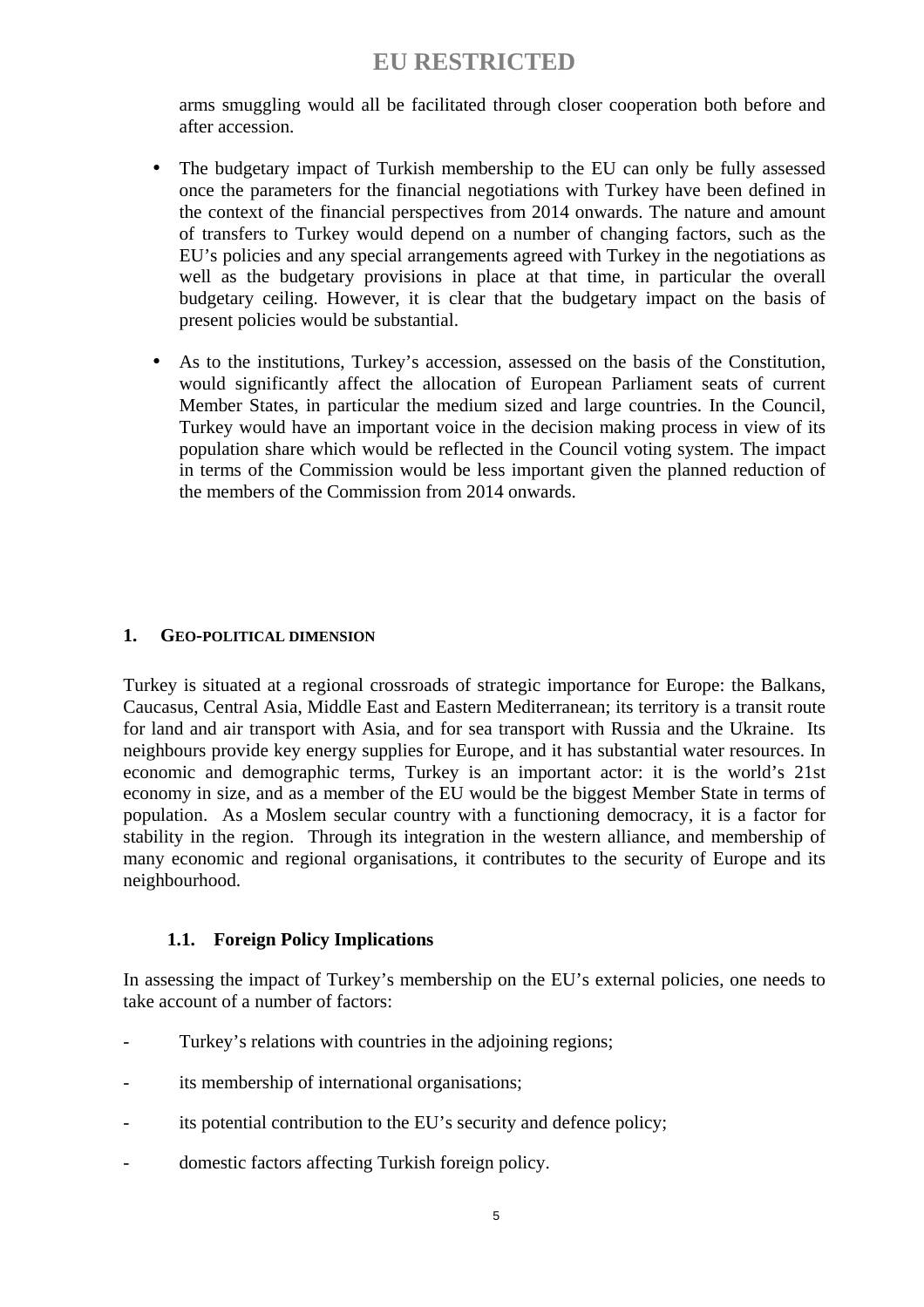arms smuggling would all be facilitated through closer cooperation both before and after accession.

- The budgetary impact of Turkish membership to the EU can only be fully assessed once the parameters for the financial negotiations with Turkey have been defined in the context of the financial perspectives from 2014 onwards. The nature and amount of transfers to Turkey would depend on a number of changing factors, such as the EU's policies and any special arrangements agreed with Turkey in the negotiations as well as the budgetary provisions in place at that time, in particular the overall budgetary ceiling. However, it is clear that the budgetary impact on the basis of present policies would be substantial.

- As to the institutions, Turkey's accession, assessed on the basis of the Constitution, would significantly affect the allocation of European Parliament seats of current Member States, in particular the medium sized and large countries. In the Council, Turkey would have an important voice in the decision making process in view of its population share which would be reflected in the Council voting system. The impact in terms of the Commission would be less important given the planned reduction of the members of the Commission from 2014 onwards.

## 1. GEO-POLITICAL DIMENSION

Turkey is situated at a regional crossroads of strategic importance for Europe: the Balkans, Caucasus, Central Asia, Middle East and Eastern Mediterranean; its territory is a transit route for land and air transport with Asia, and for sea transport with Russia and the Ukraine. Its neighbours provide key energy supplies for Europe, and it has substantial water resources. In economic and demographic terms, Turkey is an important actor: it is the world's 21st economy in size, and as a member of the EU would be the biggest Member State in terms of population. As a Moslem secular country with a functioning democracy, it is a factor for stability in the region. Through its integration in the western alliance, and membership of many economic and regional organisations, it contributes to the security of Europe and its neighbourhood.

### 1.1. Foreign Policy Implications

In assessing the impact of Turkey's membership on the EU's external policies, one needs to take account of a number of factors:

- Turkey's relations with countries in the adjoining regions;
- its membership of international organisations;
- its potential contribution to the EU's security and defence policy;
- domestic factors affecting Turkish foreign policy.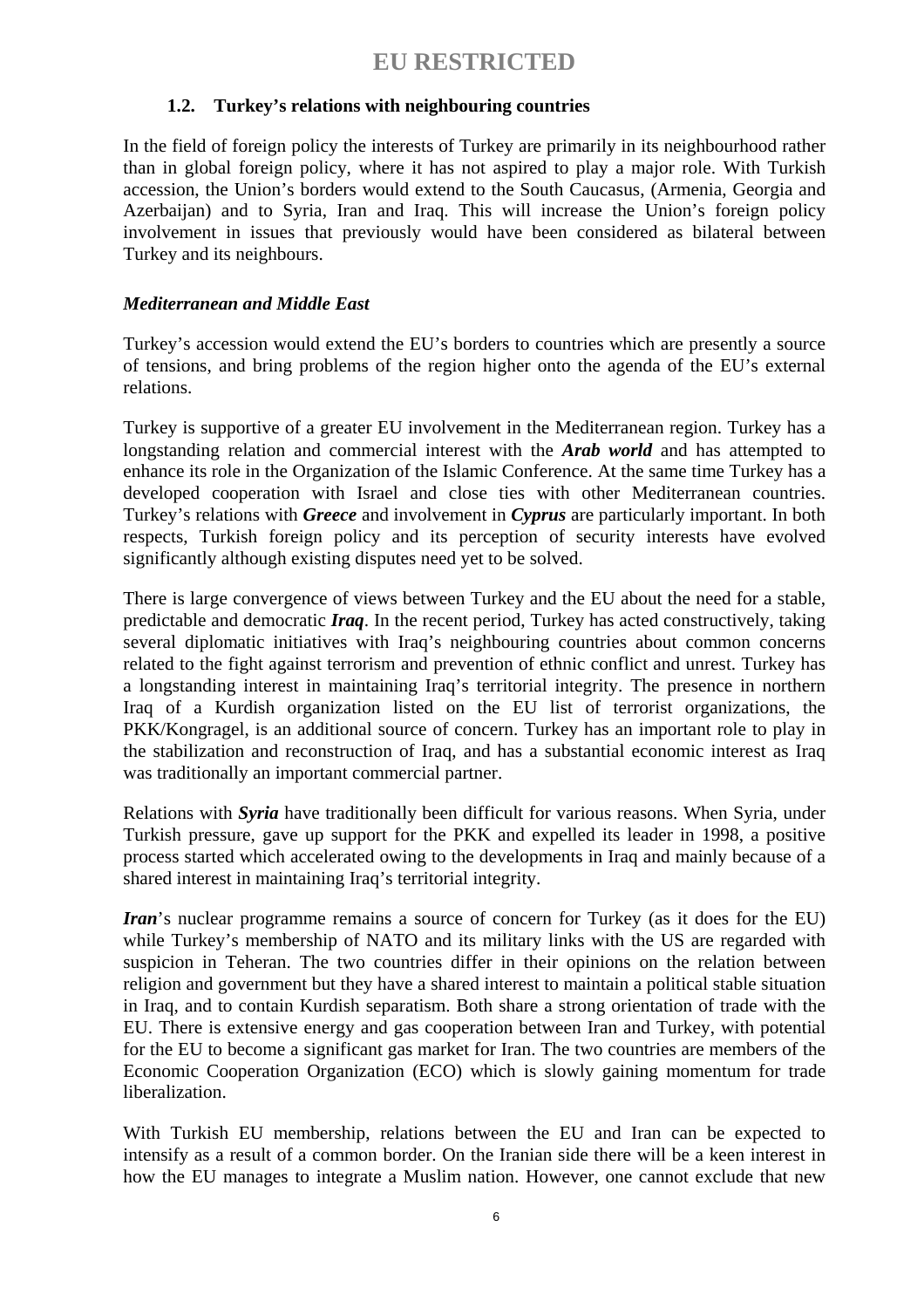### 1.2. Turkey's relations with neighbouring countries

In the field of foreign policy the interests of Turkey are primarily in its neighbourhood rather than in global foreign policy, where it has not aspired to play a major role. With Turkish accession, the Union's borders would extend to the South Caucasus, (Armenia, Georgia and Azerbaijan) and to Syria, Iran and Iraq. This will increase the Union's foreign policy involvement in issues that previously would have been considered as bilateral between Turkey and its neighbours.

***Mediterranean and Middle East***

Turkey's accession would extend the EU's borders to countries which are presently a source of tensions, and bring problems of the region higher onto the agenda of the EU's external relations.

Turkey is supportive of a greater EU involvement in the Mediterranean region. Turkey has a longstanding relation and commercial interest with the ***Arab world*** and has attempted to enhance its role in the Organization of the Islamic Conference. At the same time Turkey has a developed cooperation with Israel and close ties with other Mediterranean countries. Turkey's relations with ***Greece*** and involvement in ***Cyprus*** are particularly important. In both respects, Turkish foreign policy and its perception of security interests have evolved significantly although existing disputes need yet to be solved.

There is large convergence of views between Turkey and the EU about the need for a stable, predictable and democratic ***Iraq***. In the recent period, Turkey has acted constructively, taking several diplomatic initiatives with Iraq's neighbouring countries about common concerns related to the fight against terrorism and prevention of ethnic conflict and unrest. Turkey has a longstanding interest in maintaining Iraq's territorial integrity. The presence in northern Iraq of a Kurdish organization listed on the EU list of terrorist organizations, the PKK/Kongragel, is an additional source of concern. Turkey has an important role to play in the stabilization and reconstruction of Iraq, and has a substantial economic interest as Iraq was traditionally an important commercial partner.

Relations with ***Syria*** have traditionally been difficult for various reasons. When Syria, under Turkish pressure, gave up support for the PKK and expelled its leader in 1998, a positive process started which accelerated owing to the developments in Iraq and mainly because of a shared interest in maintaining Iraq's territorial integrity.

***Iran***'s nuclear programme remains a source of concern for Turkey (as it does for the EU) while Turkey's membership of NATO and its military links with the US are regarded with suspicion in Teheran. The two countries differ in their opinions on the relation between religion and government but they have a shared interest to maintain a political stable situation in Iraq, and to contain Kurdish separatism. Both share a strong orientation of trade with the EU. There is extensive energy and gas cooperation between Iran and Turkey, with potential for the EU to become a significant gas market for Iran. The two countries are members of the Economic Cooperation Organization (ECO) which is slowly gaining momentum for trade liberalization.

With Turkish EU membership, relations between the EU and Iran can be expected to intensify as a result of a common border. On the Iranian side there will be a keen interest in how the EU manages to integrate a Muslim nation. However, one cannot exclude that new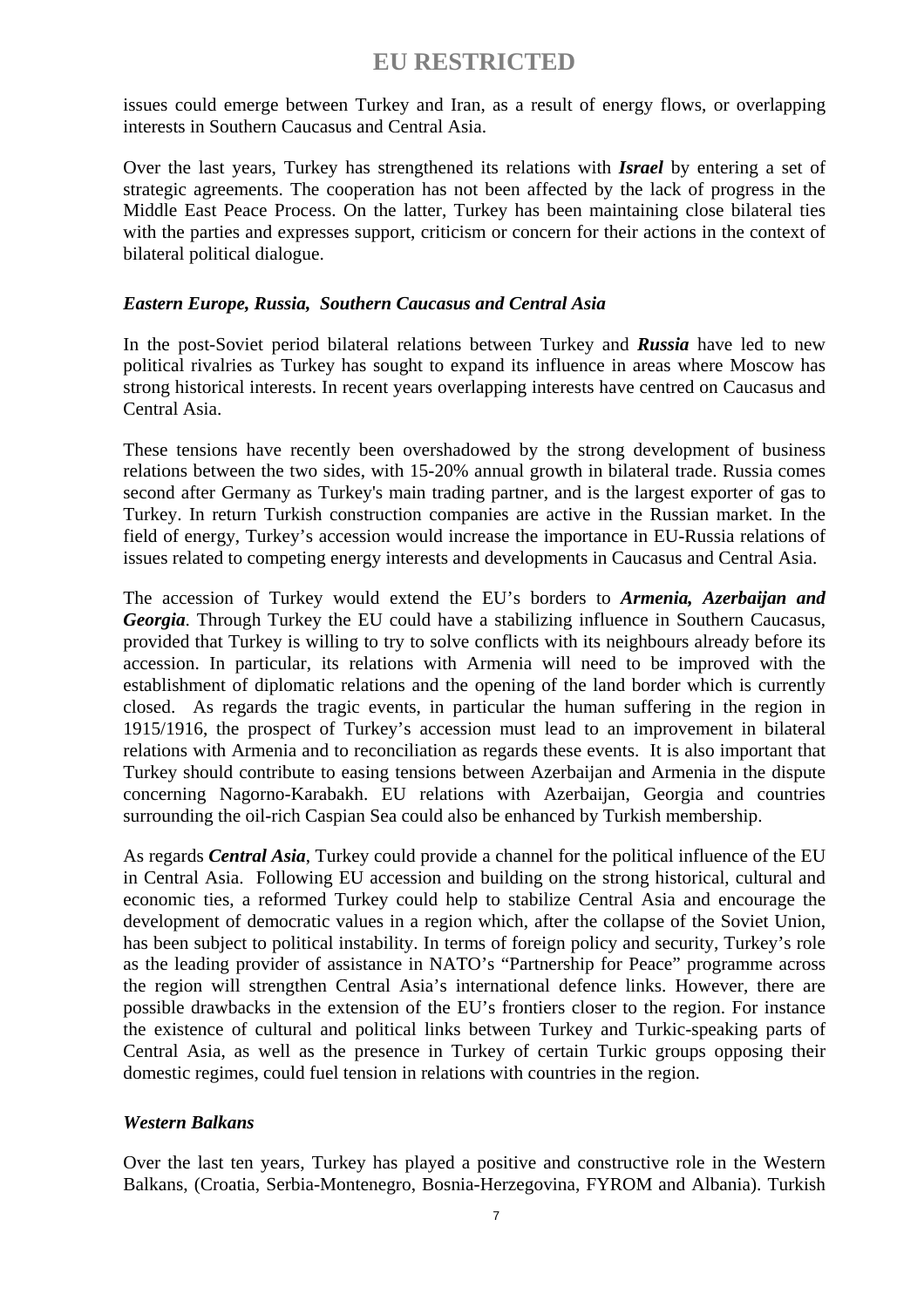issues could emerge between Turkey and Iran, as a result of energy flows, or overlapping interests in Southern Caucasus and Central Asia.

Over the last years, Turkey has strengthened its relations with ***Israel*** by entering a set of strategic agreements. The cooperation has not been affected by the lack of progress in the Middle East Peace Process. On the latter, Turkey has been maintaining close bilateral ties with the parties and expresses support, criticism or concern for their actions in the context of bilateral political dialogue.

### *Eastern Europe, Russia, Southern Caucasus and Central Asia*

In the post-Soviet period bilateral relations between Turkey and ***Russia*** have led to new political rivalries as Turkey has sought to expand its influence in areas where Moscow has strong historical interests. In recent years overlapping interests have centred on Caucasus and Central Asia.

These tensions have recently been overshadowed by the strong development of business relations between the two sides, with 15-20% annual growth in bilateral trade. Russia comes second after Germany as Turkey's main trading partner, and is the largest exporter of gas to Turkey. In return Turkish construction companies are active in the Russian market. In the field of energy, Turkey's accession would increase the importance in EU-Russia relations of issues related to competing energy interests and developments in Caucasus and Central Asia.

The accession of Turkey would extend the EU's borders to ***Armenia, Azerbaijan and Georgia***. Through Turkey the EU could have a stabilizing influence in Southern Caucasus, provided that Turkey is willing to try to solve conflicts with its neighbours already before its accession. In particular, its relations with Armenia will need to be improved with the establishment of diplomatic relations and the opening of the land border which is currently closed. As regards the tragic events, in particular the human suffering in the region in 1915/1916, the prospect of Turkey's accession must lead to an improvement in bilateral relations with Armenia and to reconciliation as regards these events. It is also important that Turkey should contribute to easing tensions between Azerbaijan and Armenia in the dispute concerning Nagorno-Karabakh. EU relations with Azerbaijan, Georgia and countries surrounding the oil-rich Caspian Sea could also be enhanced by Turkish membership.

As regards ***Central Asia***, Turkey could provide a channel for the political influence of the EU in Central Asia. Following EU accession and building on the strong historical, cultural and economic ties, a reformed Turkey could help to stabilize Central Asia and encourage the development of democratic values in a region which, after the collapse of the Soviet Union, has been subject to political instability. In terms of foreign policy and security, Turkey's role as the leading provider of assistance in NATO's "Partnership for Peace" programme across the region will strengthen Central Asia's international defence links. However, there are possible drawbacks in the extension of the EU's frontiers closer to the region. For instance the existence of cultural and political links between Turkey and Turkic-speaking parts of Central Asia, as well as the presence in Turkey of certain Turkic groups opposing their domestic regimes, could fuel tension in relations with countries in the region.

### *Western Balkans*

Over the last ten years, Turkey has played a positive and constructive role in the Western Balkans, (Croatia, Serbia-Montenegro, Bosnia-Herzegovina, FYROM and Albania). Turkish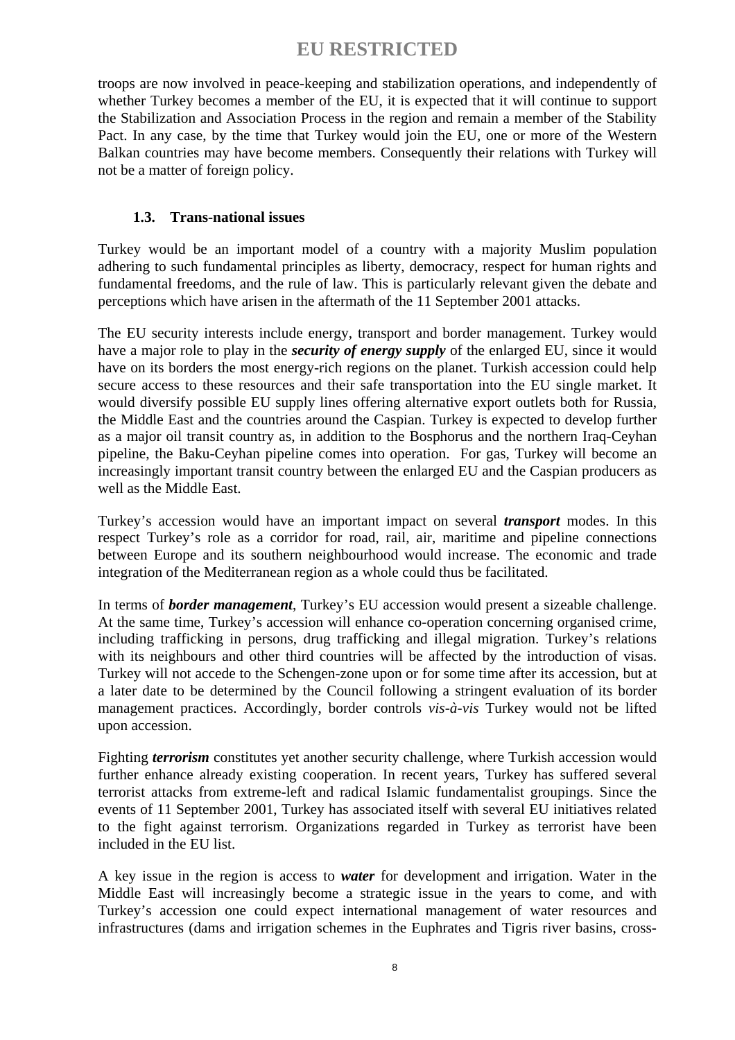troops are now involved in peace-keeping and stabilization operations, and independently of whether Turkey becomes a member of the EU, it is expected that it will continue to support the Stabilization and Association Process in the region and remain a member of the Stability Pact. In any case, by the time that Turkey would join the EU, one or more of the Western Balkan countries may have become members. Consequently their relations with Turkey will not be a matter of foreign policy.

### 1.3. Trans-national issues

Turkey would be an important model of a country with a majority Muslim population adhering to such fundamental principles as liberty, democracy, respect for human rights and fundamental freedoms, and the rule of law. This is particularly relevant given the debate and perceptions which have arisen in the aftermath of the 11 September 2001 attacks.

The EU security interests include energy, transport and border management. Turkey would have a major role to play in the ***security of energy supply*** of the enlarged EU, since it would have on its borders the most energy-rich regions on the planet. Turkish accession could help secure access to these resources and their safe transportation into the EU single market. It would diversify possible EU supply lines offering alternative export outlets both for Russia, the Middle East and the countries around the Caspian. Turkey is expected to develop further as a major oil transit country as, in addition to the Bosphorus and the northern Iraq-Ceyhan pipeline, the Baku-Ceyhan pipeline comes into operation. For gas, Turkey will become an increasingly important transit country between the enlarged EU and the Caspian producers as well as the Middle East.

Turkey's accession would have an important impact on several ***transport*** modes. In this respect Turkey's role as a corridor for road, rail, air, maritime and pipeline connections between Europe and its southern neighbourhood would increase. The economic and trade integration of the Mediterranean region as a whole could thus be facilitated.

In terms of ***border management***, Turkey's EU accession would present a sizeable challenge. At the same time, Turkey's accession will enhance co-operation concerning organised crime, including trafficking in persons, drug trafficking and illegal migration. Turkey's relations with its neighbours and other third countries will be affected by the introduction of visas. Turkey will not accede to the Schengen-zone upon or for some time after its accession, but at a later date to be determined by the Council following a stringent evaluation of its border management practices. Accordingly, border controls *vis-à-vis* Turkey would not be lifted upon accession.

Fighting ***terrorism*** constitutes yet another security challenge, where Turkish accession would further enhance already existing cooperation. In recent years, Turkey has suffered several terrorist attacks from extreme-left and radical Islamic fundamentalist groupings. Since the events of 11 September 2001, Turkey has associated itself with several EU initiatives related to the fight against terrorism. Organizations regarded in Turkey as terrorist have been included in the EU list.

A key issue in the region is access to ***water*** for development and irrigation. Water in the Middle East will increasingly become a strategic issue in the years to come, and with Turkey's accession one could expect international management of water resources and infrastructures (dams and irrigation schemes in the Euphrates and Tigris river basins, cross-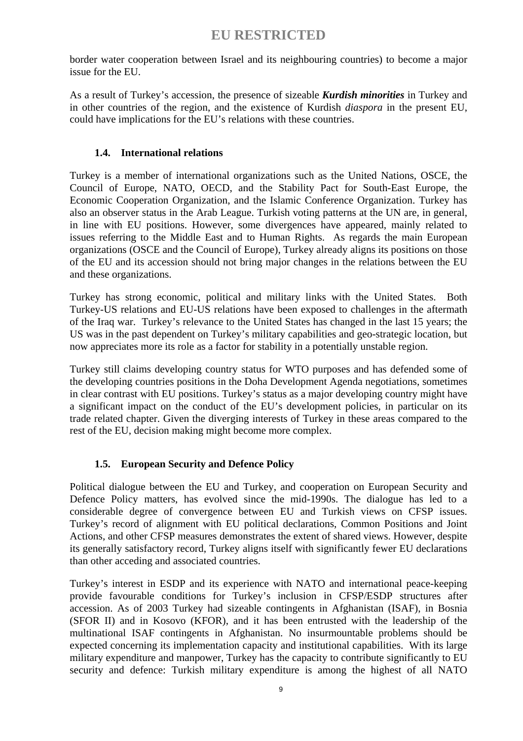border water cooperation between Israel and its neighbouring countries) to become a major issue for the EU.

As a result of Turkey's accession, the presence of sizeable ***Kurdish minorities*** in Turkey and in other countries of the region, and the existence of Kurdish *diaspora* in the present EU, could have implications for the EU's relations with these countries.

### 1.4. International relations

Turkey is a member of international organizations such as the United Nations, OSCE, the Council of Europe, NATO, OECD, and the Stability Pact for South-East Europe, the Economic Cooperation Organization, and the Islamic Conference Organization. Turkey has also an observer status in the Arab League. Turkish voting patterns at the UN are, in general, in line with EU positions. However, some divergences have appeared, mainly related to issues referring to the Middle East and to Human Rights. As regards the main European organizations (OSCE and the Council of Europe), Turkey already aligns its positions on those of the EU and its accession should not bring major changes in the relations between the EU and these organizations.

Turkey has strong economic, political and military links with the United States. Both Turkey-US relations and EU-US relations have been exposed to challenges in the aftermath of the Iraq war. Turkey's relevance to the United States has changed in the last 15 years; the US was in the past dependent on Turkey's military capabilities and geo-strategic location, but now appreciates more its role as a factor for stability in a potentially unstable region.

Turkey still claims developing country status for WTO purposes and has defended some of the developing countries positions in the Doha Development Agenda negotiations, sometimes in clear contrast with EU positions. Turkey's status as a major developing country might have a significant impact on the conduct of the EU's development policies, in particular on its trade related chapter. Given the diverging interests of Turkey in these areas compared to the rest of the EU, decision making might become more complex.

### 1.5. European Security and Defence Policy

Political dialogue between the EU and Turkey, and cooperation on European Security and Defence Policy matters, has evolved since the mid-1990s. The dialogue has led to a considerable degree of convergence between EU and Turkish views on CFSP issues. Turkey's record of alignment with EU political declarations, Common Positions and Joint Actions, and other CFSP measures demonstrates the extent of shared views. However, despite its generally satisfactory record, Turkey aligns itself with significantly fewer EU declarations than other acceding and associated countries.

Turkey's interest in ESDP and its experience with NATO and international peace-keeping provide favourable conditions for Turkey's inclusion in CFSP/ESDP structures after accession. As of 2003 Turkey had sizeable contingents in Afghanistan (ISAF), in Bosnia (SFOR II) and in Kosovo (KFOR), and it has been entrusted with the leadership of the multinational ISAF contingents in Afghanistan. No insurmountable problems should be expected concerning its implementation capacity and institutional capabilities. With its large military expenditure and manpower, Turkey has the capacity to contribute significantly to EU security and defence: Turkish military expenditure is among the highest of all NATO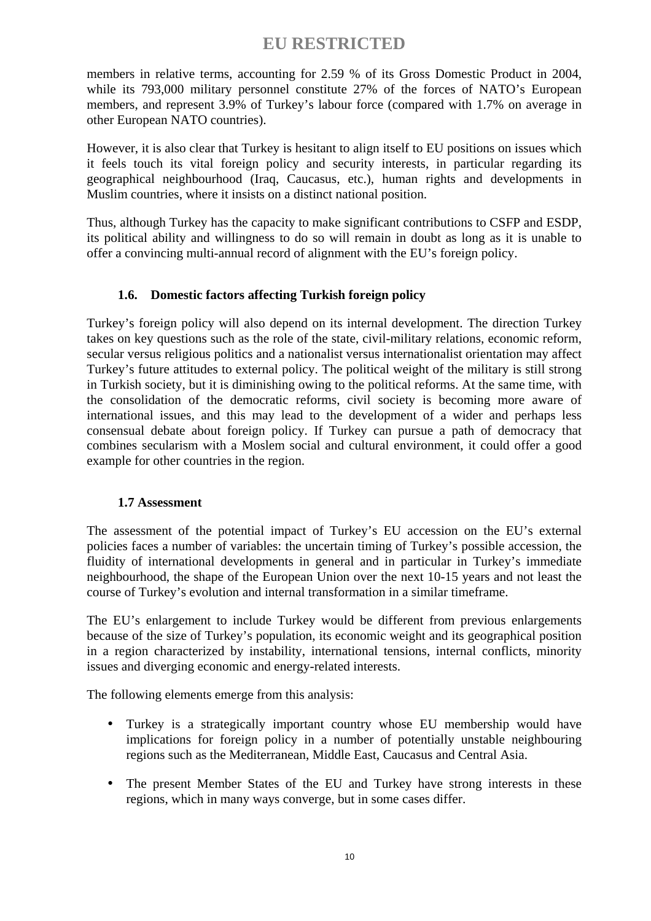members in relative terms, accounting for 2.59 % of its Gross Domestic Product in 2004, while its 793,000 military personnel constitute 27% of the forces of NATO's European members, and represent 3.9% of Turkey's labour force (compared with 1.7% on average in other European NATO countries).

However, it is also clear that Turkey is hesitant to align itself to EU positions on issues which it feels touch its vital foreign policy and security interests, in particular regarding its geographical neighbourhood (Iraq, Caucasus, etc.), human rights and developments in Muslim countries, where it insists on a distinct national position.

Thus, although Turkey has the capacity to make significant contributions to CSFP and ESDP, its political ability and willingness to do so will remain in doubt as long as it is unable to offer a convincing multi-annual record of alignment with the EU's foreign policy.

### 1.6. Domestic factors affecting Turkish foreign policy

Turkey's foreign policy will also depend on its internal development. The direction Turkey takes on key questions such as the role of the state, civil-military relations, economic reform, secular versus religious politics and a nationalist versus internationalist orientation may affect Turkey's future attitudes to external policy. The political weight of the military is still strong in Turkish society, but it is diminishing owing to the political reforms. At the same time, with the consolidation of the democratic reforms, civil society is becoming more aware of international issues, and this may lead to the development of a wider and perhaps less consensual debate about foreign policy. If Turkey can pursue a path of democracy that combines secularism with a Moslem social and cultural environment, it could offer a good example for other countries in the region.

### 1.7 Assessment

The assessment of the potential impact of Turkey's EU accession on the EU's external policies faces a number of variables: the uncertain timing of Turkey's possible accession, the fluidity of international developments in general and in particular in Turkey's immediate neighbourhood, the shape of the European Union over the next 10-15 years and not least the course of Turkey's evolution and internal transformation in a similar timeframe.

The EU's enlargement to include Turkey would be different from previous enlargements because of the size of Turkey's population, its economic weight and its geographical position in a region characterized by instability, international tensions, internal conflicts, minority issues and diverging economic and energy-related interests.

The following elements emerge from this analysis:

- Turkey is a strategically important country whose EU membership would have implications for foreign policy in a number of potentially unstable neighbouring regions such as the Mediterranean, Middle East, Caucasus and Central Asia.

- The present Member States of the EU and Turkey have strong interests in these regions, which in many ways converge, but in some cases differ.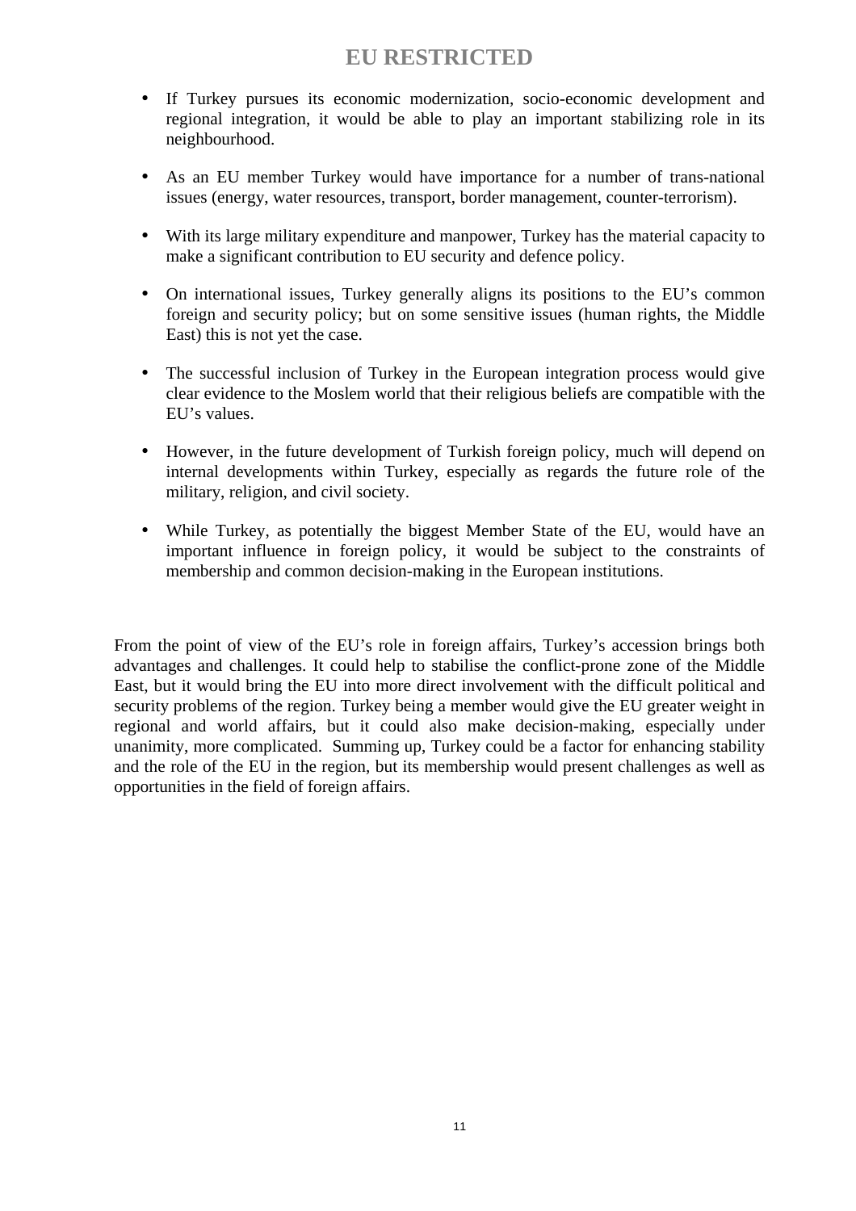- If Turkey pursues its economic modernization, socio-economic development and regional integration, it would be able to play an important stabilizing role in its neighbourhood.

- As an EU member Turkey would have importance for a number of trans-national issues (energy, water resources, transport, border management, counter-terrorism).

- With its large military expenditure and manpower, Turkey has the material capacity to make a significant contribution to EU security and defence policy.

- On international issues, Turkey generally aligns its positions to the EU's common foreign and security policy; but on some sensitive issues (human rights, the Middle East) this is not yet the case.

- The successful inclusion of Turkey in the European integration process would give clear evidence to the Moslem world that their religious beliefs are compatible with the EU's values.

- However, in the future development of Turkish foreign policy, much will depend on internal developments within Turkey, especially as regards the future role of the military, religion, and civil society.

- While Turkey, as potentially the biggest Member State of the EU, would have an important influence in foreign policy, it would be subject to the constraints of membership and common decision-making in the European institutions.

From the point of view of the EU's role in foreign affairs, Turkey's accession brings both advantages and challenges. It could help to stabilise the conflict-prone zone of the Middle East, but it would bring the EU into more direct involvement with the difficult political and security problems of the region. Turkey being a member would give the EU greater weight in regional and world affairs, but it could also make decision-making, especially under unanimity, more complicated. Summing up, Turkey could be a factor for enhancing stability and the role of the EU in the region, but its membership would present challenges as well as opportunities in the field of foreign affairs.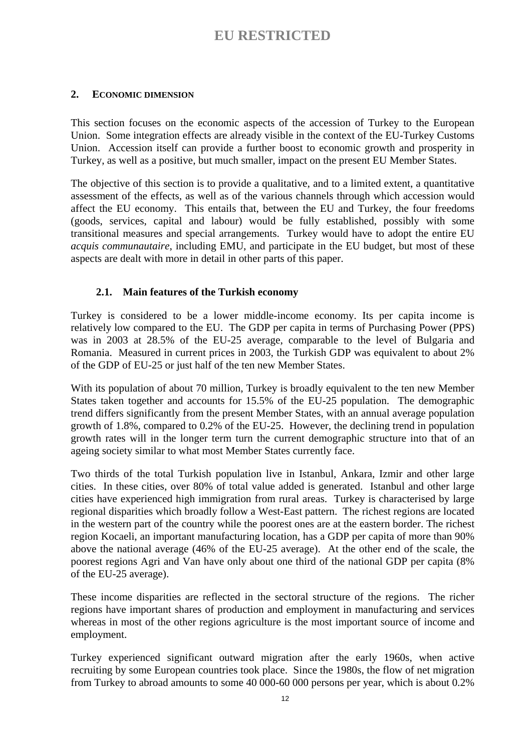## 2. ECONOMIC DIMENSION

This section focuses on the economic aspects of the accession of Turkey to the European Union. Some integration effects are already visible in the context of the EU-Turkey Customs Union. Accession itself can provide a further boost to economic growth and prosperity in Turkey, as well as a positive, but much smaller, impact on the present EU Member States.

The objective of this section is to provide a qualitative, and to a limited extent, a quantitative assessment of the effects, as well as of the various channels through which accession would affect the EU economy. This entails that, between the EU and Turkey, the four freedoms (goods, services, capital and labour) would be fully established, possibly with some transitional measures and special arrangements. Turkey would have to adopt the entire EU *acquis communautaire*, including EMU, and participate in the EU budget, but most of these aspects are dealt with more in detail in other parts of this paper.

### 2.1. Main features of the Turkish economy

Turkey is considered to be a lower middle-income economy. Its per capita income is relatively low compared to the EU. The GDP per capita in terms of Purchasing Power (PPS) was in 2003 at 28.5% of the EU-25 average, comparable to the level of Bulgaria and Romania. Measured in current prices in 2003, the Turkish GDP was equivalent to about 2% of the GDP of EU-25 or just half of the ten new Member States.

With its population of about 70 million, Turkey is broadly equivalent to the ten new Member States taken together and accounts for 15.5% of the EU-25 population. The demographic trend differs significantly from the present Member States, with an annual average population growth of 1.8%, compared to 0.2% of the EU-25. However, the declining trend in population growth rates will in the longer term turn the current demographic structure into that of an ageing society similar to what most Member States currently face.

Two thirds of the total Turkish population live in Istanbul, Ankara, Izmir and other large cities. In these cities, over 80% of total value added is generated. Istanbul and other large cities have experienced high immigration from rural areas. Turkey is characterised by large regional disparities which broadly follow a West-East pattern. The richest regions are located in the western part of the country while the poorest ones are at the eastern border. The richest region Kocaeli, an important manufacturing location, has a GDP per capita of more than 90% above the national average (46% of the EU-25 average). At the other end of the scale, the poorest regions Agri and Van have only about one third of the national GDP per capita (8% of the EU-25 average).

These income disparities are reflected in the sectoral structure of the regions. The richer regions have important shares of production and employment in manufacturing and services whereas in most of the other regions agriculture is the most important source of income and employment.

Turkey experienced significant outward migration after the early 1960s, when active recruiting by some European countries took place. Since the 1980s, the flow of net migration from Turkey to abroad amounts to some 40 000-60 000 persons per year, which is about 0.2%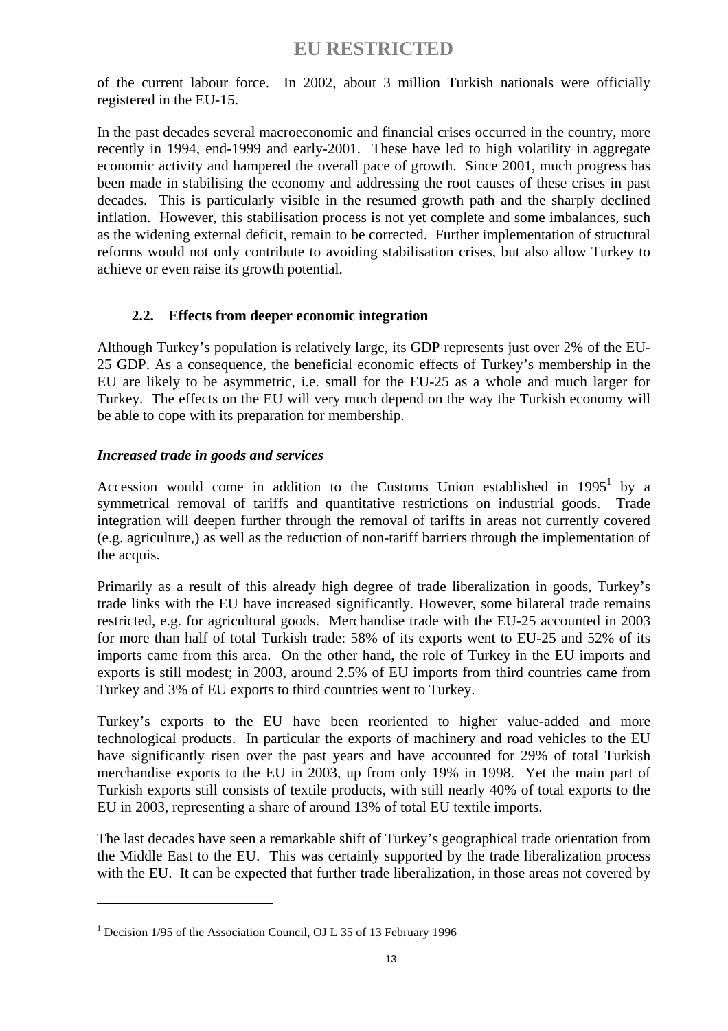of the current labour force. In 2002, about 3 million Turkish nationals were officially registered in the EU-15.

In the past decades several macroeconomic and financial crises occurred in the country, more recently in 1994, end-1999 and early-2001. These have led to high volatility in aggregate economic activity and hampered the overall pace of growth. Since 2001, much progress has been made in stabilising the economy and addressing the root causes of these crises in past decades. This is particularly visible in the resumed growth path and the sharply declined inflation. However, this stabilisation process is not yet complete and some imbalances, such as the widening external deficit, remain to be corrected. Further implementation of structural reforms would not only contribute to avoiding stabilisation crises, but also allow Turkey to achieve or even raise its growth potential.

### 2.2. Effects from deeper economic integration

Although Turkey's population is relatively large, its GDP represents just over 2% of the EU-25 GDP. As a consequence, the beneficial economic effects of Turkey's membership in the EU are likely to be asymmetric, i.e. small for the EU-25 as a whole and much larger for Turkey. The effects on the EU will very much depend on the way the Turkish economy will be able to cope with its preparation for membership.

***Increased trade in goods and services***

Accession would come in addition to the Customs Union established in 1995[1] by a symmetrical removal of tariffs and quantitative restrictions on industrial goods. Trade integration will deepen further through the removal of tariffs in areas not currently covered (e.g. agriculture,) as well as the reduction of non-tariff barriers through the implementation of the acquis.

Primarily as a result of this already high degree of trade liberalization in goods, Turkey's trade links with the EU have increased significantly. However, some bilateral trade remains restricted, e.g. for agricultural goods. Merchandise trade with the EU-25 accounted in 2003 for more than half of total Turkish trade: 58% of its exports went to EU-25 and 52% of its imports came from this area. On the other hand, the role of Turkey in the EU imports and exports is still modest; in 2003, around 2.5% of EU imports from third countries came from Turkey and 3% of EU exports to third countries went to Turkey.

Turkey's exports to the EU have been reoriented to higher value-added and more technological products. In particular the exports of machinery and road vehicles to the EU have significantly risen over the past years and have accounted for 29% of total Turkish merchandise exports to the EU in 2003, up from only 19% in 1998. Yet the main part of Turkish exports still consists of textile products, with still nearly 40% of total exports to the EU in 2003, representing a share of around 13% of total EU textile imports.

The last decades have seen a remarkable shift of Turkey's geographical trade orientation from the Middle East to the EU. This was certainly supported by the trade liberalization process with the EU. It can be expected that further trade liberalization, in those areas not covered by

---

[1] Decision 1/95 of the Association Council, OJ L 35 of 13 February 1996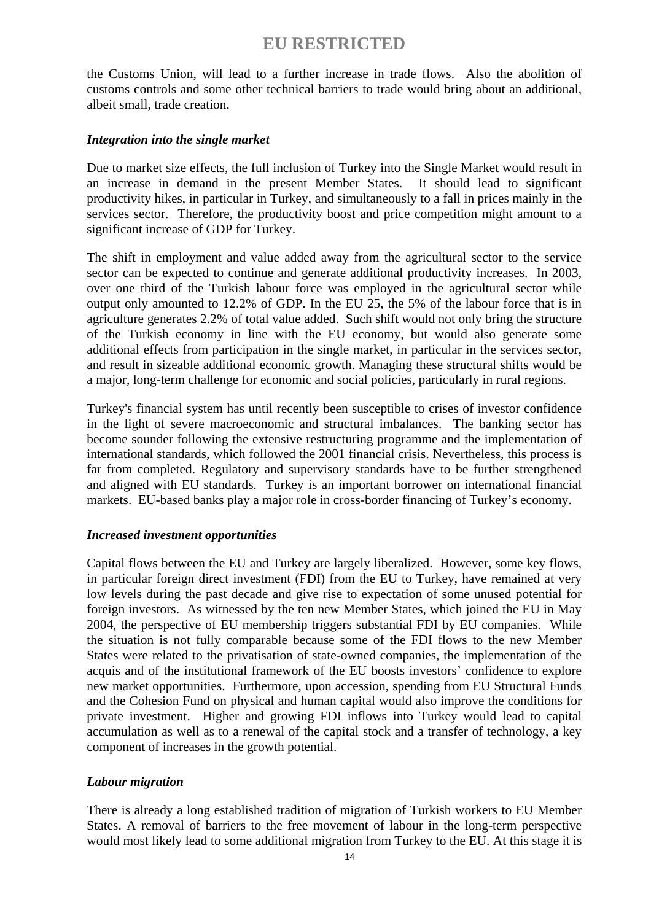the Customs Union, will lead to a further increase in trade flows. Also the abolition of customs controls and some other technical barriers to trade would bring about an additional, albeit small, trade creation.

### *Integration into the single market*

Due to market size effects, the full inclusion of Turkey into the Single Market would result in an increase in demand in the present Member States. It should lead to significant productivity hikes, in particular in Turkey, and simultaneously to a fall in prices mainly in the services sector. Therefore, the productivity boost and price competition might amount to a significant increase of GDP for Turkey.

The shift in employment and value added away from the agricultural sector to the service sector can be expected to continue and generate additional productivity increases. In 2003, over one third of the Turkish labour force was employed in the agricultural sector while output only amounted to 12.2% of GDP. In the EU 25, the 5% of the labour force that is in agriculture generates 2.2% of total value added. Such shift would not only bring the structure of the Turkish economy in line with the EU economy, but would also generate some additional effects from participation in the single market, in particular in the services sector, and result in sizeable additional economic growth. Managing these structural shifts would be a major, long-term challenge for economic and social policies, particularly in rural regions.

Turkey's financial system has until recently been susceptible to crises of investor confidence in the light of severe macroeconomic and structural imbalances. The banking sector has become sounder following the extensive restructuring programme and the implementation of international standards, which followed the 2001 financial crisis. Nevertheless, this process is far from completed. Regulatory and supervisory standards have to be further strengthened and aligned with EU standards. Turkey is an important borrower on international financial markets. EU-based banks play a major role in cross-border financing of Turkey's economy.

### *Increased investment opportunities*

Capital flows between the EU and Turkey are largely liberalized. However, some key flows, in particular foreign direct investment (FDI) from the EU to Turkey, have remained at very low levels during the past decade and give rise to expectation of some unused potential for foreign investors. As witnessed by the ten new Member States, which joined the EU in May 2004, the perspective of EU membership triggers substantial FDI by EU companies. While the situation is not fully comparable because some of the FDI flows to the new Member States were related to the privatisation of state-owned companies, the implementation of the acquis and of the institutional framework of the EU boosts investors' confidence to explore new market opportunities. Furthermore, upon accession, spending from EU Structural Funds and the Cohesion Fund on physical and human capital would also improve the conditions for private investment. Higher and growing FDI inflows into Turkey would lead to capital accumulation as well as to a renewal of the capital stock and a transfer of technology, a key component of increases in the growth potential.

### *Labour migration*

There is already a long established tradition of migration of Turkish workers to EU Member States. A removal of barriers to the free movement of labour in the long-term perspective would most likely lead to some additional migration from Turkey to the EU. At this stage it is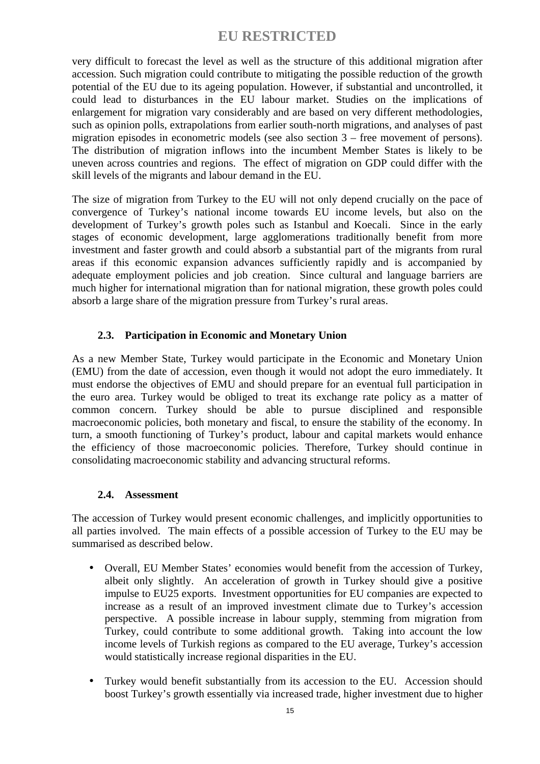very difficult to forecast the level as well as the structure of this additional migration after accession. Such migration could contribute to mitigating the possible reduction of the growth potential of the EU due to its ageing population. However, if substantial and uncontrolled, it could lead to disturbances in the EU labour market. Studies on the implications of enlargement for migration vary considerably and are based on very different methodologies, such as opinion polls, extrapolations from earlier south-north migrations, and analyses of past migration episodes in econometric models (see also section 3 – free movement of persons). The distribution of migration inflows into the incumbent Member States is likely to be uneven across countries and regions. The effect of migration on GDP could differ with the skill levels of the migrants and labour demand in the EU.

The size of migration from Turkey to the EU will not only depend crucially on the pace of convergence of Turkey's national income towards EU income levels, but also on the development of Turkey's growth poles such as Istanbul and Koecali. Since in the early stages of economic development, large agglomerations traditionally benefit from more investment and faster growth and could absorb a substantial part of the migrants from rural areas if this economic expansion advances sufficiently rapidly and is accompanied by adequate employment policies and job creation. Since cultural and language barriers are much higher for international migration than for national migration, these growth poles could absorb a large share of the migration pressure from Turkey's rural areas.

### 2.3. Participation in Economic and Monetary Union

As a new Member State, Turkey would participate in the Economic and Monetary Union (EMU) from the date of accession, even though it would not adopt the euro immediately. It must endorse the objectives of EMU and should prepare for an eventual full participation in the euro area. Turkey would be obliged to treat its exchange rate policy as a matter of common concern. Turkey should be able to pursue disciplined and responsible macroeconomic policies, both monetary and fiscal, to ensure the stability of the economy. In turn, a smooth functioning of Turkey's product, labour and capital markets would enhance the efficiency of those macroeconomic policies. Therefore, Turkey should continue in consolidating macroeconomic stability and advancing structural reforms.

### 2.4. Assessment

The accession of Turkey would present economic challenges, and implicitly opportunities to all parties involved. The main effects of a possible accession of Turkey to the EU may be summarised as described below.

- Overall, EU Member States' economies would benefit from the accession of Turkey, albeit only slightly. An acceleration of growth in Turkey should give a positive impulse to EU25 exports. Investment opportunities for EU companies are expected to increase as a result of an improved investment climate due to Turkey's accession perspective. A possible increase in labour supply, stemming from migration from Turkey, could contribute to some additional growth. Taking into account the low income levels of Turkish regions as compared to the EU average, Turkey's accession would statistically increase regional disparities in the EU.

- Turkey would benefit substantially from its accession to the EU. Accession should boost Turkey's growth essentially via increased trade, higher investment due to higher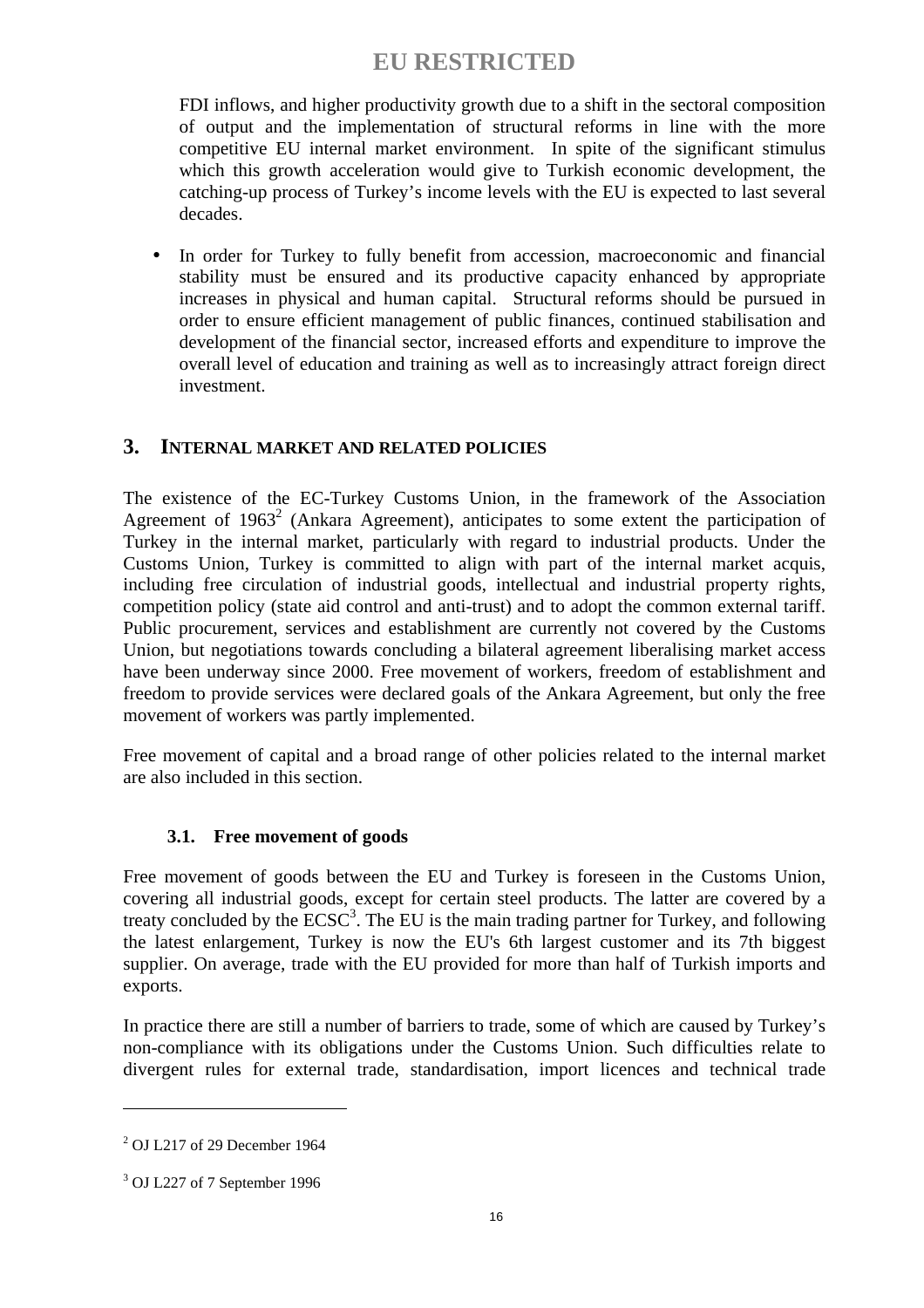FDI inflows, and higher productivity growth due to a shift in the sectoral composition of output and the implementation of structural reforms in line with the more competitive EU internal market environment. In spite of the significant stimulus which this growth acceleration would give to Turkish economic development, the catching-up process of Turkey's income levels with the EU is expected to last several decades.

- In order for Turkey to fully benefit from accession, macroeconomic and financial stability must be ensured and its productive capacity enhanced by appropriate increases in physical and human capital. Structural reforms should be pursued in order to ensure efficient management of public finances, continued stabilisation and development of the financial sector, increased efforts and expenditure to improve the overall level of education and training as well as to increasingly attract foreign direct investment.

## 3. INTERNAL MARKET AND RELATED POLICIES

The existence of the EC-Turkey Customs Union, in the framework of the Association Agreement of 1963[2] (Ankara Agreement), anticipates to some extent the participation of Turkey in the internal market, particularly with regard to industrial products. Under the Customs Union, Turkey is committed to align with part of the internal market acquis, including free circulation of industrial goods, intellectual and industrial property rights, competition policy (state aid control and anti-trust) and to adopt the common external tariff. Public procurement, services and establishment are currently not covered by the Customs Union, but negotiations towards concluding a bilateral agreement liberalising market access have been underway since 2000. Free movement of workers, freedom of establishment and freedom to provide services were declared goals of the Ankara Agreement, but only the free movement of workers was partly implemented.

Free movement of capital and a broad range of other policies related to the internal market are also included in this section.

### 3.1. Free movement of goods

Free movement of goods between the EU and Turkey is foreseen in the Customs Union, covering all industrial goods, except for certain steel products. The latter are covered by a treaty concluded by the ECSC[3]. The EU is the main trading partner for Turkey, and following the latest enlargement, Turkey is now the EU's 6th largest customer and its 7th biggest supplier. On average, trade with the EU provided for more than half of Turkish imports and exports.

In practice there are still a number of barriers to trade, some of which are caused by Turkey's non-compliance with its obligations under the Customs Union. Such difficulties relate to divergent rules for external trade, standardisation, import licences and technical trade

---

[2] OJ L217 of 29 December 1964

[3] OJ L227 of 7 September 1996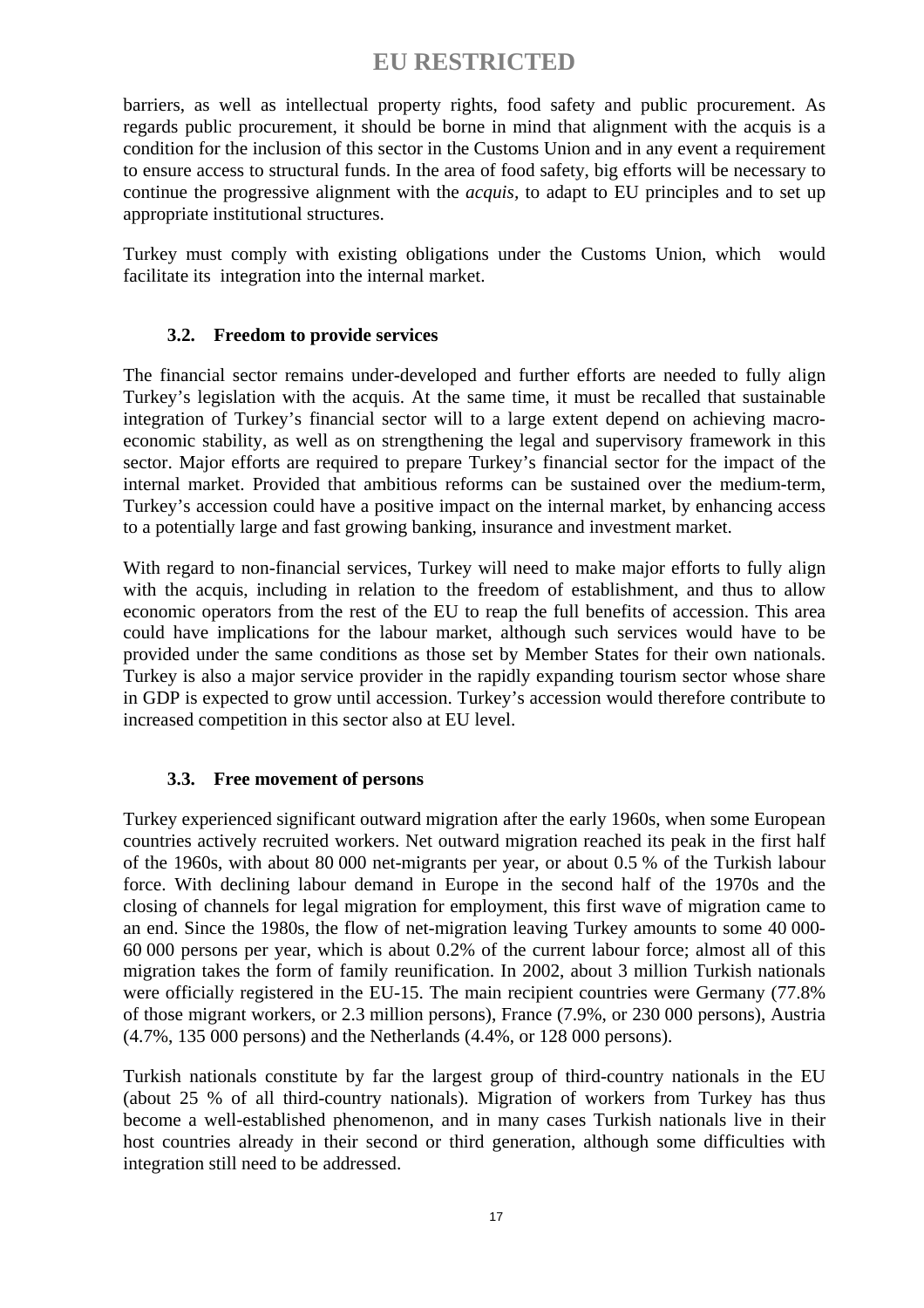barriers, as well as intellectual property rights, food safety and public procurement. As regards public procurement, it should be borne in mind that alignment with the acquis is a condition for the inclusion of this sector in the Customs Union and in any event a requirement to ensure access to structural funds. In the area of food safety, big efforts will be necessary to continue the progressive alignment with the *acquis*, to adapt to EU principles and to set up appropriate institutional structures.

Turkey must comply with existing obligations under the Customs Union, which would facilitate its integration into the internal market.

### 3.2. Freedom to provide services

The financial sector remains under-developed and further efforts are needed to fully align Turkey's legislation with the acquis. At the same time, it must be recalled that sustainable integration of Turkey's financial sector will to a large extent depend on achieving macro-economic stability, as well as on strengthening the legal and supervisory framework in this sector. Major efforts are required to prepare Turkey's financial sector for the impact of the internal market. Provided that ambitious reforms can be sustained over the medium-term, Turkey's accession could have a positive impact on the internal market, by enhancing access to a potentially large and fast growing banking, insurance and investment market.

With regard to non-financial services, Turkey will need to make major efforts to fully align with the acquis, including in relation to the freedom of establishment, and thus to allow economic operators from the rest of the EU to reap the full benefits of accession. This area could have implications for the labour market, although such services would have to be provided under the same conditions as those set by Member States for their own nationals. Turkey is also a major service provider in the rapidly expanding tourism sector whose share in GDP is expected to grow until accession. Turkey's accession would therefore contribute to increased competition in this sector also at EU level.

### 3.3. Free movement of persons

Turkey experienced significant outward migration after the early 1960s, when some European countries actively recruited workers. Net outward migration reached its peak in the first half of the 1960s, with about 80 000 net-migrants per year, or about 0.5 % of the Turkish labour force. With declining labour demand in Europe in the second half of the 1970s and the closing of channels for legal migration for employment, this first wave of migration came to an end. Since the 1980s, the flow of net-migration leaving Turkey amounts to some 40 000-60 000 persons per year, which is about 0.2% of the current labour force; almost all of this migration takes the form of family reunification. In 2002, about 3 million Turkish nationals were officially registered in the EU-15. The main recipient countries were Germany (77.8% of those migrant workers, or 2.3 million persons), France (7.9%, or 230 000 persons), Austria (4.7%, 135 000 persons) and the Netherlands (4.4%, or 128 000 persons).

Turkish nationals constitute by far the largest group of third-country nationals in the EU (about 25 % of all third-country nationals). Migration of workers from Turkey has thus become a well-established phenomenon, and in many cases Turkish nationals live in their host countries already in their second or third generation, although some difficulties with integration still need to be addressed.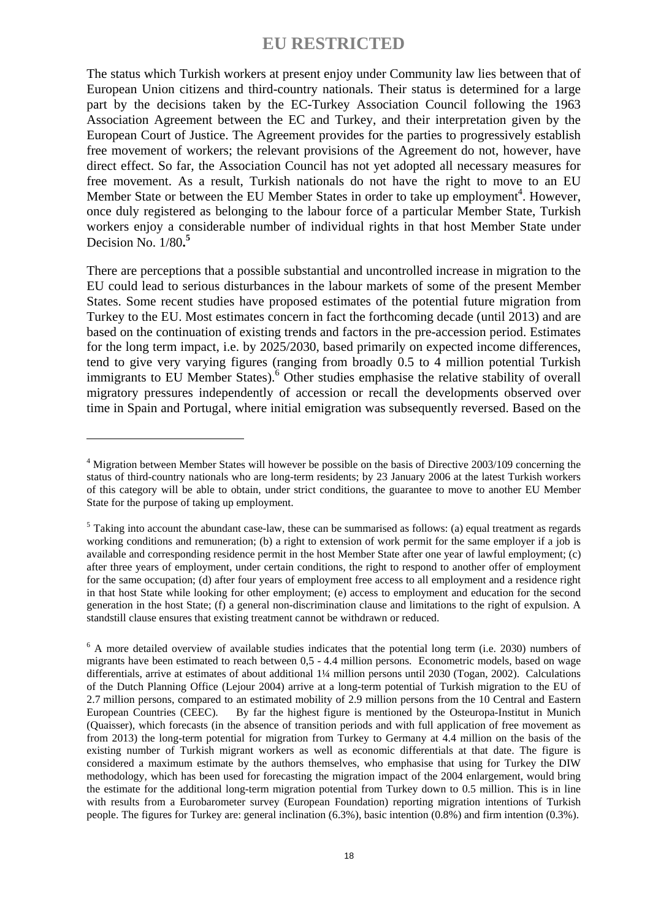The status which Turkish workers at present enjoy under Community law lies between that of European Union citizens and third-country nationals. Their status is determined for a large part by the decisions taken by the EC-Turkey Association Council following the 1963 Association Agreement between the EC and Turkey, and their interpretation given by the European Court of Justice. The Agreement provides for the parties to progressively establish free movement of workers; the relevant provisions of the Agreement do not, however, have direct effect. So far, the Association Council has not yet adopted all necessary measures for free movement. As a result, Turkish nationals do not have the right to move to an EU Member State or between the EU Member States in order to take up employment[4]. However, once duly registered as belonging to the labour force of a particular Member State, Turkish workers enjoy a considerable number of individual rights in that host Member State under Decision No. 1/80**.**[5]

There are perceptions that a possible substantial and uncontrolled increase in migration to the EU could lead to serious disturbances in the labour markets of some of the present Member States. Some recent studies have proposed estimates of the potential future migration from Turkey to the EU. Most estimates concern in fact the forthcoming decade (until 2013) and are based on the continuation of existing trends and factors in the pre-accession period. Estimates for the long term impact, i.e. by 2025/2030, based primarily on expected income differences, tend to give very varying figures (ranging from broadly 0.5 to 4 million potential Turkish immigrants to EU Member States).[6] Other studies emphasise the relative stability of overall migratory pressures independently of accession or recall the developments observed over time in Spain and Portugal, where initial emigration was subsequently reversed. Based on the

---

[4] Migration between Member States will however be possible on the basis of Directive 2003/109 concerning the status of third-country nationals who are long-term residents; by 23 January 2006 at the latest Turkish workers of this category will be able to obtain, under strict conditions, the guarantee to move to another EU Member State for the purpose of taking up employment.

[5] Taking into account the abundant case-law, these can be summarised as follows: (a) equal treatment as regards working conditions and remuneration; (b) a right to extension of work permit for the same employer if a job is available and corresponding residence permit in the host Member State after one year of lawful employment; (c) after three years of employment, under certain conditions, the right to respond to another offer of employment for the same occupation; (d) after four years of employment free access to all employment and a residence right in that host State while looking for other employment; (e) access to employment and education for the second generation in the host State; (f) a general non-discrimination clause and limitations to the right of expulsion. A standstill clause ensures that existing treatment cannot be withdrawn or reduced.

[6] A more detailed overview of available studies indicates that the potential long term (i.e. 2030) numbers of migrants have been estimated to reach between 0,5 - 4.4 million persons. Econometric models, based on wage differentials, arrive at estimates of about additional 1¼ million persons until 2030 (Togan, 2002). Calculations of the Dutch Planning Office (Lejour 2004) arrive at a long-term potential of Turkish migration to the EU of 2.7 million persons, compared to an estimated mobility of 2.9 million persons from the 10 Central and Eastern European Countries (CEEC). By far the highest figure is mentioned by the Osteuropa-Institut in Munich (Quaisser), which forecasts (in the absence of transition periods and with full application of free movement as from 2013) the long-term potential for migration from Turkey to Germany at 4.4 million on the basis of the existing number of Turkish migrant workers as well as economic differentials at that date. The figure is considered a maximum estimate by the authors themselves, who emphasise that using for Turkey the DIW methodology, which has been used for forecasting the migration impact of the 2004 enlargement, would bring the estimate for the additional long-term migration potential from Turkey down to 0.5 million. This is in line with results from a Eurobarometer survey (European Foundation) reporting migration intentions of Turkish people. The figures for Turkey are: general inclination (6.3%), basic intention (0.8%) and firm intention (0.3%).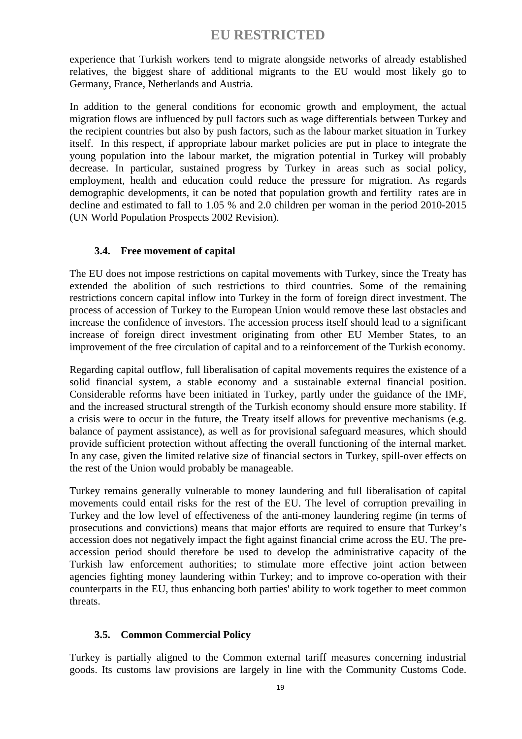experience that Turkish workers tend to migrate alongside networks of already established relatives, the biggest share of additional migrants to the EU would most likely go to Germany, France, Netherlands and Austria.

In addition to the general conditions for economic growth and employment, the actual migration flows are influenced by pull factors such as wage differentials between Turkey and the recipient countries but also by push factors, such as the labour market situation in Turkey itself. In this respect, if appropriate labour market policies are put in place to integrate the young population into the labour market, the migration potential in Turkey will probably decrease. In particular, sustained progress by Turkey in areas such as social policy, employment, health and education could reduce the pressure for migration. As regards demographic developments, it can be noted that population growth and fertility rates are in decline and estimated to fall to 1.05 % and 2.0 children per woman in the period 2010-2015 (UN World Population Prospects 2002 Revision).

### 3.4. Free movement of capital

The EU does not impose restrictions on capital movements with Turkey, since the Treaty has extended the abolition of such restrictions to third countries. Some of the remaining restrictions concern capital inflow into Turkey in the form of foreign direct investment. The process of accession of Turkey to the European Union would remove these last obstacles and increase the confidence of investors. The accession process itself should lead to a significant increase of foreign direct investment originating from other EU Member States, to an improvement of the free circulation of capital and to a reinforcement of the Turkish economy.

Regarding capital outflow, full liberalisation of capital movements requires the existence of a solid financial system, a stable economy and a sustainable external financial position. Considerable reforms have been initiated in Turkey, partly under the guidance of the IMF, and the increased structural strength of the Turkish economy should ensure more stability. If a crisis were to occur in the future, the Treaty itself allows for preventive mechanisms (e.g. balance of payment assistance), as well as for provisional safeguard measures, which should provide sufficient protection without affecting the overall functioning of the internal market. In any case, given the limited relative size of financial sectors in Turkey, spill-over effects on the rest of the Union would probably be manageable.

Turkey remains generally vulnerable to money laundering and full liberalisation of capital movements could entail risks for the rest of the EU. The level of corruption prevailing in Turkey and the low level of effectiveness of the anti-money laundering regime (in terms of prosecutions and convictions) means that major efforts are required to ensure that Turkey's accession does not negatively impact the fight against financial crime across the EU. The pre-accession period should therefore be used to develop the administrative capacity of the Turkish law enforcement authorities; to stimulate more effective joint action between agencies fighting money laundering within Turkey; and to improve co-operation with their counterparts in the EU, thus enhancing both parties' ability to work together to meet common threats.

### 3.5. Common Commercial Policy

Turkey is partially aligned to the Common external tariff measures concerning industrial goods. Its customs law provisions are largely in line with the Community Customs Code.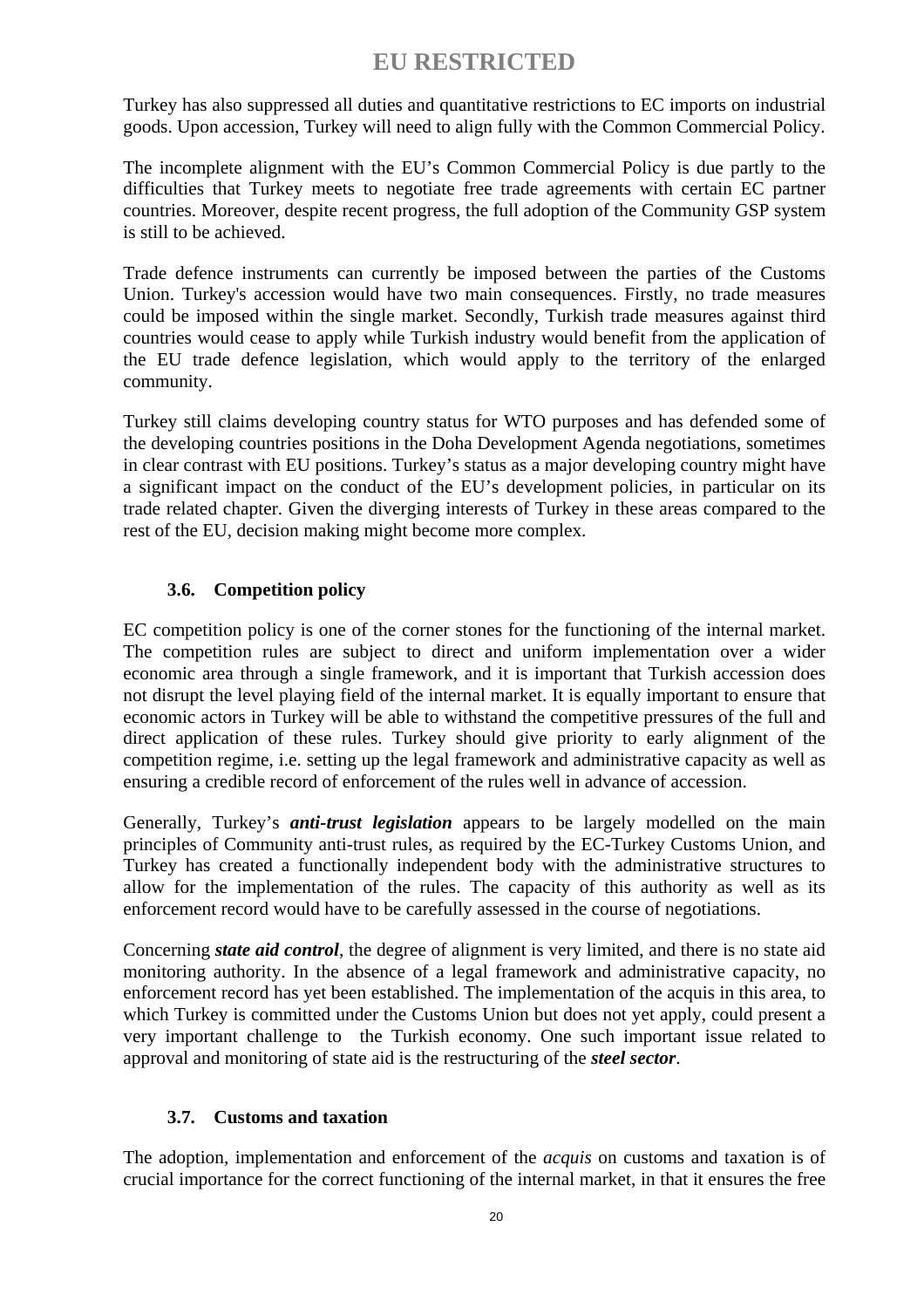Turkey has also suppressed all duties and quantitative restrictions to EC imports on industrial goods. Upon accession, Turkey will need to align fully with the Common Commercial Policy.

The incomplete alignment with the EU's Common Commercial Policy is due partly to the difficulties that Turkey meets to negotiate free trade agreements with certain EC partner countries. Moreover, despite recent progress, the full adoption of the Community GSP system is still to be achieved.

Trade defence instruments can currently be imposed between the parties of the Customs Union. Turkey's accession would have two main consequences. Firstly, no trade measures could be imposed within the single market. Secondly, Turkish trade measures against third countries would cease to apply while Turkish industry would benefit from the application of the EU trade defence legislation, which would apply to the territory of the enlarged community.

Turkey still claims developing country status for WTO purposes and has defended some of the developing countries positions in the Doha Development Agenda negotiations, sometimes in clear contrast with EU positions. Turkey's status as a major developing country might have a significant impact on the conduct of the EU's development policies, in particular on its trade related chapter. Given the diverging interests of Turkey in these areas compared to the rest of the EU, decision making might become more complex.

### 3.6. Competition policy

EC competition policy is one of the corner stones for the functioning of the internal market. The competition rules are subject to direct and uniform implementation over a wider economic area through a single framework, and it is important that Turkish accession does not disrupt the level playing field of the internal market. It is equally important to ensure that economic actors in Turkey will be able to withstand the competitive pressures of the full and direct application of these rules. Turkey should give priority to early alignment of the competition regime, i.e. setting up the legal framework and administrative capacity as well as ensuring a credible record of enforcement of the rules well in advance of accession.

Generally, Turkey's ***anti-trust legislation*** appears to be largely modelled on the main principles of Community anti-trust rules, as required by the EC-Turkey Customs Union, and Turkey has created a functionally independent body with the administrative structures to allow for the implementation of the rules. The capacity of this authority as well as its enforcement record would have to be carefully assessed in the course of negotiations.

Concerning ***state aid control***, the degree of alignment is very limited, and there is no state aid monitoring authority. In the absence of a legal framework and administrative capacity, no enforcement record has yet been established. The implementation of the acquis in this area, to which Turkey is committed under the Customs Union but does not yet apply, could present a very important challenge to the Turkish economy. One such important issue related to approval and monitoring of state aid is the restructuring of the ***steel sector***.

### 3.7. Customs and taxation

The adoption, implementation and enforcement of the *acquis* on customs and taxation is of crucial importance for the correct functioning of the internal market, in that it ensures the free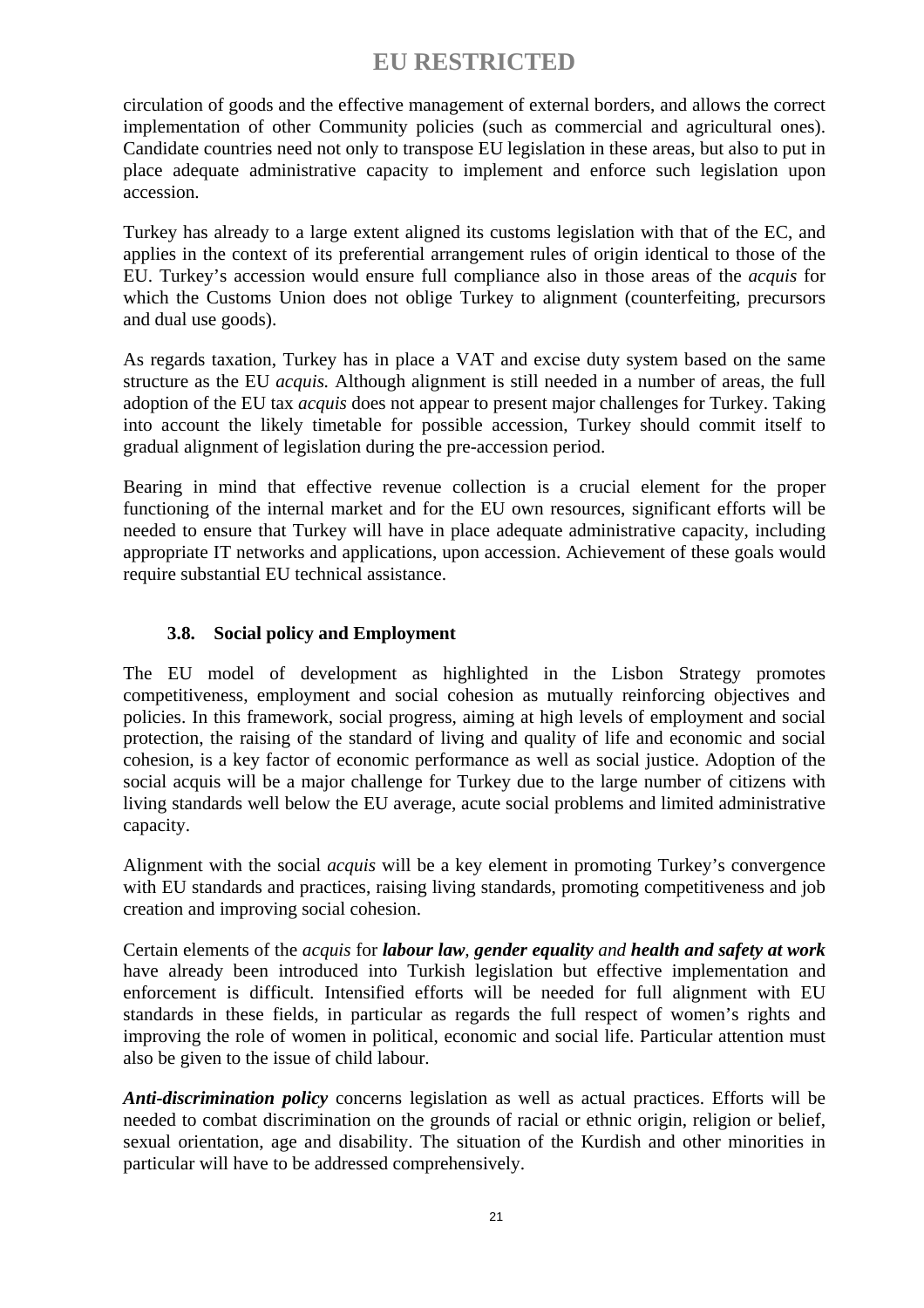circulation of goods and the effective management of external borders, and allows the correct implementation of other Community policies (such as commercial and agricultural ones). Candidate countries need not only to transpose EU legislation in these areas, but also to put in place adequate administrative capacity to implement and enforce such legislation upon accession.

Turkey has already to a large extent aligned its customs legislation with that of the EC, and applies in the context of its preferential arrangement rules of origin identical to those of the EU. Turkey's accession would ensure full compliance also in those areas of the *acquis* for which the Customs Union does not oblige Turkey to alignment (counterfeiting, precursors and dual use goods).

As regards taxation, Turkey has in place a VAT and excise duty system based on the same structure as the EU *acquis.* Although alignment is still needed in a number of areas, the full adoption of the EU tax *acquis* does not appear to present major challenges for Turkey. Taking into account the likely timetable for possible accession, Turkey should commit itself to gradual alignment of legislation during the pre-accession period.

Bearing in mind that effective revenue collection is a crucial element for the proper functioning of the internal market and for the EU own resources, significant efforts will be needed to ensure that Turkey will have in place adequate administrative capacity, including appropriate IT networks and applications, upon accession. Achievement of these goals would require substantial EU technical assistance.

### 3.8. Social policy and Employment

The EU model of development as highlighted in the Lisbon Strategy promotes competitiveness, employment and social cohesion as mutually reinforcing objectives and policies. In this framework, social progress, aiming at high levels of employment and social protection, the raising of the standard of living and quality of life and economic and social cohesion, is a key factor of economic performance as well as social justice. Adoption of the social acquis will be a major challenge for Turkey due to the large number of citizens with living standards well below the EU average, acute social problems and limited administrative capacity.

Alignment with the social *acquis* will be a key element in promoting Turkey's convergence with EU standards and practices, raising living standards, promoting competitiveness and job creation and improving social cohesion.

Certain elements of the *acquis* for ***labour law***, ***gender equality*** *and* ***health and safety at work*** have already been introduced into Turkish legislation but effective implementation and enforcement is difficult. Intensified efforts will be needed for full alignment with EU standards in these fields, in particular as regards the full respect of women's rights and improving the role of women in political, economic and social life. Particular attention must also be given to the issue of child labour.

***Anti-discrimination policy*** concerns legislation as well as actual practices. Efforts will be needed to combat discrimination on the grounds of racial or ethnic origin, religion or belief, sexual orientation, age and disability. The situation of the Kurdish and other minorities in particular will have to be addressed comprehensively.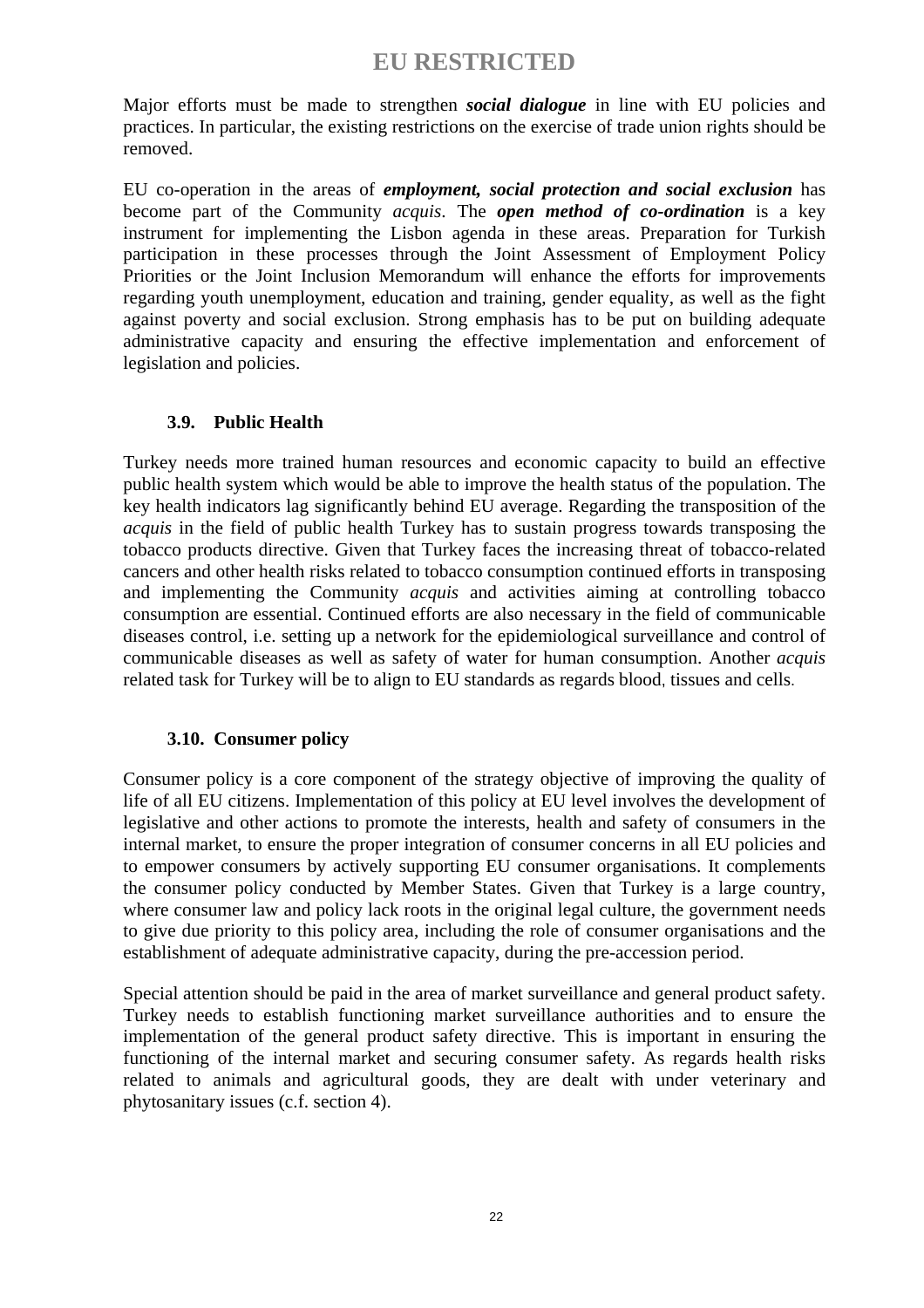Major efforts must be made to strengthen ***social dialogue*** in line with EU policies and practices. In particular, the existing restrictions on the exercise of trade union rights should be removed.

EU co-operation in the areas of ***employment, social protection and social exclusion*** has become part of the Community *acquis*. The ***open method of co-ordination*** is a key instrument for implementing the Lisbon agenda in these areas. Preparation for Turkish participation in these processes through the Joint Assessment of Employment Policy Priorities or the Joint Inclusion Memorandum will enhance the efforts for improvements regarding youth unemployment, education and training, gender equality, as well as the fight against poverty and social exclusion. Strong emphasis has to be put on building adequate administrative capacity and ensuring the effective implementation and enforcement of legislation and policies.

### 3.9. Public Health

Turkey needs more trained human resources and economic capacity to build an effective public health system which would be able to improve the health status of the population. The key health indicators lag significantly behind EU average. Regarding the transposition of the *acquis* in the field of public health Turkey has to sustain progress towards transposing the tobacco products directive. Given that Turkey faces the increasing threat of tobacco-related cancers and other health risks related to tobacco consumption continued efforts in transposing and implementing the Community *acquis* and activities aiming at controlling tobacco consumption are essential. Continued efforts are also necessary in the field of communicable diseases control, i.e. setting up a network for the epidemiological surveillance and control of communicable diseases as well as safety of water for human consumption. Another *acquis* related task for Turkey will be to align to EU standards as regards blood, tissues and cells.

### 3.10. Consumer policy

Consumer policy is a core component of the strategy objective of improving the quality of life of all EU citizens. Implementation of this policy at EU level involves the development of legislative and other actions to promote the interests, health and safety of consumers in the internal market, to ensure the proper integration of consumer concerns in all EU policies and to empower consumers by actively supporting EU consumer organisations. It complements the consumer policy conducted by Member States. Given that Turkey is a large country, where consumer law and policy lack roots in the original legal culture, the government needs to give due priority to this policy area, including the role of consumer organisations and the establishment of adequate administrative capacity, during the pre-accession period.

Special attention should be paid in the area of market surveillance and general product safety. Turkey needs to establish functioning market surveillance authorities and to ensure the implementation of the general product safety directive. This is important in ensuring the functioning of the internal market and securing consumer safety. As regards health risks related to animals and agricultural goods, they are dealt with under veterinary and phytosanitary issues (c.f. section 4).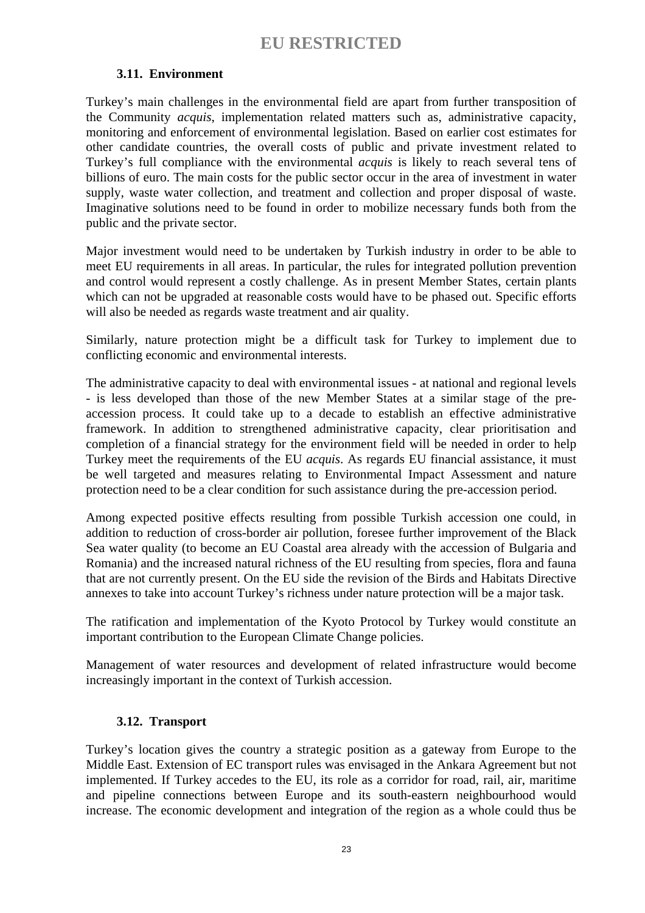### 3.11. Environment

Turkey's main challenges in the environmental field are apart from further transposition of the Community *acquis*, implementation related matters such as, administrative capacity, monitoring and enforcement of environmental legislation. Based on earlier cost estimates for other candidate countries, the overall costs of public and private investment related to Turkey's full compliance with the environmental *acquis* is likely to reach several tens of billions of euro. The main costs for the public sector occur in the area of investment in water supply, waste water collection, and treatment and collection and proper disposal of waste. Imaginative solutions need to be found in order to mobilize necessary funds both from the public and the private sector.

Major investment would need to be undertaken by Turkish industry in order to be able to meet EU requirements in all areas. In particular, the rules for integrated pollution prevention and control would represent a costly challenge. As in present Member States, certain plants which can not be upgraded at reasonable costs would have to be phased out. Specific efforts will also be needed as regards waste treatment and air quality.

Similarly, nature protection might be a difficult task for Turkey to implement due to conflicting economic and environmental interests.

The administrative capacity to deal with environmental issues - at national and regional levels - is less developed than those of the new Member States at a similar stage of the pre-accession process. It could take up to a decade to establish an effective administrative framework. In addition to strengthened administrative capacity, clear prioritisation and completion of a financial strategy for the environment field will be needed in order to help Turkey meet the requirements of the EU *acquis*. As regards EU financial assistance, it must be well targeted and measures relating to Environmental Impact Assessment and nature protection need to be a clear condition for such assistance during the pre-accession period.

Among expected positive effects resulting from possible Turkish accession one could, in addition to reduction of cross-border air pollution, foresee further improvement of the Black Sea water quality (to become an EU Coastal area already with the accession of Bulgaria and Romania) and the increased natural richness of the EU resulting from species, flora and fauna that are not currently present. On the EU side the revision of the Birds and Habitats Directive annexes to take into account Turkey's richness under nature protection will be a major task.

The ratification and implementation of the Kyoto Protocol by Turkey would constitute an important contribution to the European Climate Change policies.

Management of water resources and development of related infrastructure would become increasingly important in the context of Turkish accession.

### 3.12. Transport

Turkey's location gives the country a strategic position as a gateway from Europe to the Middle East. Extension of EC transport rules was envisaged in the Ankara Agreement but not implemented. If Turkey accedes to the EU, its role as a corridor for road, rail, air, maritime and pipeline connections between Europe and its south-eastern neighbourhood would increase. The economic development and integration of the region as a whole could thus be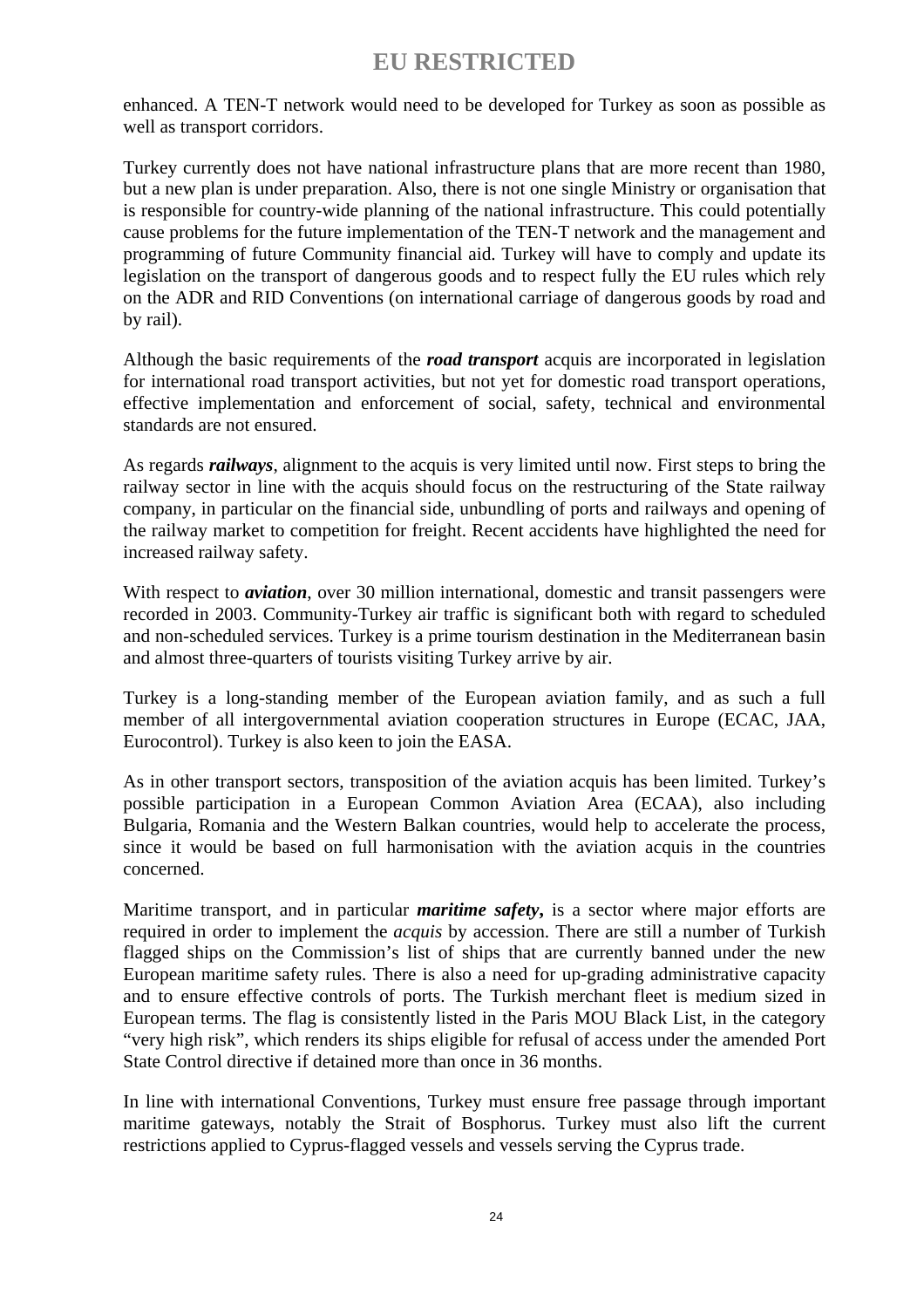enhanced. A TEN-T network would need to be developed for Turkey as soon as possible as well as transport corridors.

Turkey currently does not have national infrastructure plans that are more recent than 1980, but a new plan is under preparation. Also, there is not one single Ministry or organisation that is responsible for country-wide planning of the national infrastructure. This could potentially cause problems for the future implementation of the TEN-T network and the management and programming of future Community financial aid. Turkey will have to comply and update its legislation on the transport of dangerous goods and to respect fully the EU rules which rely on the ADR and RID Conventions (on international carriage of dangerous goods by road and by rail).

Although the basic requirements of the ***road transport*** acquis are incorporated in legislation for international road transport activities, but not yet for domestic road transport operations, effective implementation and enforcement of social, safety, technical and environmental standards are not ensured.

As regards ***railways***, alignment to the acquis is very limited until now. First steps to bring the railway sector in line with the acquis should focus on the restructuring of the State railway company, in particular on the financial side, unbundling of ports and railways and opening of the railway market to competition for freight. Recent accidents have highlighted the need for increased railway safety.

With respect to ***aviation***, over 30 million international, domestic and transit passengers were recorded in 2003. Community-Turkey air traffic is significant both with regard to scheduled and non-scheduled services. Turkey is a prime tourism destination in the Mediterranean basin and almost three-quarters of tourists visiting Turkey arrive by air.

Turkey is a long-standing member of the European aviation family, and as such a full member of all intergovernmental aviation cooperation structures in Europe (ECAC, JAA, Eurocontrol). Turkey is also keen to join the EASA.

As in other transport sectors, transposition of the aviation acquis has been limited. Turkey's possible participation in a European Common Aviation Area (ECAA), also including Bulgaria, Romania and the Western Balkan countries, would help to accelerate the process, since it would be based on full harmonisation with the aviation acquis in the countries concerned.

Maritime transport, and in particular ***maritime safety*****,** is a sector where major efforts are required in order to implement the *acquis* by accession. There are still a number of Turkish flagged ships on the Commission's list of ships that are currently banned under the new European maritime safety rules. There is also a need for up-grading administrative capacity and to ensure effective controls of ports. The Turkish merchant fleet is medium sized in European terms. The flag is consistently listed in the Paris MOU Black List, in the category "very high risk", which renders its ships eligible for refusal of access under the amended Port State Control directive if detained more than once in 36 months.

In line with international Conventions, Turkey must ensure free passage through important maritime gateways, notably the Strait of Bosphorus. Turkey must also lift the current restrictions applied to Cyprus-flagged vessels and vessels serving the Cyprus trade.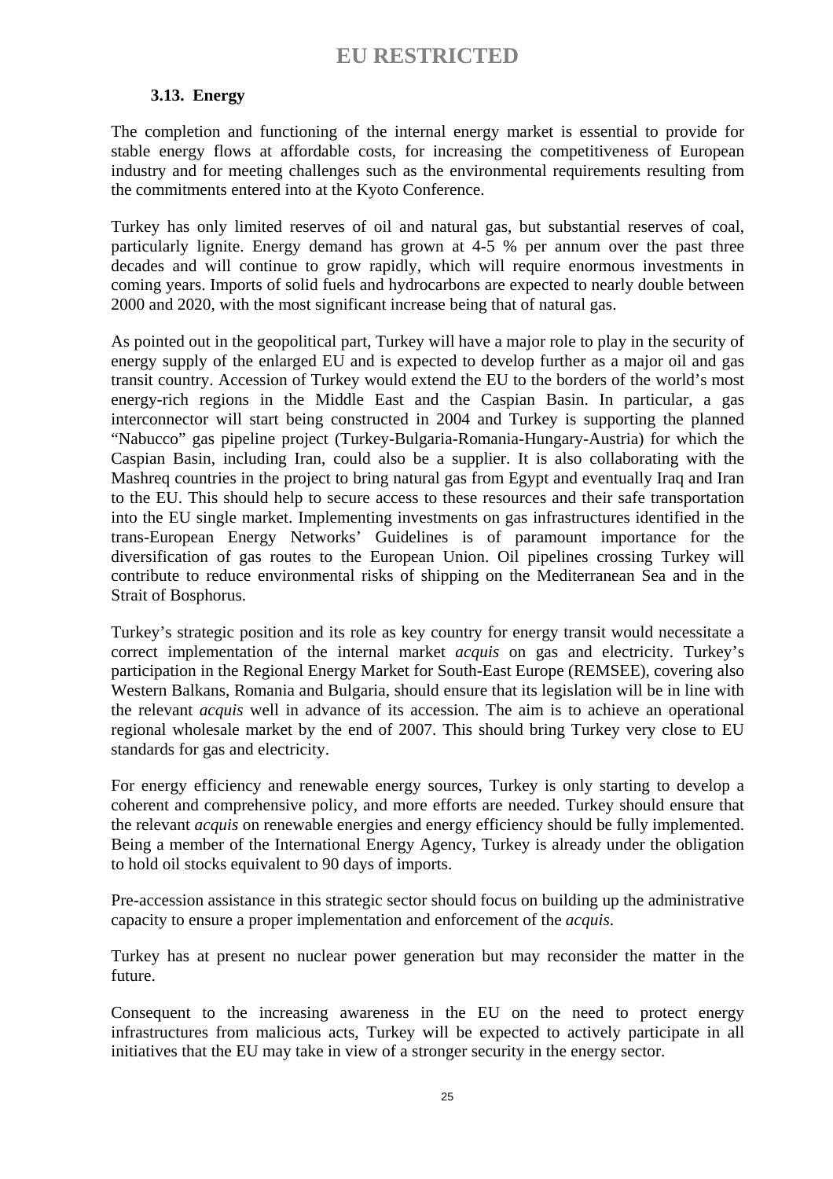### 3.13. Energy

The completion and functioning of the internal energy market is essential to provide for stable energy flows at affordable costs, for increasing the competitiveness of European industry and for meeting challenges such as the environmental requirements resulting from the commitments entered into at the Kyoto Conference.

Turkey has only limited reserves of oil and natural gas, but substantial reserves of coal, particularly lignite. Energy demand has grown at 4-5 % per annum over the past three decades and will continue to grow rapidly, which will require enormous investments in coming years. Imports of solid fuels and hydrocarbons are expected to nearly double between 2000 and 2020, with the most significant increase being that of natural gas.

As pointed out in the geopolitical part, Turkey will have a major role to play in the security of energy supply of the enlarged EU and is expected to develop further as a major oil and gas transit country. Accession of Turkey would extend the EU to the borders of the world's most energy-rich regions in the Middle East and the Caspian Basin. In particular, a gas interconnector will start being constructed in 2004 and Turkey is supporting the planned "Nabucco" gas pipeline project (Turkey-Bulgaria-Romania-Hungary-Austria) for which the Caspian Basin, including Iran, could also be a supplier. It is also collaborating with the Mashreq countries in the project to bring natural gas from Egypt and eventually Iraq and Iran to the EU. This should help to secure access to these resources and their safe transportation into the EU single market. Implementing investments on gas infrastructures identified in the trans-European Energy Networks' Guidelines is of paramount importance for the diversification of gas routes to the European Union. Oil pipelines crossing Turkey will contribute to reduce environmental risks of shipping on the Mediterranean Sea and in the Strait of Bosphorus.

Turkey's strategic position and its role as key country for energy transit would necessitate a correct implementation of the internal market *acquis* on gas and electricity. Turkey's participation in the Regional Energy Market for South-East Europe (REMSEE), covering also Western Balkans, Romania and Bulgaria, should ensure that its legislation will be in line with the relevant *acquis* well in advance of its accession. The aim is to achieve an operational regional wholesale market by the end of 2007. This should bring Turkey very close to EU standards for gas and electricity.

For energy efficiency and renewable energy sources, Turkey is only starting to develop a coherent and comprehensive policy, and more efforts are needed. Turkey should ensure that the relevant *acquis* on renewable energies and energy efficiency should be fully implemented. Being a member of the International Energy Agency, Turkey is already under the obligation to hold oil stocks equivalent to 90 days of imports.

Pre-accession assistance in this strategic sector should focus on building up the administrative capacity to ensure a proper implementation and enforcement of the *acquis*.

Turkey has at present no nuclear power generation but may reconsider the matter in the future.

Consequent to the increasing awareness in the EU on the need to protect energy infrastructures from malicious acts, Turkey will be expected to actively participate in all initiatives that the EU may take in view of a stronger security in the energy sector.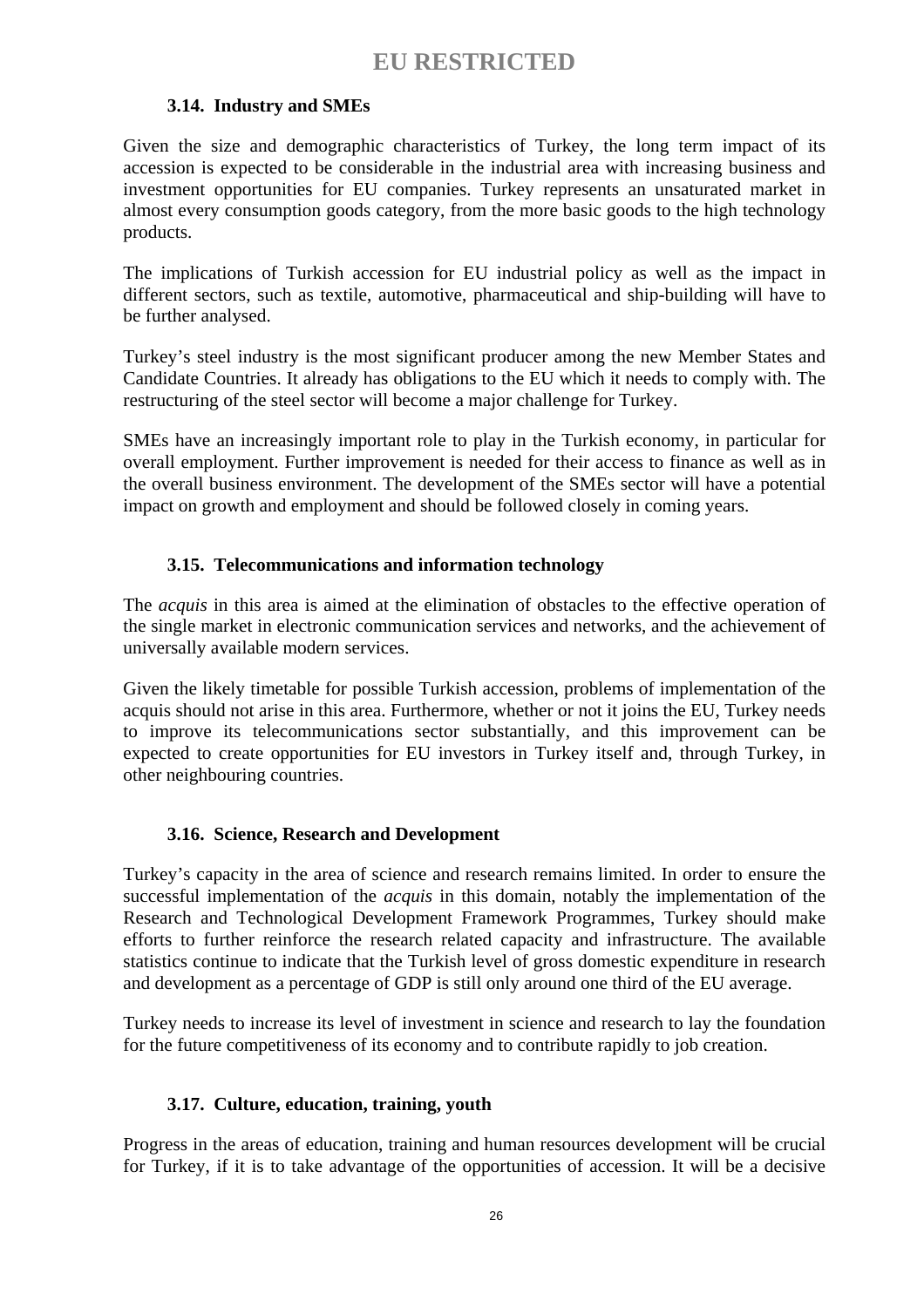### 3.14. Industry and SMEs

Given the size and demographic characteristics of Turkey, the long term impact of its accession is expected to be considerable in the industrial area with increasing business and investment opportunities for EU companies. Turkey represents an unsaturated market in almost every consumption goods category, from the more basic goods to the high technology products.

The implications of Turkish accession for EU industrial policy as well as the impact in different sectors, such as textile, automotive, pharmaceutical and ship-building will have to be further analysed.

Turkey's steel industry is the most significant producer among the new Member States and Candidate Countries. It already has obligations to the EU which it needs to comply with. The restructuring of the steel sector will become a major challenge for Turkey.

SMEs have an increasingly important role to play in the Turkish economy, in particular for overall employment. Further improvement is needed for their access to finance as well as in the overall business environment. The development of the SMEs sector will have a potential impact on growth and employment and should be followed closely in coming years.

### 3.15. Telecommunications and information technology

The *acquis* in this area is aimed at the elimination of obstacles to the effective operation of the single market in electronic communication services and networks, and the achievement of universally available modern services.

Given the likely timetable for possible Turkish accession, problems of implementation of the acquis should not arise in this area. Furthermore, whether or not it joins the EU, Turkey needs to improve its telecommunications sector substantially, and this improvement can be expected to create opportunities for EU investors in Turkey itself and, through Turkey, in other neighbouring countries.

### 3.16. Science, Research and Development

Turkey's capacity in the area of science and research remains limited. In order to ensure the successful implementation of the *acquis* in this domain, notably the implementation of the Research and Technological Development Framework Programmes, Turkey should make efforts to further reinforce the research related capacity and infrastructure. The available statistics continue to indicate that the Turkish level of gross domestic expenditure in research and development as a percentage of GDP is still only around one third of the EU average.

Turkey needs to increase its level of investment in science and research to lay the foundation for the future competitiveness of its economy and to contribute rapidly to job creation.

### 3.17. Culture, education, training, youth

Progress in the areas of education, training and human resources development will be crucial for Turkey, if it is to take advantage of the opportunities of accession. It will be a decisive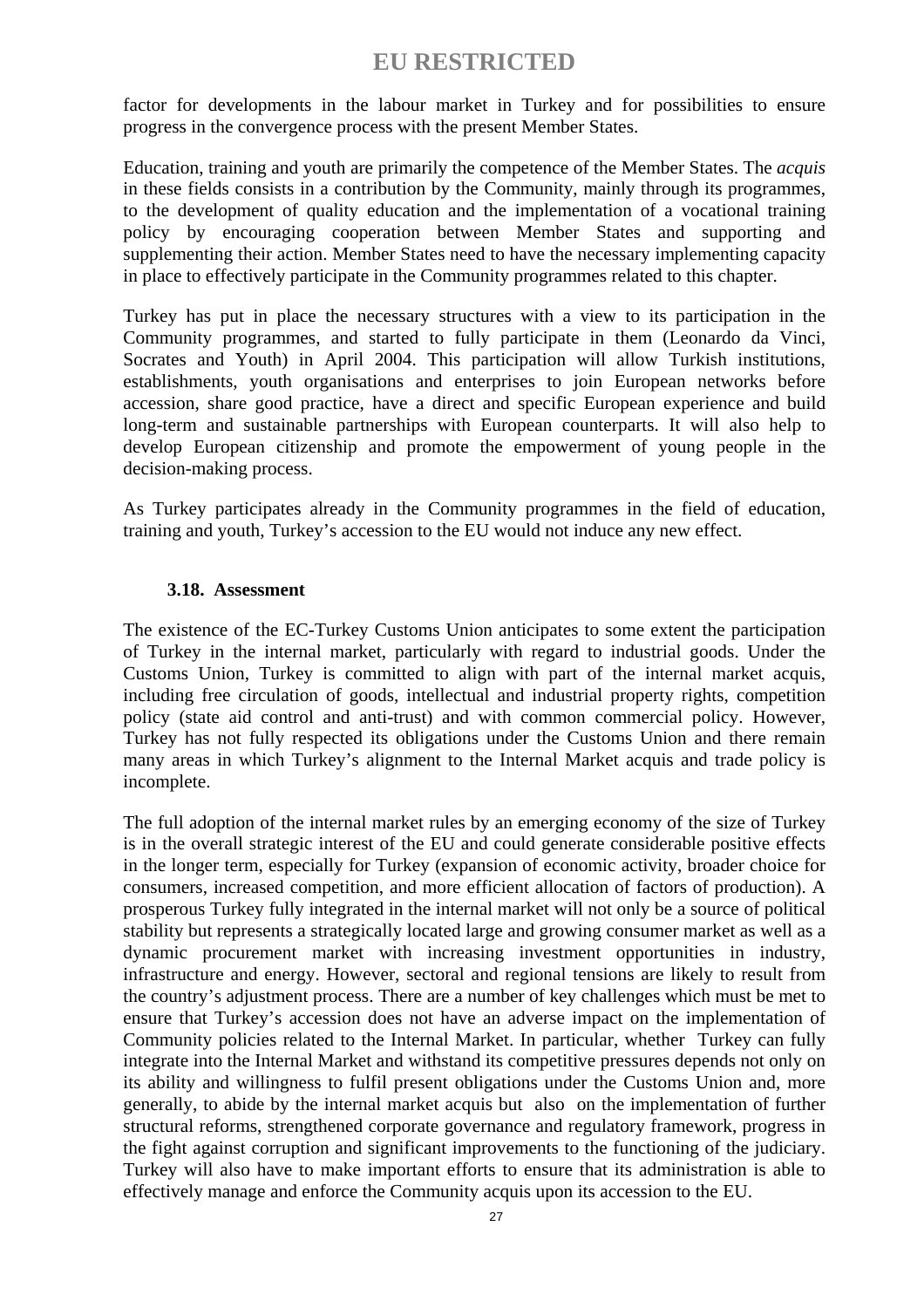factor for developments in the labour market in Turkey and for possibilities to ensure progress in the convergence process with the present Member States.

Education, training and youth are primarily the competence of the Member States. The *acquis* in these fields consists in a contribution by the Community, mainly through its programmes, to the development of quality education and the implementation of a vocational training policy by encouraging cooperation between Member States and supporting and supplementing their action. Member States need to have the necessary implementing capacity in place to effectively participate in the Community programmes related to this chapter.

Turkey has put in place the necessary structures with a view to its participation in the Community programmes, and started to fully participate in them (Leonardo da Vinci, Socrates and Youth) in April 2004. This participation will allow Turkish institutions, establishments, youth organisations and enterprises to join European networks before accession, share good practice, have a direct and specific European experience and build long-term and sustainable partnerships with European counterparts. It will also help to develop European citizenship and promote the empowerment of young people in the decision-making process.

As Turkey participates already in the Community programmes in the field of education, training and youth, Turkey's accession to the EU would not induce any new effect.

### 3.18. Assessment

The existence of the EC-Turkey Customs Union anticipates to some extent the participation of Turkey in the internal market, particularly with regard to industrial goods. Under the Customs Union, Turkey is committed to align with part of the internal market acquis, including free circulation of goods, intellectual and industrial property rights, competition policy (state aid control and anti-trust) and with common commercial policy. However, Turkey has not fully respected its obligations under the Customs Union and there remain many areas in which Turkey's alignment to the Internal Market acquis and trade policy is incomplete.

The full adoption of the internal market rules by an emerging economy of the size of Turkey is in the overall strategic interest of the EU and could generate considerable positive effects in the longer term, especially for Turkey (expansion of economic activity, broader choice for consumers, increased competition, and more efficient allocation of factors of production). A prosperous Turkey fully integrated in the internal market will not only be a source of political stability but represents a strategically located large and growing consumer market as well as a dynamic procurement market with increasing investment opportunities in industry, infrastructure and energy. However, sectoral and regional tensions are likely to result from the country's adjustment process. There are a number of key challenges which must be met to ensure that Turkey's accession does not have an adverse impact on the implementation of Community policies related to the Internal Market. In particular, whether Turkey can fully integrate into the Internal Market and withstand its competitive pressures depends not only on its ability and willingness to fulfil present obligations under the Customs Union and, more generally, to abide by the internal market acquis but also on the implementation of further structural reforms, strengthened corporate governance and regulatory framework, progress in the fight against corruption and significant improvements to the functioning of the judiciary. Turkey will also have to make important efforts to ensure that its administration is able to effectively manage and enforce the Community acquis upon its accession to the EU.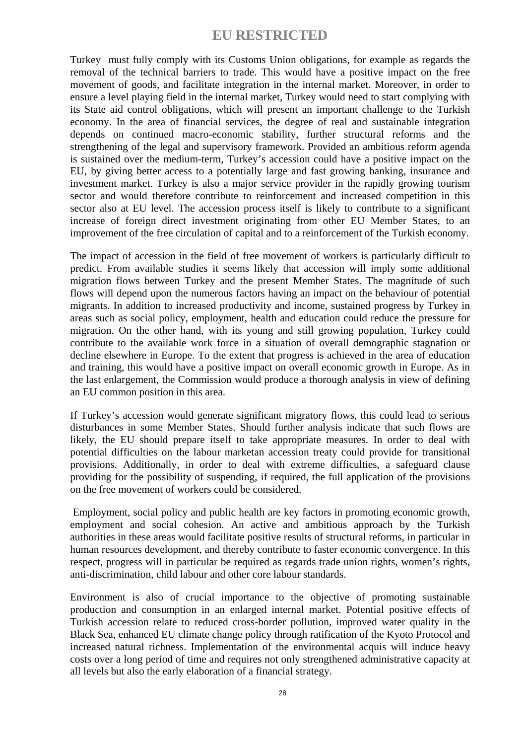Turkey must fully comply with its Customs Union obligations, for example as regards the removal of the technical barriers to trade. This would have a positive impact on the free movement of goods, and facilitate integration in the internal market. Moreover, in order to ensure a level playing field in the internal market, Turkey would need to start complying with its State aid control obligations, which will present an important challenge to the Turkish economy. In the area of financial services, the degree of real and sustainable integration depends on continued macro-economic stability, further structural reforms and the strengthening of the legal and supervisory framework. Provided an ambitious reform agenda is sustained over the medium-term, Turkey's accession could have a positive impact on the EU, by giving better access to a potentially large and fast growing banking, insurance and investment market. Turkey is also a major service provider in the rapidly growing tourism sector and would therefore contribute to reinforcement and increased competition in this sector also at EU level. The accession process itself is likely to contribute to a significant increase of foreign direct investment originating from other EU Member States, to an improvement of the free circulation of capital and to a reinforcement of the Turkish economy.

The impact of accession in the field of free movement of workers is particularly difficult to predict. From available studies it seems likely that accession will imply some additional migration flows between Turkey and the present Member States. The magnitude of such flows will depend upon the numerous factors having an impact on the behaviour of potential migrants. In addition to increased productivity and income, sustained progress by Turkey in areas such as social policy, employment, health and education could reduce the pressure for migration. On the other hand, with its young and still growing population, Turkey could contribute to the available work force in a situation of overall demographic stagnation or decline elsewhere in Europe. To the extent that progress is achieved in the area of education and training, this would have a positive impact on overall economic growth in Europe. As in the last enlargement, the Commission would produce a thorough analysis in view of defining an EU common position in this area.

If Turkey's accession would generate significant migratory flows, this could lead to serious disturbances in some Member States. Should further analysis indicate that such flows are likely, the EU should prepare itself to take appropriate measures. In order to deal with potential difficulties on the labour marketan accession treaty could provide for transitional provisions. Additionally, in order to deal with extreme difficulties, a safeguard clause providing for the possibility of suspending, if required, the full application of the provisions on the free movement of workers could be considered.

Employment, social policy and public health are key factors in promoting economic growth, employment and social cohesion. An active and ambitious approach by the Turkish authorities in these areas would facilitate positive results of structural reforms, in particular in human resources development, and thereby contribute to faster economic convergence. In this respect, progress will in particular be required as regards trade union rights, women's rights, anti-discrimination, child labour and other core labour standards.

Environment is also of crucial importance to the objective of promoting sustainable production and consumption in an enlarged internal market. Potential positive effects of Turkish accession relate to reduced cross-border pollution, improved water quality in the Black Sea, enhanced EU climate change policy through ratification of the Kyoto Protocol and increased natural richness. Implementation of the environmental acquis will induce heavy costs over a long period of time and requires not only strengthened administrative capacity at all levels but also the early elaboration of a financial strategy.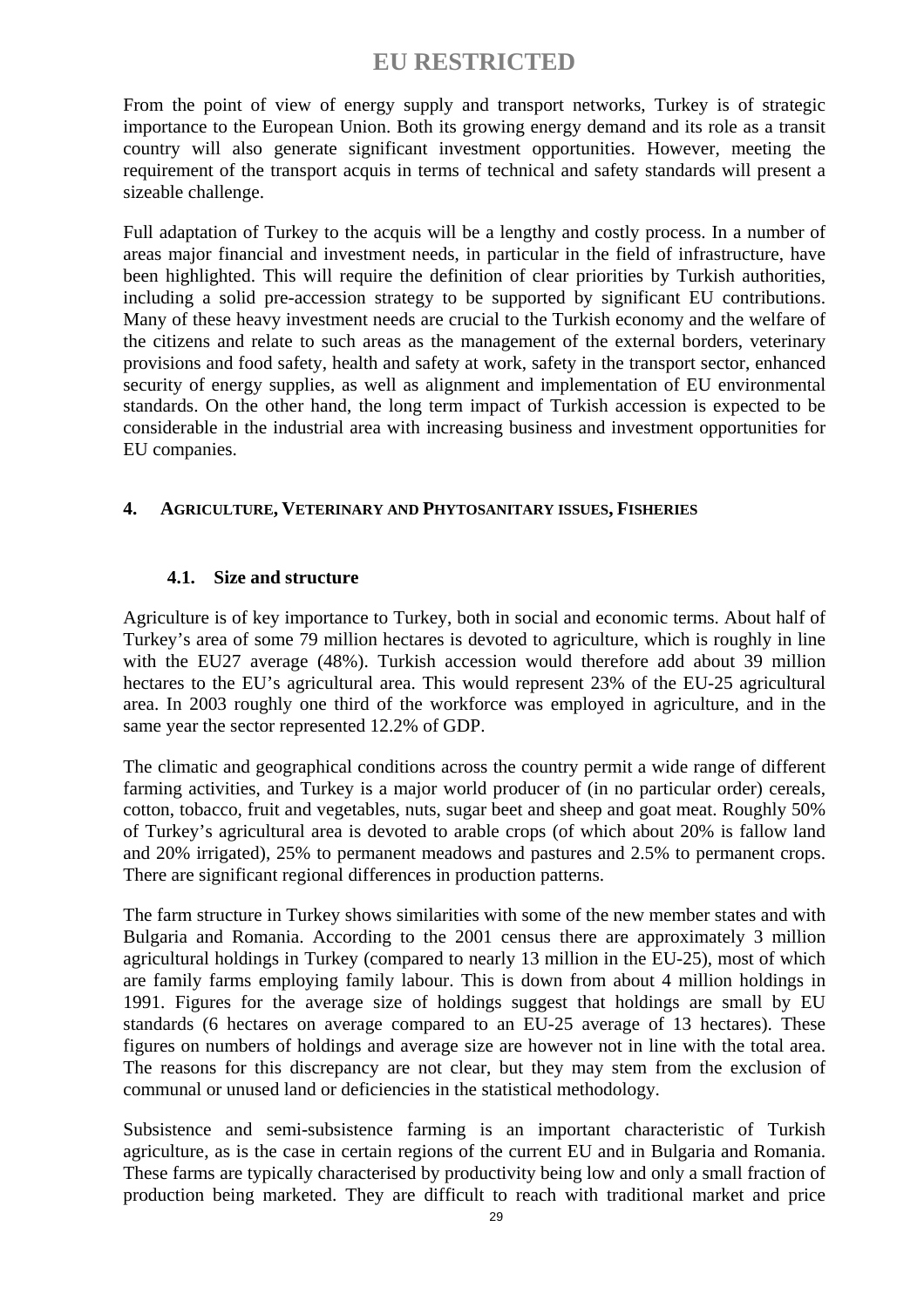From the point of view of energy supply and transport networks, Turkey is of strategic importance to the European Union. Both its growing energy demand and its role as a transit country will also generate significant investment opportunities. However, meeting the requirement of the transport acquis in terms of technical and safety standards will present a sizeable challenge.

Full adaptation of Turkey to the acquis will be a lengthy and costly process. In a number of areas major financial and investment needs, in particular in the field of infrastructure, have been highlighted. This will require the definition of clear priorities by Turkish authorities, including a solid pre-accession strategy to be supported by significant EU contributions. Many of these heavy investment needs are crucial to the Turkish economy and the welfare of the citizens and relate to such areas as the management of the external borders, veterinary provisions and food safety, health and safety at work, safety in the transport sector, enhanced security of energy supplies, as well as alignment and implementation of EU environmental standards. On the other hand, the long term impact of Turkish accession is expected to be considerable in the industrial area with increasing business and investment opportunities for EU companies.

## 4. Agriculture, Veterinary and Phytosanitary issues, Fisheries

### 4.1. Size and structure

Agriculture is of key importance to Turkey, both in social and economic terms. About half of Turkey's area of some 79 million hectares is devoted to agriculture, which is roughly in line with the EU27 average (48%). Turkish accession would therefore add about 39 million hectares to the EU's agricultural area. This would represent 23% of the EU-25 agricultural area. In 2003 roughly one third of the workforce was employed in agriculture, and in the same year the sector represented 12.2% of GDP.

The climatic and geographical conditions across the country permit a wide range of different farming activities, and Turkey is a major world producer of (in no particular order) cereals, cotton, tobacco, fruit and vegetables, nuts, sugar beet and sheep and goat meat. Roughly 50% of Turkey's agricultural area is devoted to arable crops (of which about 20% is fallow land and 20% irrigated), 25% to permanent meadows and pastures and 2.5% to permanent crops. There are significant regional differences in production patterns.

The farm structure in Turkey shows similarities with some of the new member states and with Bulgaria and Romania. According to the 2001 census there are approximately 3 million agricultural holdings in Turkey (compared to nearly 13 million in the EU-25), most of which are family farms employing family labour. This is down from about 4 million holdings in 1991. Figures for the average size of holdings suggest that holdings are small by EU standards (6 hectares on average compared to an EU-25 average of 13 hectares). These figures on numbers of holdings and average size are however not in line with the total area. The reasons for this discrepancy are not clear, but they may stem from the exclusion of communal or unused land or deficiencies in the statistical methodology.

Subsistence and semi-subsistence farming is an important characteristic of Turkish agriculture, as is the case in certain regions of the current EU and in Bulgaria and Romania. These farms are typically characterised by productivity being low and only a small fraction of production being marketed. They are difficult to reach with traditional market and price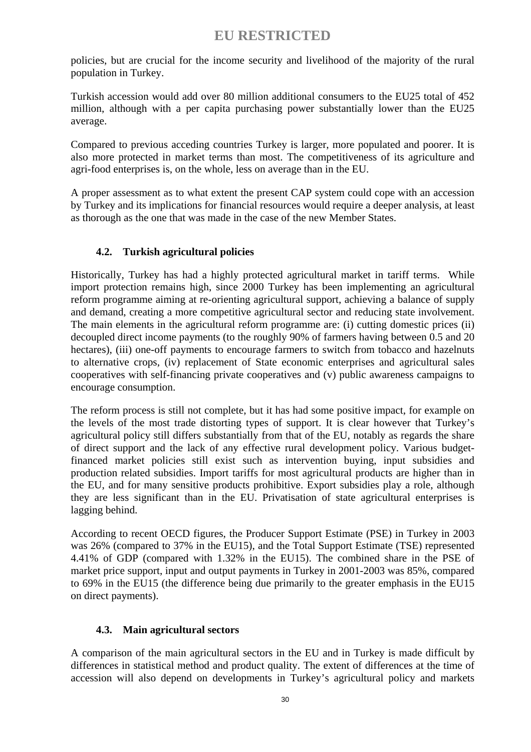policies, but are crucial for the income security and livelihood of the majority of the rural population in Turkey.

Turkish accession would add over 80 million additional consumers to the EU25 total of 452 million, although with a per capita purchasing power substantially lower than the EU25 average.

Compared to previous acceding countries Turkey is larger, more populated and poorer. It is also more protected in market terms than most. The competitiveness of its agriculture and agri-food enterprises is, on the whole, less on average than in the EU.

A proper assessment as to what extent the present CAP system could cope with an accession by Turkey and its implications for financial resources would require a deeper analysis, at least as thorough as the one that was made in the case of the new Member States.

### 4.2. Turkish agricultural policies

Historically, Turkey has had a highly protected agricultural market in tariff terms. While import protection remains high, since 2000 Turkey has been implementing an agricultural reform programme aiming at re-orienting agricultural support, achieving a balance of supply and demand, creating a more competitive agricultural sector and reducing state involvement. The main elements in the agricultural reform programme are: (i) cutting domestic prices (ii) decoupled direct income payments (to the roughly 90% of farmers having between 0.5 and 20 hectares), (iii) one-off payments to encourage farmers to switch from tobacco and hazelnuts to alternative crops, (iv) replacement of State economic enterprises and agricultural sales cooperatives with self-financing private cooperatives and (v) public awareness campaigns to encourage consumption.

The reform process is still not complete, but it has had some positive impact, for example on the levels of the most trade distorting types of support. It is clear however that Turkey's agricultural policy still differs substantially from that of the EU, notably as regards the share of direct support and the lack of any effective rural development policy. Various budget-financed market policies still exist such as intervention buying, input subsidies and production related subsidies. Import tariffs for most agricultural products are higher than in the EU, and for many sensitive products prohibitive. Export subsidies play a role, although they are less significant than in the EU. Privatisation of state agricultural enterprises is lagging behind.

According to recent OECD figures, the Producer Support Estimate (PSE) in Turkey in 2003 was 26% (compared to 37% in the EU15), and the Total Support Estimate (TSE) represented 4.41% of GDP (compared with 1.32% in the EU15). The combined share in the PSE of market price support, input and output payments in Turkey in 2001-2003 was 85%, compared to 69% in the EU15 (the difference being due primarily to the greater emphasis in the EU15 on direct payments).

### 4.3. Main agricultural sectors

A comparison of the main agricultural sectors in the EU and in Turkey is made difficult by differences in statistical method and product quality. The extent of differences at the time of accession will also depend on developments in Turkey's agricultural policy and markets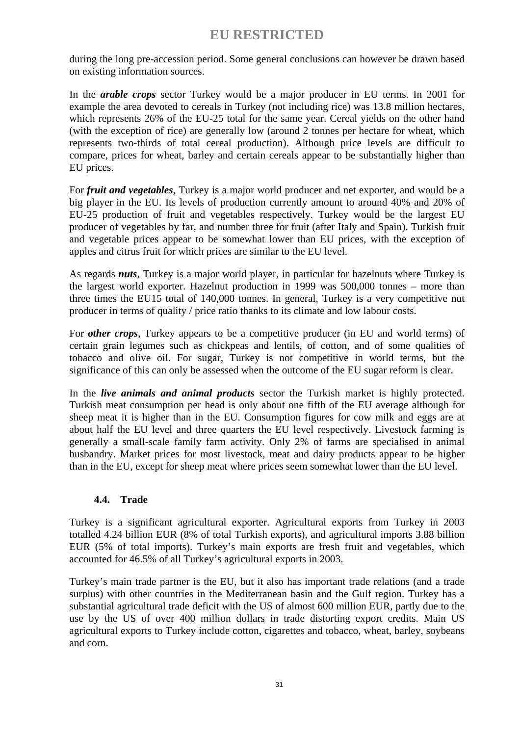during the long pre-accession period. Some general conclusions can however be drawn based on existing information sources.

In the ***arable crops*** sector Turkey would be a major producer in EU terms. In 2001 for example the area devoted to cereals in Turkey (not including rice) was 13.8 million hectares, which represents 26% of the EU-25 total for the same year. Cereal yields on the other hand (with the exception of rice) are generally low (around 2 tonnes per hectare for wheat, which represents two-thirds of total cereal production). Although price levels are difficult to compare, prices for wheat, barley and certain cereals appear to be substantially higher than EU prices.

For ***fruit and vegetables***, Turkey is a major world producer and net exporter, and would be a big player in the EU. Its levels of production currently amount to around 40% and 20% of EU-25 production of fruit and vegetables respectively. Turkey would be the largest EU producer of vegetables by far, and number three for fruit (after Italy and Spain). Turkish fruit and vegetable prices appear to be somewhat lower than EU prices, with the exception of apples and citrus fruit for which prices are similar to the EU level.

As regards ***nuts***, Turkey is a major world player, in particular for hazelnuts where Turkey is the largest world exporter. Hazelnut production in 1999 was 500,000 tonnes – more than three times the EU15 total of 140,000 tonnes. In general, Turkey is a very competitive nut producer in terms of quality / price ratio thanks to its climate and low labour costs.

For ***other crops***, Turkey appears to be a competitive producer (in EU and world terms) of certain grain legumes such as chickpeas and lentils, of cotton, and of some qualities of tobacco and olive oil. For sugar, Turkey is not competitive in world terms, but the significance of this can only be assessed when the outcome of the EU sugar reform is clear.

In the ***live animals and animal products*** sector the Turkish market is highly protected. Turkish meat consumption per head is only about one fifth of the EU average although for sheep meat it is higher than in the EU. Consumption figures for cow milk and eggs are at about half the EU level and three quarters the EU level respectively. Livestock farming is generally a small-scale family farm activity. Only 2% of farms are specialised in animal husbandry. Market prices for most livestock, meat and dairy products appear to be higher than in the EU, except for sheep meat where prices seem somewhat lower than the EU level.

### 4.4. Trade

Turkey is a significant agricultural exporter. Agricultural exports from Turkey in 2003 totalled 4.24 billion EUR (8% of total Turkish exports), and agricultural imports 3.88 billion EUR (5% of total imports). Turkey's main exports are fresh fruit and vegetables, which accounted for 46.5% of all Turkey's agricultural exports in 2003.

Turkey's main trade partner is the EU, but it also has important trade relations (and a trade surplus) with other countries in the Mediterranean basin and the Gulf region. Turkey has a substantial agricultural trade deficit with the US of almost 600 million EUR, partly due to the use by the US of over 400 million dollars in trade distorting export credits. Main US agricultural exports to Turkey include cotton, cigarettes and tobacco, wheat, barley, soybeans and corn.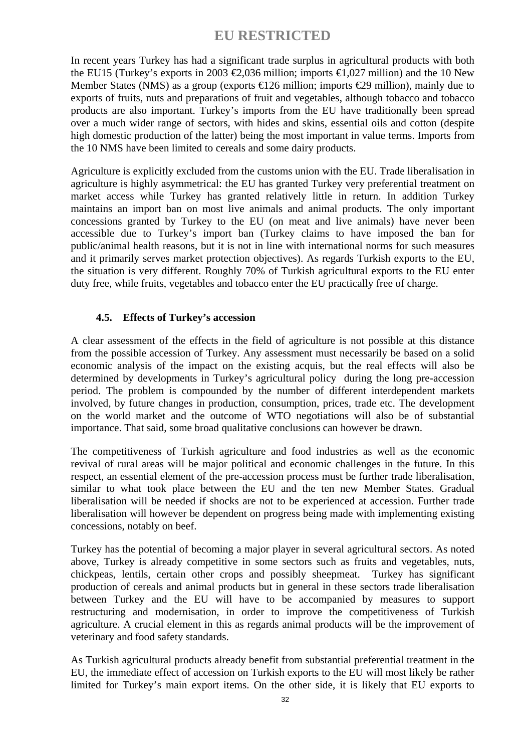In recent years Turkey has had a significant trade surplus in agricultural products with both the EU15 (Turkey's exports in 2003 €2,036 million; imports €1,027 million) and the 10 New Member States (NMS) as a group (exports €126 million; imports €29 million), mainly due to exports of fruits, nuts and preparations of fruit and vegetables, although tobacco and tobacco products are also important. Turkey's imports from the EU have traditionally been spread over a much wider range of sectors, with hides and skins, essential oils and cotton (despite high domestic production of the latter) being the most important in value terms. Imports from the 10 NMS have been limited to cereals and some dairy products.

Agriculture is explicitly excluded from the customs union with the EU. Trade liberalisation in agriculture is highly asymmetrical: the EU has granted Turkey very preferential treatment on market access while Turkey has granted relatively little in return. In addition Turkey maintains an import ban on most live animals and animal products. The only important concessions granted by Turkey to the EU (on meat and live animals) have never been accessible due to Turkey's import ban (Turkey claims to have imposed the ban for public/animal health reasons, but it is not in line with international norms for such measures and it primarily serves market protection objectives). As regards Turkish exports to the EU, the situation is very different. Roughly 70% of Turkish agricultural exports to the EU enter duty free, while fruits, vegetables and tobacco enter the EU practically free of charge.

### 4.5. Effects of Turkey's accession

A clear assessment of the effects in the field of agriculture is not possible at this distance from the possible accession of Turkey. Any assessment must necessarily be based on a solid economic analysis of the impact on the existing acquis, but the real effects will also be determined by developments in Turkey's agricultural policy during the long pre-accession period. The problem is compounded by the number of different interdependent markets involved, by future changes in production, consumption, prices, trade etc. The development on the world market and the outcome of WTO negotiations will also be of substantial importance. That said, some broad qualitative conclusions can however be drawn.

The competitiveness of Turkish agriculture and food industries as well as the economic revival of rural areas will be major political and economic challenges in the future. In this respect, an essential element of the pre-accession process must be further trade liberalisation, similar to what took place between the EU and the ten new Member States. Gradual liberalisation will be needed if shocks are not to be experienced at accession. Further trade liberalisation will however be dependent on progress being made with implementing existing concessions, notably on beef.

Turkey has the potential of becoming a major player in several agricultural sectors. As noted above, Turkey is already competitive in some sectors such as fruits and vegetables, nuts, chickpeas, lentils, certain other crops and possibly sheepmeat. Turkey has significant production of cereals and animal products but in general in these sectors trade liberalisation between Turkey and the EU will have to be accompanied by measures to support restructuring and modernisation, in order to improve the competitiveness of Turkish agriculture. A crucial element in this as regards animal products will be the improvement of veterinary and food safety standards.

As Turkish agricultural products already benefit from substantial preferential treatment in the EU, the immediate effect of accession on Turkish exports to the EU will most likely be rather limited for Turkey's main export items. On the other side, it is likely that EU exports to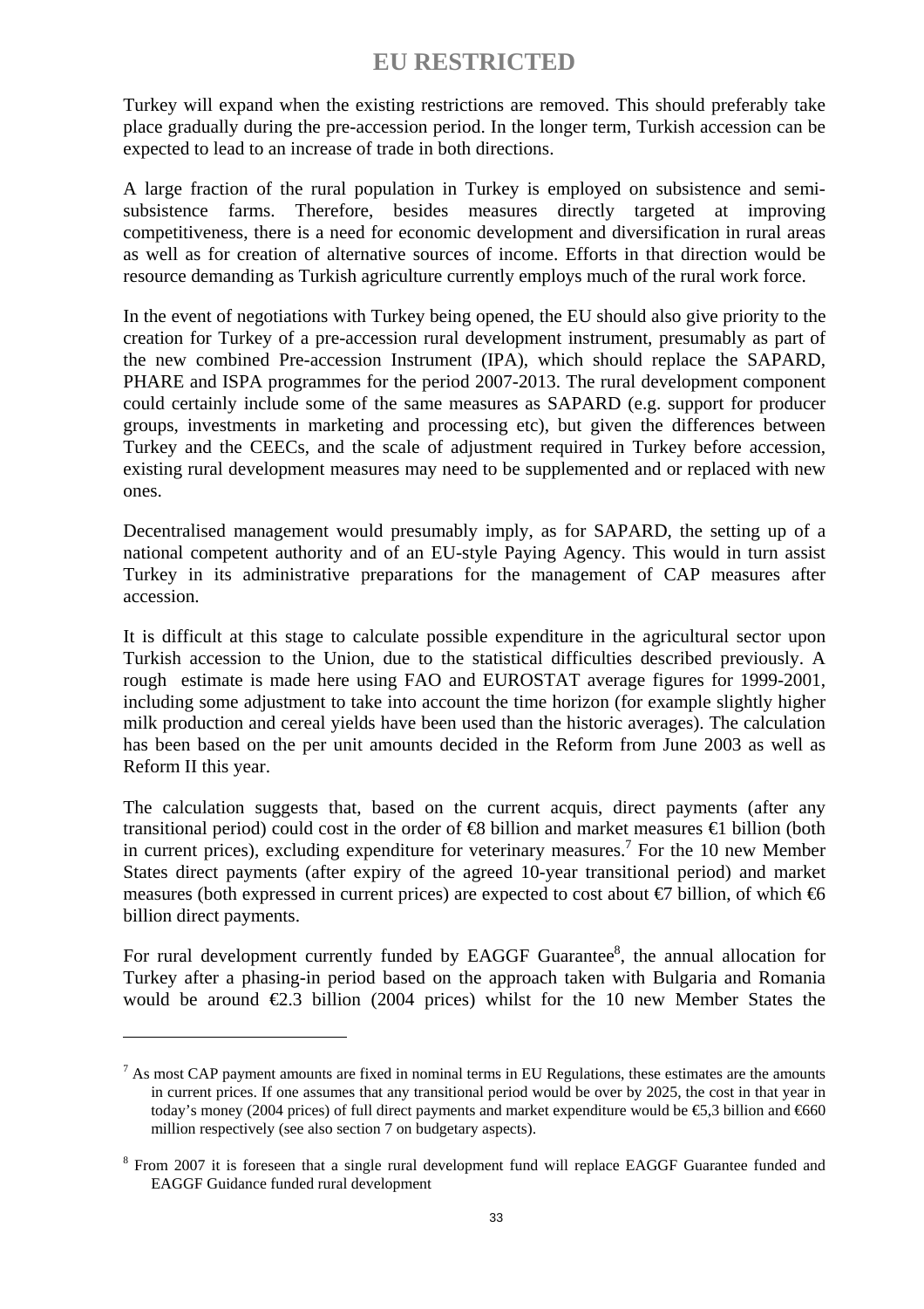Turkey will expand when the existing restrictions are removed. This should preferably take place gradually during the pre-accession period. In the longer term, Turkish accession can be expected to lead to an increase of trade in both directions.

A large fraction of the rural population in Turkey is employed on subsistence and semi-subsistence farms. Therefore, besides measures directly targeted at improving competitiveness, there is a need for economic development and diversification in rural areas as well as for creation of alternative sources of income. Efforts in that direction would be resource demanding as Turkish agriculture currently employs much of the rural work force.

In the event of negotiations with Turkey being opened, the EU should also give priority to the creation for Turkey of a pre-accession rural development instrument, presumably as part of the new combined Pre-accession Instrument (IPA), which should replace the SAPARD, PHARE and ISPA programmes for the period 2007-2013. The rural development component could certainly include some of the same measures as SAPARD (e.g. support for producer groups, investments in marketing and processing etc), but given the differences between Turkey and the CEECs, and the scale of adjustment required in Turkey before accession, existing rural development measures may need to be supplemented and or replaced with new ones.

Decentralised management would presumably imply, as for SAPARD, the setting up of a national competent authority and of an EU-style Paying Agency. This would in turn assist Turkey in its administrative preparations for the management of CAP measures after accession.

It is difficult at this stage to calculate possible expenditure in the agricultural sector upon Turkish accession to the Union, due to the statistical difficulties described previously. A rough estimate is made here using FAO and EUROSTAT average figures for 1999-2001, including some adjustment to take into account the time horizon (for example slightly higher milk production and cereal yields have been used than the historic averages). The calculation has been based on the per unit amounts decided in the Reform from June 2003 as well as Reform II this year.

The calculation suggests that, based on the current acquis, direct payments (after any transitional period) could cost in the order of €8 billion and market measures €1 billion (both in current prices), excluding expenditure for veterinary measures.[7] For the 10 new Member States direct payments (after expiry of the agreed 10-year transitional period) and market measures (both expressed in current prices) are expected to cost about €7 billion, of which €6 billion direct payments.

For rural development currently funded by EAGGF Guarantee[8], the annual allocation for Turkey after a phasing-in period based on the approach taken with Bulgaria and Romania would be around €2.3 billion (2004 prices) whilst for the 10 new Member States the

---

[7] As most CAP payment amounts are fixed in nominal terms in EU Regulations, these estimates are the amounts in current prices. If one assumes that any transitional period would be over by 2025, the cost in that year in today's money (2004 prices) of full direct payments and market expenditure would be €5,3 billion and €660 million respectively (see also section 7 on budgetary aspects).

[8] From 2007 it is foreseen that a single rural development fund will replace EAGGF Guarantee funded and EAGGF Guidance funded rural development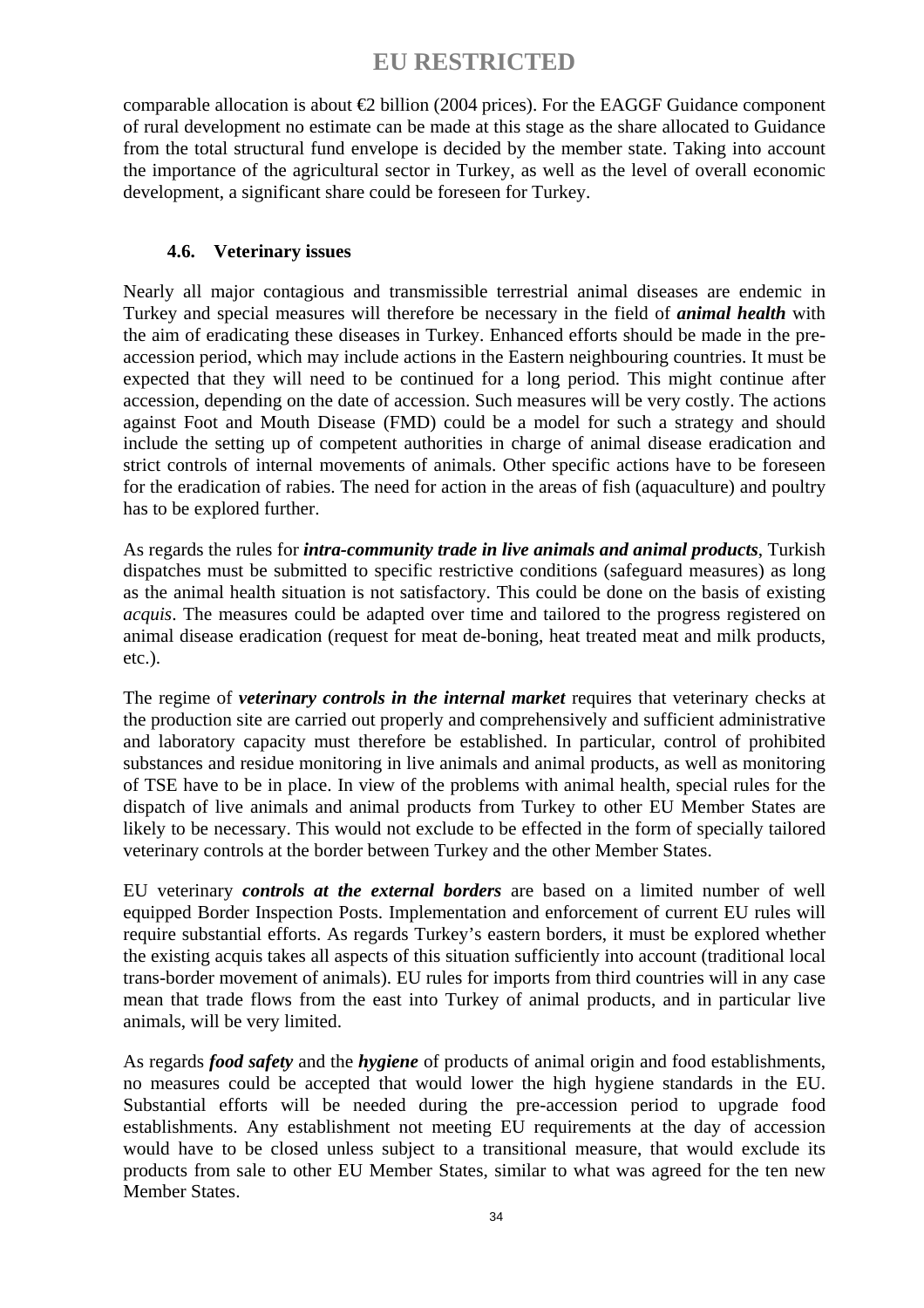comparable allocation is about €2 billion (2004 prices). For the EAGGF Guidance component of rural development no estimate can be made at this stage as the share allocated to Guidance from the total structural fund envelope is decided by the member state. Taking into account the importance of the agricultural sector in Turkey, as well as the level of overall economic development, a significant share could be foreseen for Turkey.

### 4.6. Veterinary issues

Nearly all major contagious and transmissible terrestrial animal diseases are endemic in Turkey and special measures will therefore be necessary in the field of ***animal health*** with the aim of eradicating these diseases in Turkey. Enhanced efforts should be made in the pre-accession period, which may include actions in the Eastern neighbouring countries. It must be expected that they will need to be continued for a long period. This might continue after accession, depending on the date of accession. Such measures will be very costly. The actions against Foot and Mouth Disease (FMD) could be a model for such a strategy and should include the setting up of competent authorities in charge of animal disease eradication and strict controls of internal movements of animals. Other specific actions have to be foreseen for the eradication of rabies. The need for action in the areas of fish (aquaculture) and poultry has to be explored further.

As regards the rules for ***intra-community trade in live animals and animal products***, Turkish dispatches must be submitted to specific restrictive conditions (safeguard measures) as long as the animal health situation is not satisfactory. This could be done on the basis of existing *acquis*. The measures could be adapted over time and tailored to the progress registered on animal disease eradication (request for meat de-boning, heat treated meat and milk products, etc.).

The regime of ***veterinary controls in the internal market*** requires that veterinary checks at the production site are carried out properly and comprehensively and sufficient administrative and laboratory capacity must therefore be established. In particular, control of prohibited substances and residue monitoring in live animals and animal products, as well as monitoring of TSE have to be in place. In view of the problems with animal health, special rules for the dispatch of live animals and animal products from Turkey to other EU Member States are likely to be necessary. This would not exclude to be effected in the form of specially tailored veterinary controls at the border between Turkey and the other Member States.

EU veterinary ***controls at the external borders*** are based on a limited number of well equipped Border Inspection Posts. Implementation and enforcement of current EU rules will require substantial efforts. As regards Turkey's eastern borders, it must be explored whether the existing acquis takes all aspects of this situation sufficiently into account (traditional local trans-border movement of animals). EU rules for imports from third countries will in any case mean that trade flows from the east into Turkey of animal products, and in particular live animals, will be very limited.

As regards ***food safety*** and the ***hygiene*** of products of animal origin and food establishments, no measures could be accepted that would lower the high hygiene standards in the EU. Substantial efforts will be needed during the pre-accession period to upgrade food establishments. Any establishment not meeting EU requirements at the day of accession would have to be closed unless subject to a transitional measure, that would exclude its products from sale to other EU Member States, similar to what was agreed for the ten new Member States.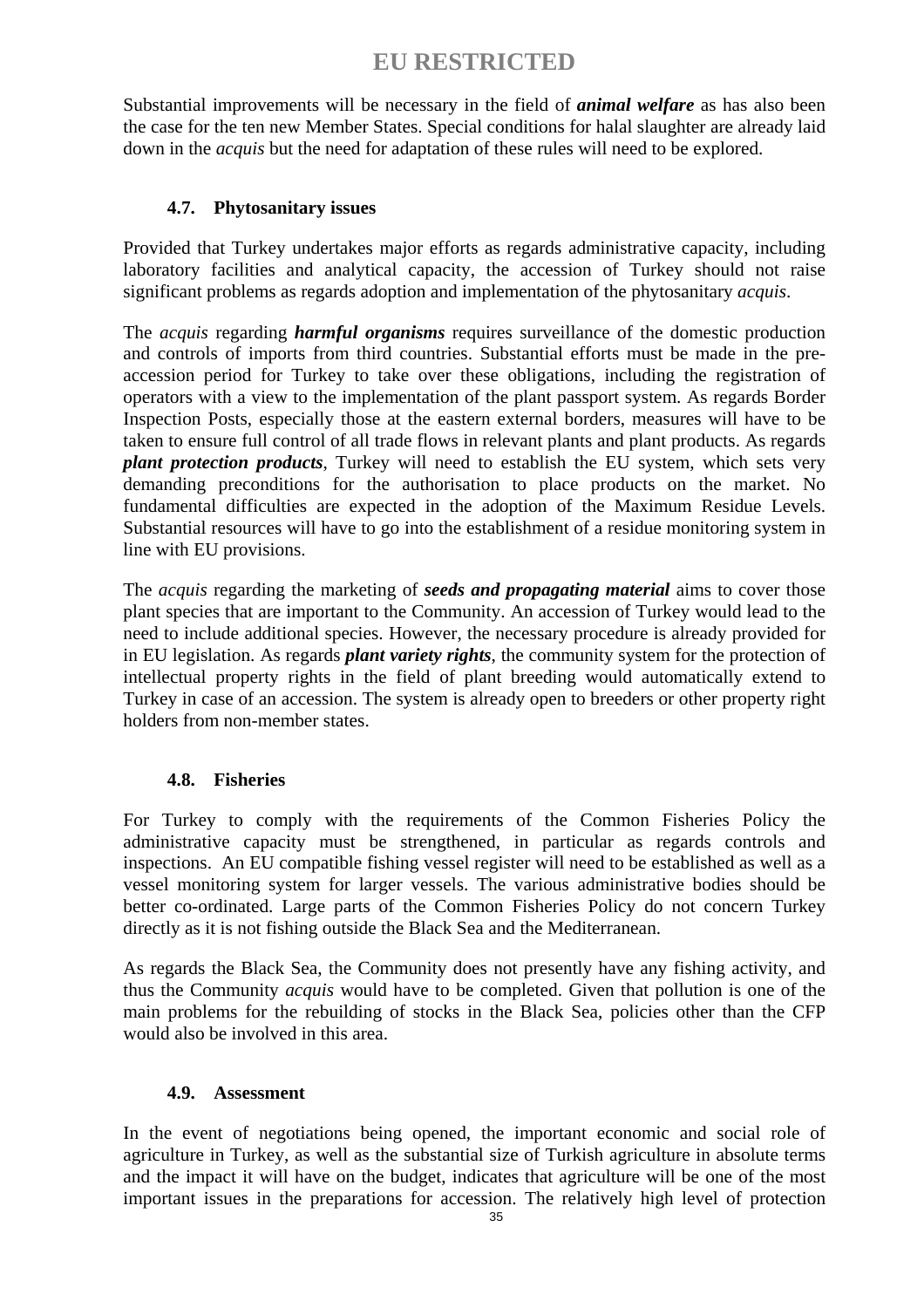Substantial improvements will be necessary in the field of ***animal welfare*** as has also been the case for the ten new Member States. Special conditions for halal slaughter are already laid down in the *acquis* but the need for adaptation of these rules will need to be explored.

### 4.7. Phytosanitary issues

Provided that Turkey undertakes major efforts as regards administrative capacity, including laboratory facilities and analytical capacity, the accession of Turkey should not raise significant problems as regards adoption and implementation of the phytosanitary *acquis*.

The *acquis* regarding ***harmful organisms*** requires surveillance of the domestic production and controls of imports from third countries. Substantial efforts must be made in the pre-accession period for Turkey to take over these obligations, including the registration of operators with a view to the implementation of the plant passport system. As regards Border Inspection Posts, especially those at the eastern external borders, measures will have to be taken to ensure full control of all trade flows in relevant plants and plant products. As regards ***plant protection products***, Turkey will need to establish the EU system, which sets very demanding preconditions for the authorisation to place products on the market. No fundamental difficulties are expected in the adoption of the Maximum Residue Levels. Substantial resources will have to go into the establishment of a residue monitoring system in line with EU provisions.

The *acquis* regarding the marketing of ***seeds and propagating material*** aims to cover those plant species that are important to the Community. An accession of Turkey would lead to the need to include additional species. However, the necessary procedure is already provided for in EU legislation. As regards ***plant variety rights***, the community system for the protection of intellectual property rights in the field of plant breeding would automatically extend to Turkey in case of an accession. The system is already open to breeders or other property right holders from non-member states.

### 4.8. Fisheries

For Turkey to comply with the requirements of the Common Fisheries Policy the administrative capacity must be strengthened, in particular as regards controls and inspections. An EU compatible fishing vessel register will need to be established as well as a vessel monitoring system for larger vessels. The various administrative bodies should be better co-ordinated. Large parts of the Common Fisheries Policy do not concern Turkey directly as it is not fishing outside the Black Sea and the Mediterranean.

As regards the Black Sea, the Community does not presently have any fishing activity, and thus the Community *acquis* would have to be completed. Given that pollution is one of the main problems for the rebuilding of stocks in the Black Sea, policies other than the CFP would also be involved in this area.

### 4.9. Assessment

In the event of negotiations being opened, the important economic and social role of agriculture in Turkey, as well as the substantial size of Turkish agriculture in absolute terms and the impact it will have on the budget, indicates that agriculture will be one of the most important issues in the preparations for accession. The relatively high level of protection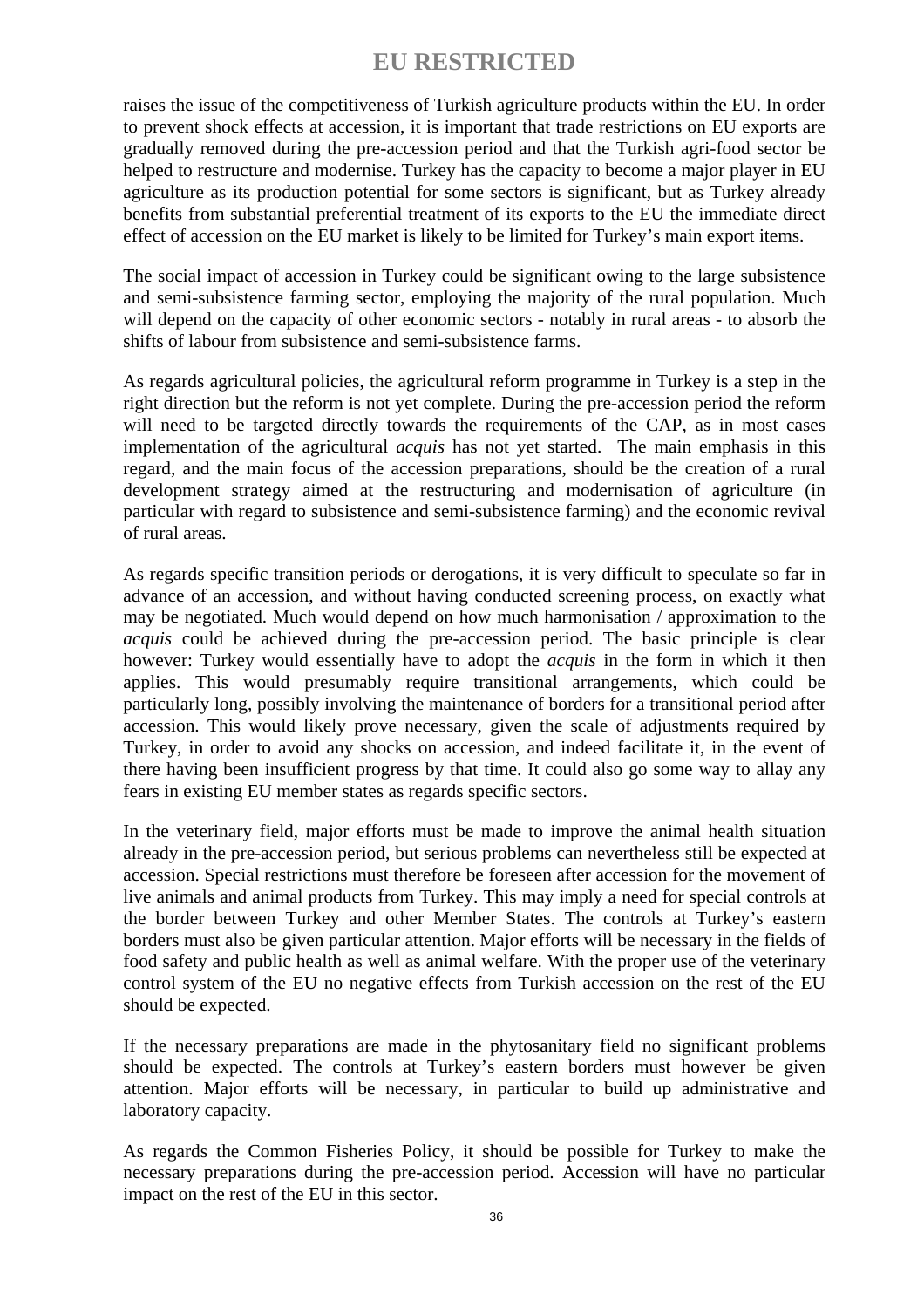raises the issue of the competitiveness of Turkish agriculture products within the EU. In order to prevent shock effects at accession, it is important that trade restrictions on EU exports are gradually removed during the pre-accession period and that the Turkish agri-food sector be helped to restructure and modernise. Turkey has the capacity to become a major player in EU agriculture as its production potential for some sectors is significant, but as Turkey already benefits from substantial preferential treatment of its exports to the EU the immediate direct effect of accession on the EU market is likely to be limited for Turkey's main export items.

The social impact of accession in Turkey could be significant owing to the large subsistence and semi-subsistence farming sector, employing the majority of the rural population. Much will depend on the capacity of other economic sectors - notably in rural areas - to absorb the shifts of labour from subsistence and semi-subsistence farms.

As regards agricultural policies, the agricultural reform programme in Turkey is a step in the right direction but the reform is not yet complete. During the pre-accession period the reform will need to be targeted directly towards the requirements of the CAP, as in most cases implementation of the agricultural *acquis* has not yet started. The main emphasis in this regard, and the main focus of the accession preparations, should be the creation of a rural development strategy aimed at the restructuring and modernisation of agriculture (in particular with regard to subsistence and semi-subsistence farming) and the economic revival of rural areas.

As regards specific transition periods or derogations, it is very difficult to speculate so far in advance of an accession, and without having conducted screening process, on exactly what may be negotiated. Much would depend on how much harmonisation / approximation to the *acquis* could be achieved during the pre-accession period. The basic principle is clear however: Turkey would essentially have to adopt the *acquis* in the form in which it then applies. This would presumably require transitional arrangements, which could be particularly long, possibly involving the maintenance of borders for a transitional period after accession. This would likely prove necessary, given the scale of adjustments required by Turkey, in order to avoid any shocks on accession, and indeed facilitate it, in the event of there having been insufficient progress by that time. It could also go some way to allay any fears in existing EU member states as regards specific sectors.

In the veterinary field, major efforts must be made to improve the animal health situation already in the pre-accession period, but serious problems can nevertheless still be expected at accession. Special restrictions must therefore be foreseen after accession for the movement of live animals and animal products from Turkey. This may imply a need for special controls at the border between Turkey and other Member States. The controls at Turkey's eastern borders must also be given particular attention. Major efforts will be necessary in the fields of food safety and public health as well as animal welfare. With the proper use of the veterinary control system of the EU no negative effects from Turkish accession on the rest of the EU should be expected.

If the necessary preparations are made in the phytosanitary field no significant problems should be expected. The controls at Turkey's eastern borders must however be given attention. Major efforts will be necessary, in particular to build up administrative and laboratory capacity.

As regards the Common Fisheries Policy, it should be possible for Turkey to make the necessary preparations during the pre-accession period. Accession will have no particular impact on the rest of the EU in this sector.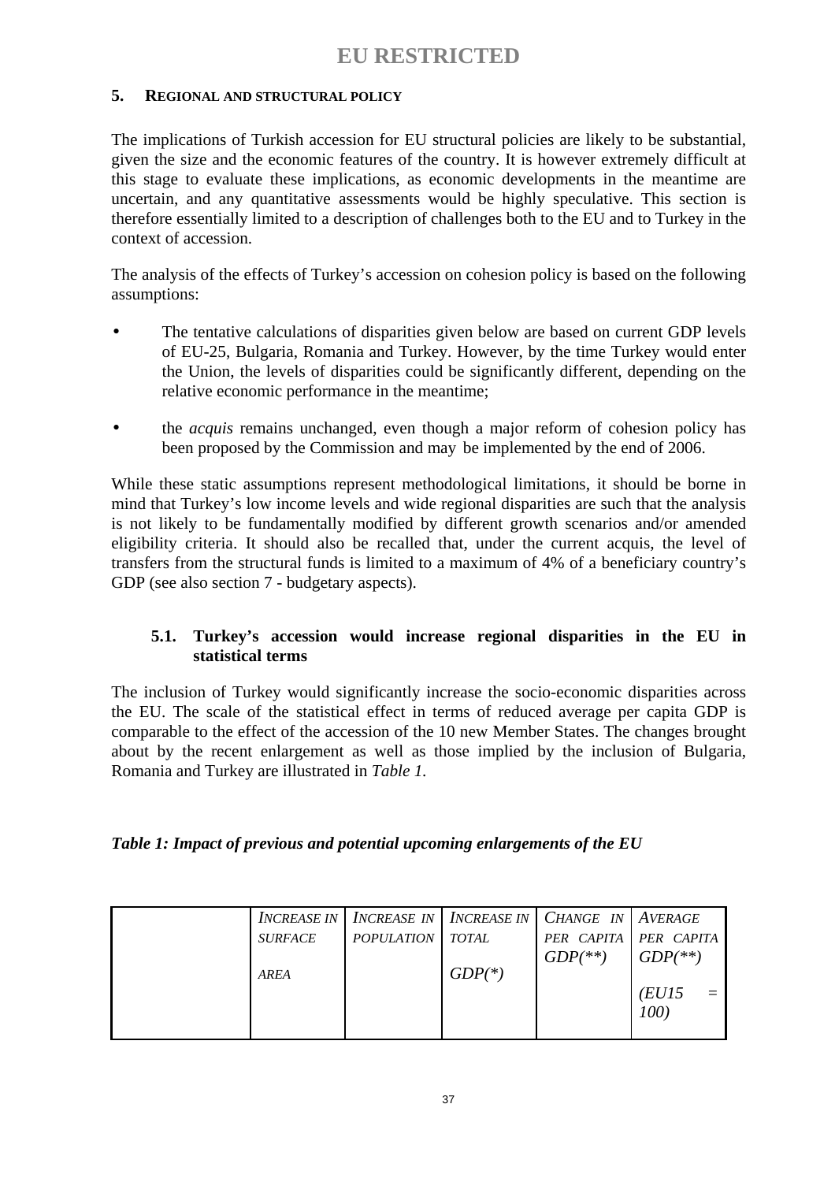# EU RESTRICTED

## 5. Regional and structural policy

The implications of Turkish accession for EU structural policies are likely to be substantial, given the size and the economic features of the country. It is however extremely difficult at this stage to evaluate these implications, as economic developments in the meantime are uncertain, and any quantitative assessments would be highly speculative. This section is therefore essentially limited to a description of challenges both to the EU and to Turkey in the context of accession.

The analysis of the effects of Turkey's accession on cohesion policy is based on the following assumptions:

- The tentative calculations of disparities given below are based on current GDP levels of EU-25, Bulgaria, Romania and Turkey. However, by the time Turkey would enter the Union, the levels of disparities could be significantly different, depending on the relative economic performance in the meantime;
- the *acquis* remains unchanged, even though a major reform of cohesion policy has been proposed by the Commission and may be implemented by the end of 2006.

While these static assumptions represent methodological limitations, it should be borne in mind that Turkey's low income levels and wide regional disparities are such that the analysis is not likely to be fundamentally modified by different growth scenarios and/or amended eligibility criteria. It should also be recalled that, under the current acquis, the level of transfers from the structural funds is limited to a maximum of 4% of a beneficiary country's GDP (see also section 7 - budgetary aspects).

### 5.1. Turkey's accession would increase regional disparities in the EU in statistical terms

The inclusion of Turkey would significantly increase the socio-economic disparities across the EU. The scale of the statistical effect in terms of reduced average per capita GDP is comparable to the effect of the accession of the 10 new Member States. The changes brought about by the recent enlargement as well as those implied by the inclusion of Bulgaria, Romania and Turkey are illustrated in *Table 1.*

***Table 1: Impact of previous and potential upcoming enlargements of the EU***

| | *Increase in surface area* | *Increase in population* | *Increase in total GDP(\*)* | *Change in per capita GDP(\*\*)* | *Average per capita GDP(\*\*) (EU15 = 100)* |
|---|---|---|---|---|---|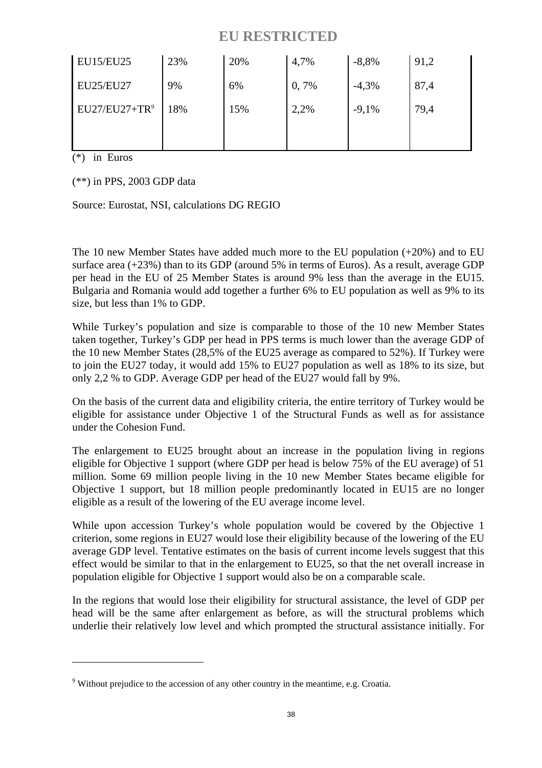| | | | | | |
|---|---|---|---|---|---|
| EU15/EU25 | 23% | 20% | 4,7% | -8,8% | 91,2 |
| EU25/EU27 | 9% | 6% | 0, 7% | -4,3% | 87,4 |
| EU27/EU27+TR[9] | 18% | 15% | 2,2% | -9,1% | 79,4 |
| | | | | | |

(*) in Euros

(**) in PPS, 2003 GDP data

Source: Eurostat, NSI, calculations DG REGIO

The 10 new Member States have added much more to the EU population (+20%) and to EU surface area (+23%) than to its GDP (around 5% in terms of Euros). As a result, average GDP per head in the EU of 25 Member States is around 9% less than the average in the EU15. Bulgaria and Romania would add together a further 6% to EU population as well as 9% to its size, but less than 1% to GDP.

While Turkey's population and size is comparable to those of the 10 new Member States taken together, Turkey's GDP per head in PPS terms is much lower than the average GDP of the 10 new Member States (28,5% of the EU25 average as compared to 52%). If Turkey were to join the EU27 today, it would add 15% to EU27 population as well as 18% to its size, but only 2,2 % to GDP. Average GDP per head of the EU27 would fall by 9%.

On the basis of the current data and eligibility criteria, the entire territory of Turkey would be eligible for assistance under Objective 1 of the Structural Funds as well as for assistance under the Cohesion Fund.

The enlargement to EU25 brought about an increase in the population living in regions eligible for Objective 1 support (where GDP per head is below 75% of the EU average) of 51 million. Some 69 million people living in the 10 new Member States became eligible for Objective 1 support, but 18 million people predominantly located in EU15 are no longer eligible as a result of the lowering of the EU average income level.

While upon accession Turkey's whole population would be covered by the Objective 1 criterion, some regions in EU27 would lose their eligibility because of the lowering of the EU average GDP level. Tentative estimates on the basis of current income levels suggest that this effect would be similar to that in the enlargement to EU25, so that the net overall increase in population eligible for Objective 1 support would also be on a comparable scale.

In the regions that would lose their eligibility for structural assistance, the level of GDP per head will be the same after enlargement as before, as will the structural problems which underlie their relatively low level and which prompted the structural assistance initially. For

[9] Without prejudice to the accession of any other country in the meantime, e.g. Croatia.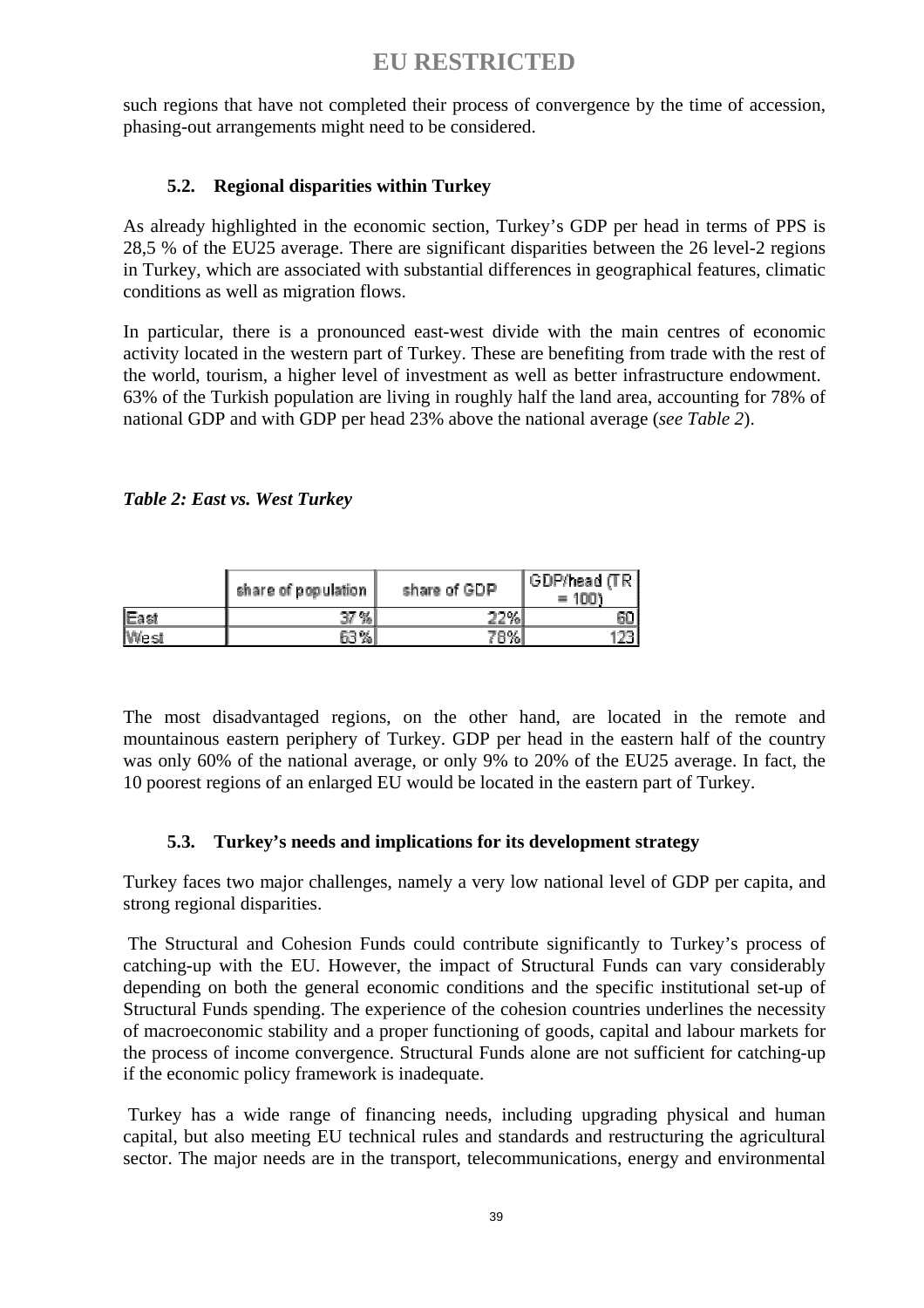such regions that have not completed their process of convergence by the time of accession, phasing-out arrangements might need to be considered.

### 5.2. Regional disparities within Turkey

As already highlighted in the economic section, Turkey's GDP per head in terms of PPS is 28,5 % of the EU25 average. There are significant disparities between the 26 level-2 regions in Turkey, which are associated with substantial differences in geographical features, climatic conditions as well as migration flows.

In particular, there is a pronounced east-west divide with the main centres of economic activity located in the western part of Turkey. These are benefiting from trade with the rest of the world, tourism, a higher level of investment as well as better infrastructure endowment. 63% of the Turkish population are living in roughly half the land area, accounting for 78% of national GDP and with GDP per head 23% above the national average (*see Table 2*).

***Table 2: East vs. West Turkey***

| | share of population | share of GDP | GDP/head (TR = 100) |
|---|---|---|---|
| East | 37 % | 22% | 60 |
| West | 63 % | 78% | 123 |

The most disadvantaged regions, on the other hand, are located in the remote and mountainous eastern periphery of Turkey. GDP per head in the eastern half of the country was only 60% of the national average, or only 9% to 20% of the EU25 average. In fact, the 10 poorest regions of an enlarged EU would be located in the eastern part of Turkey.

### 5.3. Turkey's needs and implications for its development strategy

Turkey faces two major challenges, namely a very low national level of GDP per capita, and strong regional disparities.

The Structural and Cohesion Funds could contribute significantly to Turkey's process of catching-up with the EU. However, the impact of Structural Funds can vary considerably depending on both the general economic conditions and the specific institutional set-up of Structural Funds spending. The experience of the cohesion countries underlines the necessity of macroeconomic stability and a proper functioning of goods, capital and labour markets for the process of income convergence. Structural Funds alone are not sufficient for catching-up if the economic policy framework is inadequate.

Turkey has a wide range of financing needs, including upgrading physical and human capital, but also meeting EU technical rules and standards and restructuring the agricultural sector. The major needs are in the transport, telecommunications, energy and environmental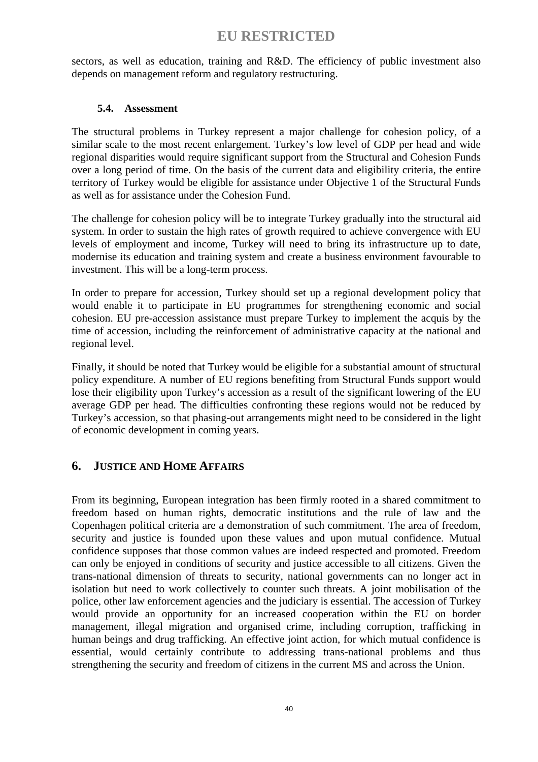sectors, as well as education, training and R&D. The efficiency of public investment also depends on management reform and regulatory restructuring.

### 5.4. Assessment

The structural problems in Turkey represent a major challenge for cohesion policy, of a similar scale to the most recent enlargement. Turkey's low level of GDP per head and wide regional disparities would require significant support from the Structural and Cohesion Funds over a long period of time. On the basis of the current data and eligibility criteria, the entire territory of Turkey would be eligible for assistance under Objective 1 of the Structural Funds as well as for assistance under the Cohesion Fund.

The challenge for cohesion policy will be to integrate Turkey gradually into the structural aid system. In order to sustain the high rates of growth required to achieve convergence with EU levels of employment and income, Turkey will need to bring its infrastructure up to date, modernise its education and training system and create a business environment favourable to investment. This will be a long-term process.

In order to prepare for accession, Turkey should set up a regional development policy that would enable it to participate in EU programmes for strengthening economic and social cohesion. EU pre-accession assistance must prepare Turkey to implement the acquis by the time of accession, including the reinforcement of administrative capacity at the national and regional level.

Finally, it should be noted that Turkey would be eligible for a substantial amount of structural policy expenditure. A number of EU regions benefiting from Structural Funds support would lose their eligibility upon Turkey's accession as a result of the significant lowering of the EU average GDP per head. The difficulties confronting these regions would not be reduced by Turkey's accession, so that phasing-out arrangements might need to be considered in the light of economic development in coming years.

## 6. JUSTICE AND HOME AFFAIRS

From its beginning, European integration has been firmly rooted in a shared commitment to freedom based on human rights, democratic institutions and the rule of law and the Copenhagen political criteria are a demonstration of such commitment. The area of freedom, security and justice is founded upon these values and upon mutual confidence. Mutual confidence supposes that those common values are indeed respected and promoted. Freedom can only be enjoyed in conditions of security and justice accessible to all citizens. Given the trans-national dimension of threats to security, national governments can no longer act in isolation but need to work collectively to counter such threats. A joint mobilisation of the police, other law enforcement agencies and the judiciary is essential. The accession of Turkey would provide an opportunity for an increased cooperation within the EU on border management, illegal migration and organised crime, including corruption, trafficking in human beings and drug trafficking. An effective joint action, for which mutual confidence is essential, would certainly contribute to addressing trans-national problems and thus strengthening the security and freedom of citizens in the current MS and across the Union.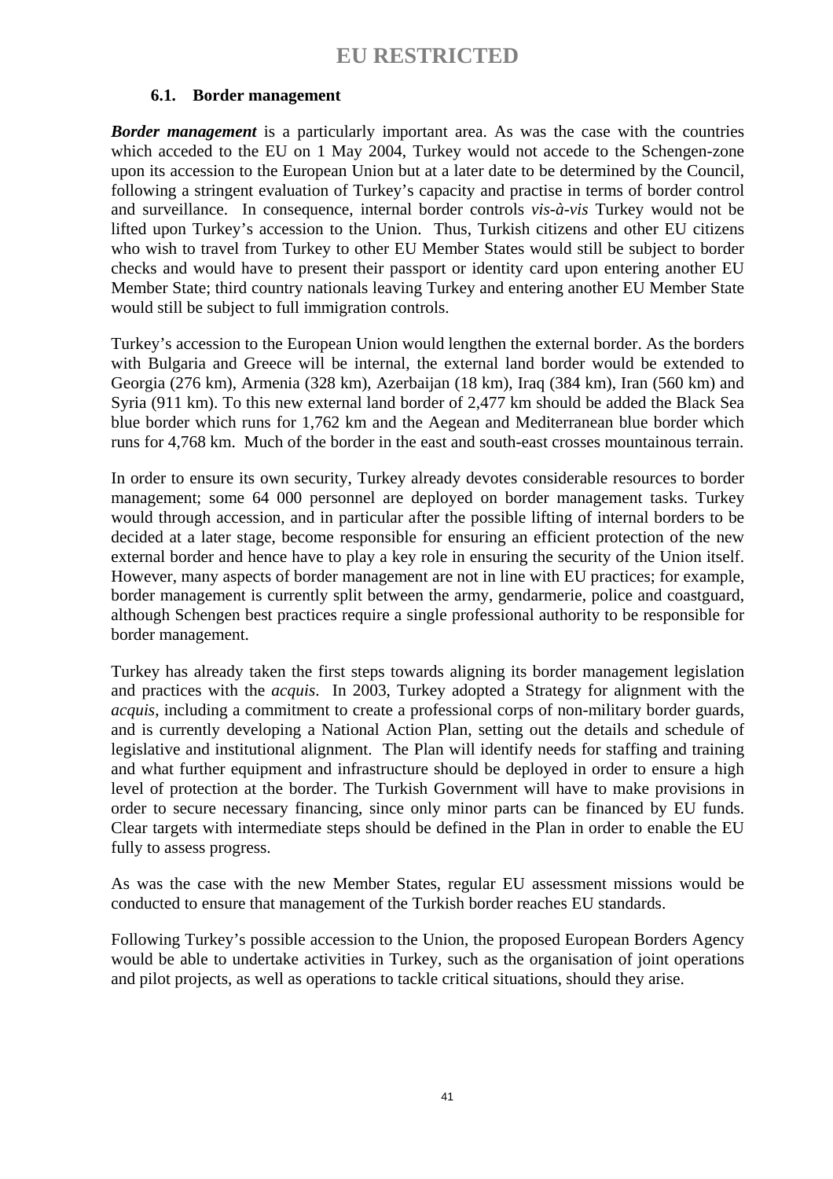### 6.1. Border management

***Border management*** is a particularly important area. As was the case with the countries which acceded to the EU on 1 May 2004, Turkey would not accede to the Schengen-zone upon its accession to the European Union but at a later date to be determined by the Council, following a stringent evaluation of Turkey's capacity and practise in terms of border control and surveillance. In consequence, internal border controls *vis-à-vis* Turkey would not be lifted upon Turkey's accession to the Union. Thus, Turkish citizens and other EU citizens who wish to travel from Turkey to other EU Member States would still be subject to border checks and would have to present their passport or identity card upon entering another EU Member State; third country nationals leaving Turkey and entering another EU Member State would still be subject to full immigration controls.

Turkey's accession to the European Union would lengthen the external border. As the borders with Bulgaria and Greece will be internal, the external land border would be extended to Georgia (276 km), Armenia (328 km), Azerbaijan (18 km), Iraq (384 km), Iran (560 km) and Syria (911 km). To this new external land border of 2,477 km should be added the Black Sea blue border which runs for 1,762 km and the Aegean and Mediterranean blue border which runs for 4,768 km. Much of the border in the east and south-east crosses mountainous terrain.

In order to ensure its own security, Turkey already devotes considerable resources to border management; some 64 000 personnel are deployed on border management tasks. Turkey would through accession, and in particular after the possible lifting of internal borders to be decided at a later stage, become responsible for ensuring an efficient protection of the new external border and hence have to play a key role in ensuring the security of the Union itself. However, many aspects of border management are not in line with EU practices; for example, border management is currently split between the army, gendarmerie, police and coastguard, although Schengen best practices require a single professional authority to be responsible for border management.

Turkey has already taken the first steps towards aligning its border management legislation and practices with the *acquis*. In 2003, Turkey adopted a Strategy for alignment with the *acquis*, including a commitment to create a professional corps of non-military border guards, and is currently developing a National Action Plan, setting out the details and schedule of legislative and institutional alignment. The Plan will identify needs for staffing and training and what further equipment and infrastructure should be deployed in order to ensure a high level of protection at the border. The Turkish Government will have to make provisions in order to secure necessary financing, since only minor parts can be financed by EU funds. Clear targets with intermediate steps should be defined in the Plan in order to enable the EU fully to assess progress.

As was the case with the new Member States, regular EU assessment missions would be conducted to ensure that management of the Turkish border reaches EU standards.

Following Turkey's possible accession to the Union, the proposed European Borders Agency would be able to undertake activities in Turkey, such as the organisation of joint operations and pilot projects, as well as operations to tackle critical situations, should they arise.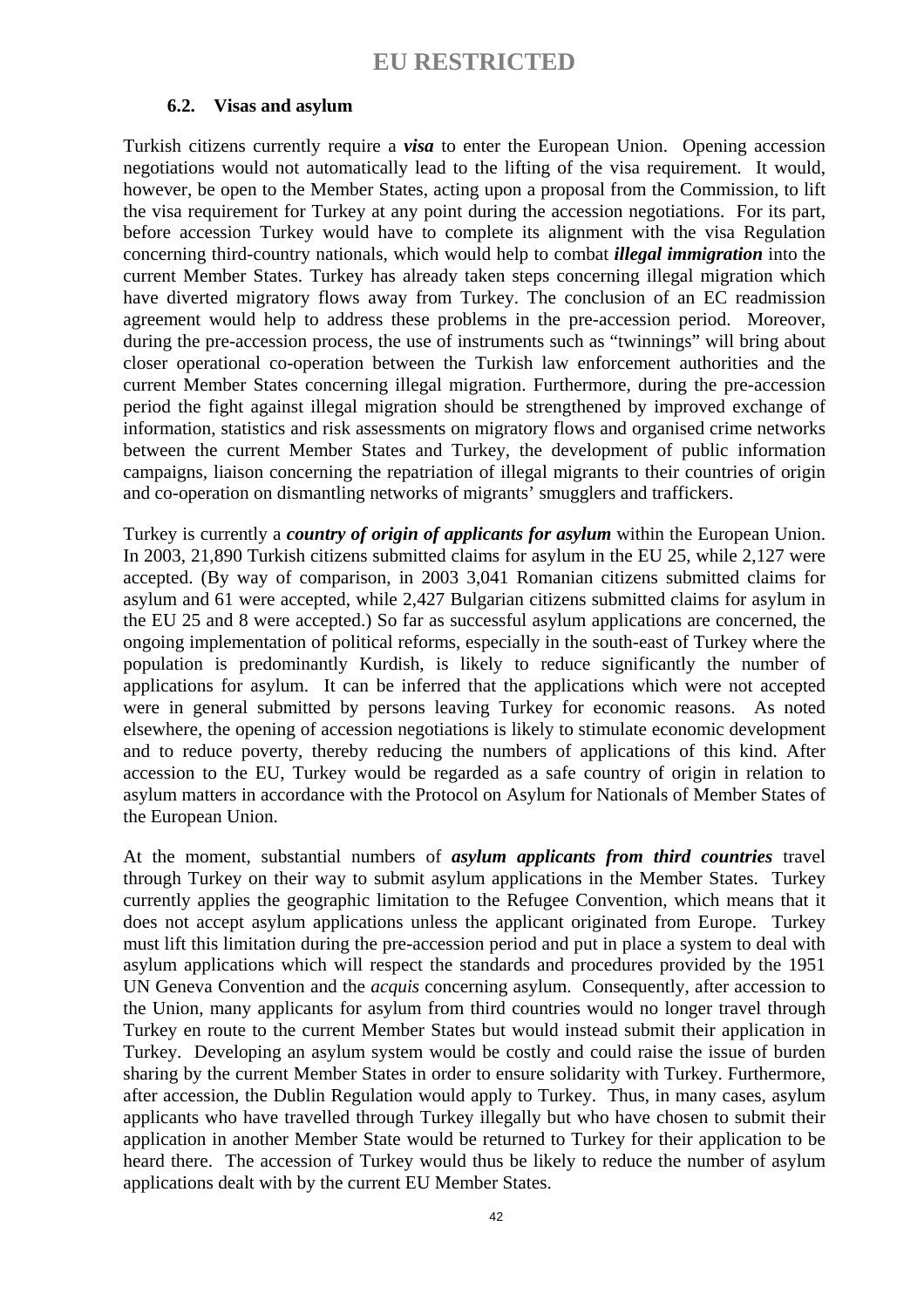### 6.2. Visas and asylum

Turkish citizens currently require a ***visa*** to enter the European Union. Opening accession negotiations would not automatically lead to the lifting of the visa requirement. It would, however, be open to the Member States, acting upon a proposal from the Commission, to lift the visa requirement for Turkey at any point during the accession negotiations. For its part, before accession Turkey would have to complete its alignment with the visa Regulation concerning third-country nationals, which would help to combat ***illegal immigration*** into the current Member States. Turkey has already taken steps concerning illegal migration which have diverted migratory flows away from Turkey. The conclusion of an EC readmission agreement would help to address these problems in the pre-accession period. Moreover, during the pre-accession process, the use of instruments such as "twinnings" will bring about closer operational co-operation between the Turkish law enforcement authorities and the current Member States concerning illegal migration. Furthermore, during the pre-accession period the fight against illegal migration should be strengthened by improved exchange of information, statistics and risk assessments on migratory flows and organised crime networks between the current Member States and Turkey, the development of public information campaigns, liaison concerning the repatriation of illegal migrants to their countries of origin and co-operation on dismantling networks of migrants' smugglers and traffickers.

Turkey is currently a ***country of origin of applicants for asylum*** within the European Union. In 2003, 21,890 Turkish citizens submitted claims for asylum in the EU 25, while 2,127 were accepted. (By way of comparison, in 2003 3,041 Romanian citizens submitted claims for asylum and 61 were accepted, while 2,427 Bulgarian citizens submitted claims for asylum in the EU 25 and 8 were accepted.) So far as successful asylum applications are concerned, the ongoing implementation of political reforms, especially in the south-east of Turkey where the population is predominantly Kurdish, is likely to reduce significantly the number of applications for asylum. It can be inferred that the applications which were not accepted were in general submitted by persons leaving Turkey for economic reasons. As noted elsewhere, the opening of accession negotiations is likely to stimulate economic development and to reduce poverty, thereby reducing the numbers of applications of this kind. After accession to the EU, Turkey would be regarded as a safe country of origin in relation to asylum matters in accordance with the Protocol on Asylum for Nationals of Member States of the European Union.

At the moment, substantial numbers of ***asylum applicants from third countries*** travel through Turkey on their way to submit asylum applications in the Member States. Turkey currently applies the geographic limitation to the Refugee Convention, which means that it does not accept asylum applications unless the applicant originated from Europe. Turkey must lift this limitation during the pre-accession period and put in place a system to deal with asylum applications which will respect the standards and procedures provided by the 1951 UN Geneva Convention and the *acquis* concerning asylum. Consequently, after accession to the Union, many applicants for asylum from third countries would no longer travel through Turkey en route to the current Member States but would instead submit their application in Turkey. Developing an asylum system would be costly and could raise the issue of burden sharing by the current Member States in order to ensure solidarity with Turkey. Furthermore, after accession, the Dublin Regulation would apply to Turkey. Thus, in many cases, asylum applicants who have travelled through Turkey illegally but who have chosen to submit their application in another Member State would be returned to Turkey for their application to be heard there. The accession of Turkey would thus be likely to reduce the number of asylum applications dealt with by the current EU Member States.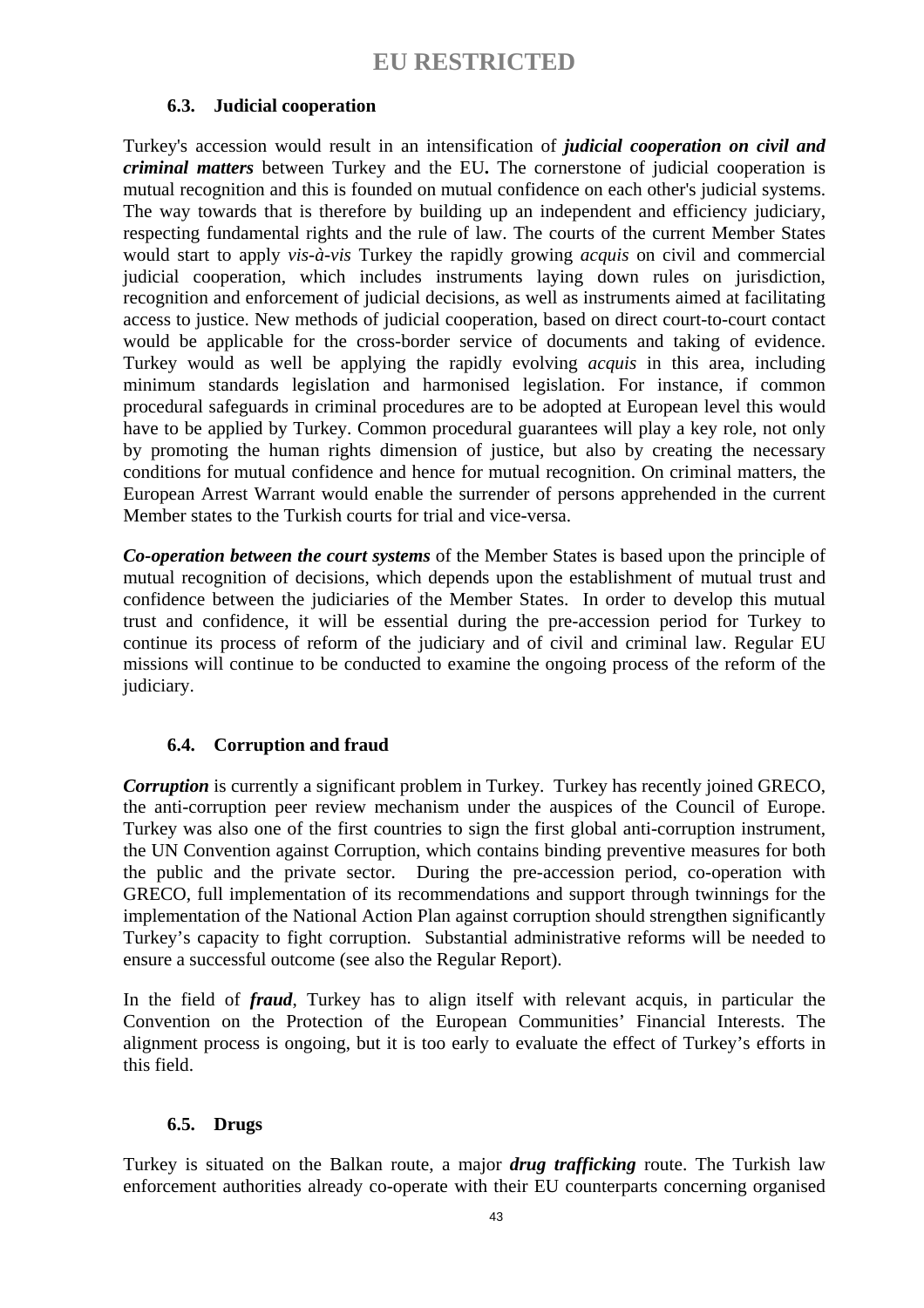### 6.3. Judicial cooperation

Turkey's accession would result in an intensification of ***judicial cooperation on civil and criminal matters*** between Turkey and the EU**.** The cornerstone of judicial cooperation is mutual recognition and this is founded on mutual confidence on each other's judicial systems. The way towards that is therefore by building up an independent and efficiency judiciary, respecting fundamental rights and the rule of law. The courts of the current Member States would start to apply *vis-à-vis* Turkey the rapidly growing *acquis* on civil and commercial judicial cooperation, which includes instruments laying down rules on jurisdiction, recognition and enforcement of judicial decisions, as well as instruments aimed at facilitating access to justice. New methods of judicial cooperation, based on direct court-to-court contact would be applicable for the cross-border service of documents and taking of evidence. Turkey would as well be applying the rapidly evolving *acquis* in this area, including minimum standards legislation and harmonised legislation. For instance, if common procedural safeguards in criminal procedures are to be adopted at European level this would have to be applied by Turkey. Common procedural guarantees will play a key role, not only by promoting the human rights dimension of justice, but also by creating the necessary conditions for mutual confidence and hence for mutual recognition. On criminal matters, the European Arrest Warrant would enable the surrender of persons apprehended in the current Member states to the Turkish courts for trial and vice-versa.

***Co-operation between the court systems*** of the Member States is based upon the principle of mutual recognition of decisions, which depends upon the establishment of mutual trust and confidence between the judiciaries of the Member States. In order to develop this mutual trust and confidence, it will be essential during the pre-accession period for Turkey to continue its process of reform of the judiciary and of civil and criminal law. Regular EU missions will continue to be conducted to examine the ongoing process of the reform of the judiciary.

### 6.4. Corruption and fraud

***Corruption*** is currently a significant problem in Turkey. Turkey has recently joined GRECO, the anti-corruption peer review mechanism under the auspices of the Council of Europe. Turkey was also one of the first countries to sign the first global anti-corruption instrument, the UN Convention against Corruption, which contains binding preventive measures for both the public and the private sector. During the pre-accession period, co-operation with GRECO, full implementation of its recommendations and support through twinnings for the implementation of the National Action Plan against corruption should strengthen significantly Turkey's capacity to fight corruption. Substantial administrative reforms will be needed to ensure a successful outcome (see also the Regular Report).

In the field of ***fraud***, Turkey has to align itself with relevant acquis, in particular the Convention on the Protection of the European Communities' Financial Interests. The alignment process is ongoing, but it is too early to evaluate the effect of Turkey's efforts in this field.

### 6.5. Drugs

Turkey is situated on the Balkan route, a major ***drug trafficking*** route. The Turkish law enforcement authorities already co-operate with their EU counterparts concerning organised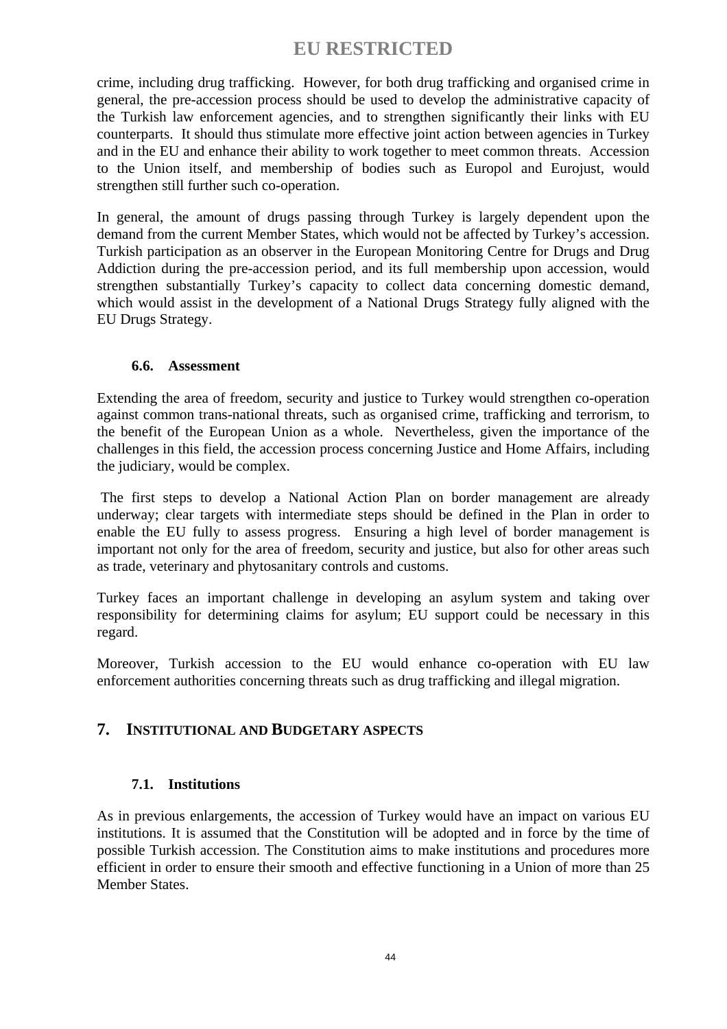crime, including drug trafficking. However, for both drug trafficking and organised crime in general, the pre-accession process should be used to develop the administrative capacity of the Turkish law enforcement agencies, and to strengthen significantly their links with EU counterparts. It should thus stimulate more effective joint action between agencies in Turkey and in the EU and enhance their ability to work together to meet common threats. Accession to the Union itself, and membership of bodies such as Europol and Eurojust, would strengthen still further such co-operation.

In general, the amount of drugs passing through Turkey is largely dependent upon the demand from the current Member States, which would not be affected by Turkey's accession. Turkish participation as an observer in the European Monitoring Centre for Drugs and Drug Addiction during the pre-accession period, and its full membership upon accession, would strengthen substantially Turkey's capacity to collect data concerning domestic demand, which would assist in the development of a National Drugs Strategy fully aligned with the EU Drugs Strategy.

### 6.6. Assessment

Extending the area of freedom, security and justice to Turkey would strengthen co-operation against common trans-national threats, such as organised crime, trafficking and terrorism, to the benefit of the European Union as a whole. Nevertheless, given the importance of the challenges in this field, the accession process concerning Justice and Home Affairs, including the judiciary, would be complex.

The first steps to develop a National Action Plan on border management are already underway; clear targets with intermediate steps should be defined in the Plan in order to enable the EU fully to assess progress. Ensuring a high level of border management is important not only for the area of freedom, security and justice, but also for other areas such as trade, veterinary and phytosanitary controls and customs.

Turkey faces an important challenge in developing an asylum system and taking over responsibility for determining claims for asylum; EU support could be necessary in this regard.

Moreover, Turkish accession to the EU would enhance co-operation with EU law enforcement authorities concerning threats such as drug trafficking and illegal migration.

## 7. INSTITUTIONAL AND BUDGETARY ASPECTS

### 7.1. Institutions

As in previous enlargements, the accession of Turkey would have an impact on various EU institutions. It is assumed that the Constitution will be adopted and in force by the time of possible Turkish accession. The Constitution aims to make institutions and procedures more efficient in order to ensure their smooth and effective functioning in a Union of more than 25 Member States.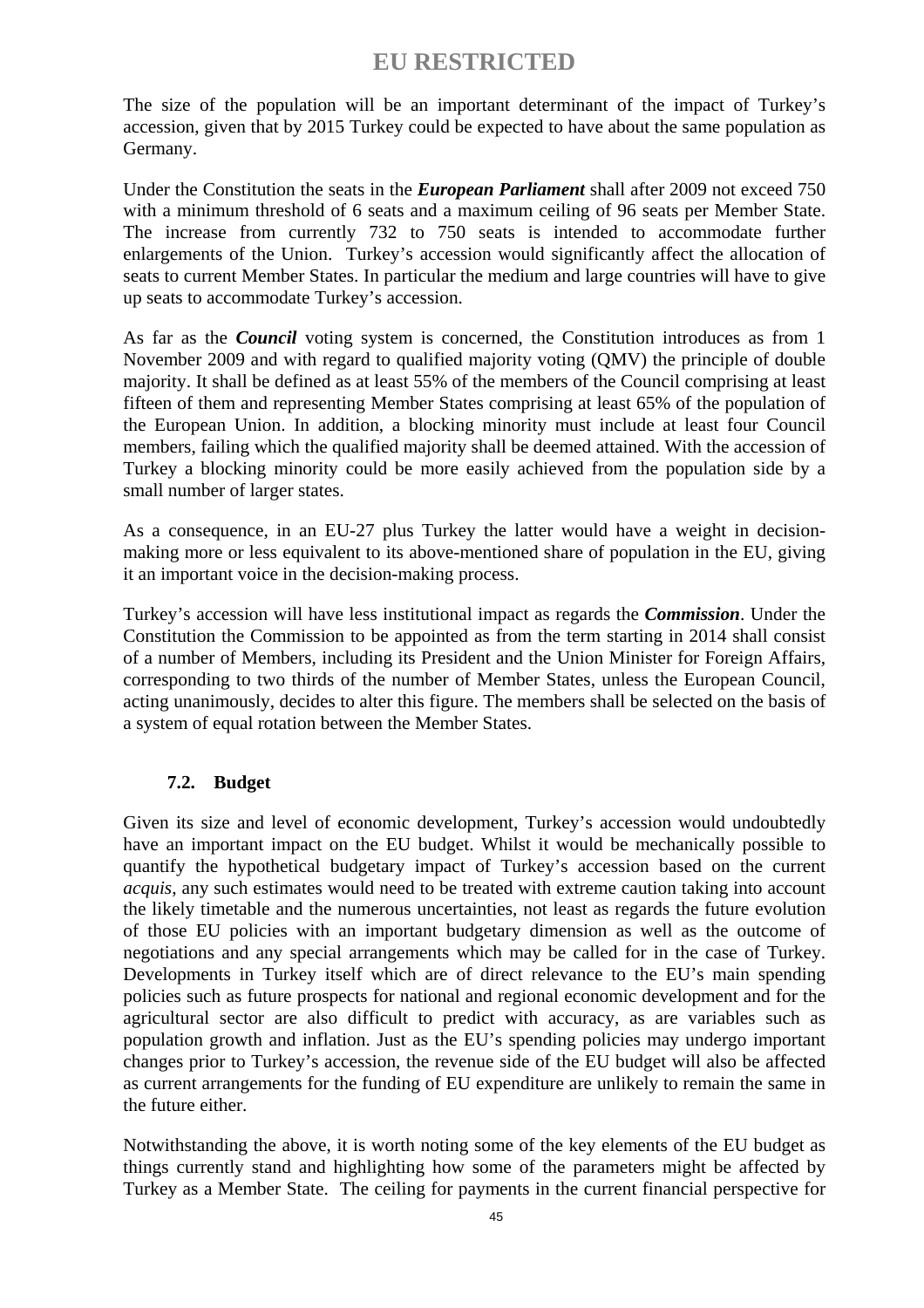The size of the population will be an important determinant of the impact of Turkey's accession, given that by 2015 Turkey could be expected to have about the same population as Germany.

Under the Constitution the seats in the ***European Parliament*** shall after 2009 not exceed 750 with a minimum threshold of 6 seats and a maximum ceiling of 96 seats per Member State. The increase from currently 732 to 750 seats is intended to accommodate further enlargements of the Union. Turkey's accession would significantly affect the allocation of seats to current Member States. In particular the medium and large countries will have to give up seats to accommodate Turkey's accession.

As far as the ***Council*** voting system is concerned, the Constitution introduces as from 1 November 2009 and with regard to qualified majority voting (QMV) the principle of double majority. It shall be defined as at least 55% of the members of the Council comprising at least fifteen of them and representing Member States comprising at least 65% of the population of the European Union. In addition, a blocking minority must include at least four Council members, failing which the qualified majority shall be deemed attained. With the accession of Turkey a blocking minority could be more easily achieved from the population side by a small number of larger states.

As a consequence, in an EU-27 plus Turkey the latter would have a weight in decision-making more or less equivalent to its above-mentioned share of population in the EU, giving it an important voice in the decision-making process.

Turkey's accession will have less institutional impact as regards the ***Commission***. Under the Constitution the Commission to be appointed as from the term starting in 2014 shall consist of a number of Members, including its President and the Union Minister for Foreign Affairs, corresponding to two thirds of the number of Member States, unless the European Council, acting unanimously, decides to alter this figure. The members shall be selected on the basis of a system of equal rotation between the Member States.

### 7.2. Budget

Given its size and level of economic development, Turkey's accession would undoubtedly have an important impact on the EU budget. Whilst it would be mechanically possible to quantify the hypothetical budgetary impact of Turkey's accession based on the current *acquis*, any such estimates would need to be treated with extreme caution taking into account the likely timetable and the numerous uncertainties, not least as regards the future evolution of those EU policies with an important budgetary dimension as well as the outcome of negotiations and any special arrangements which may be called for in the case of Turkey. Developments in Turkey itself which are of direct relevance to the EU's main spending policies such as future prospects for national and regional economic development and for the agricultural sector are also difficult to predict with accuracy, as are variables such as population growth and inflation. Just as the EU's spending policies may undergo important changes prior to Turkey's accession, the revenue side of the EU budget will also be affected as current arrangements for the funding of EU expenditure are unlikely to remain the same in the future either.

Notwithstanding the above, it is worth noting some of the key elements of the EU budget as things currently stand and highlighting how some of the parameters might be affected by Turkey as a Member State. The ceiling for payments in the current financial perspective for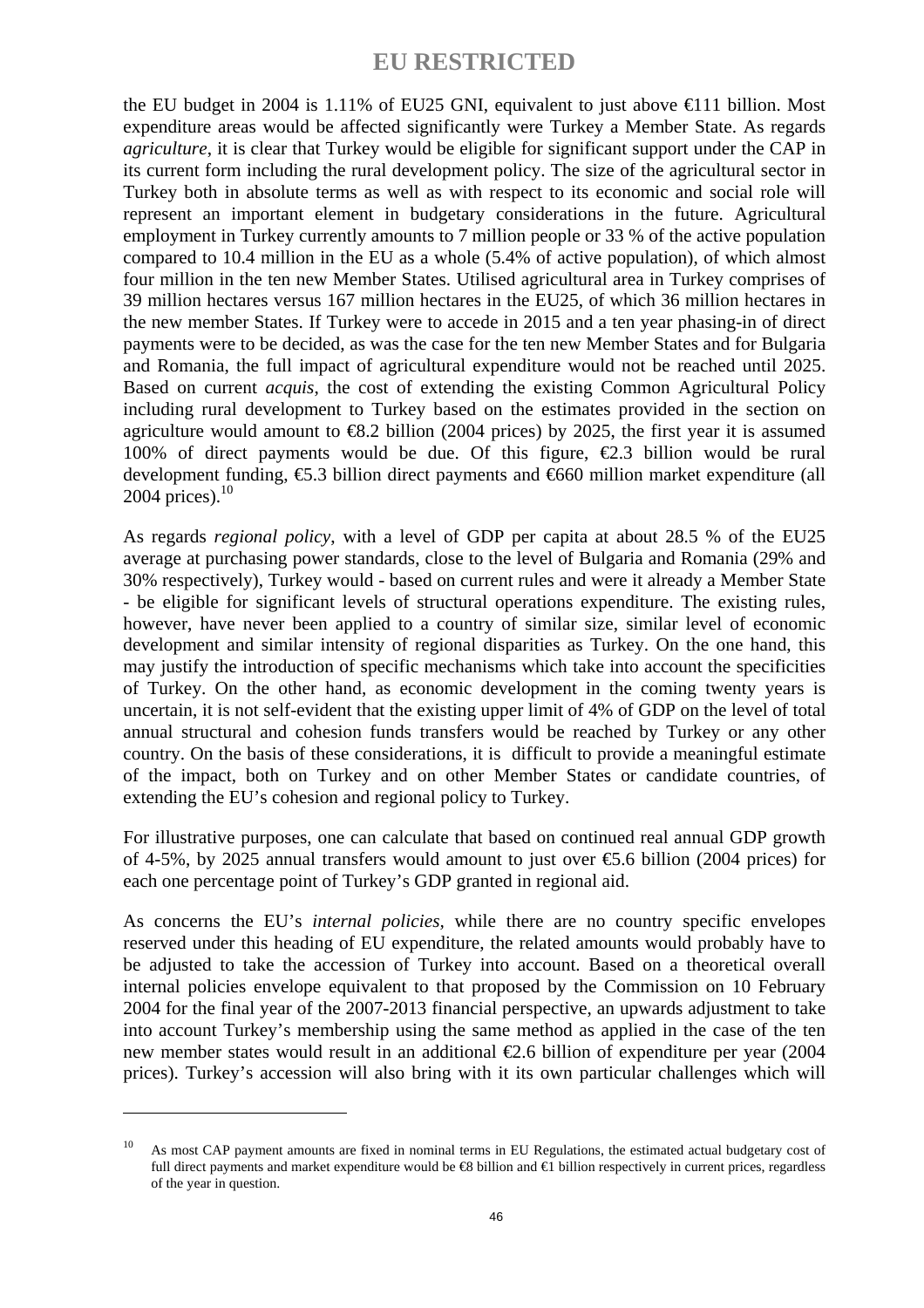the EU budget in 2004 is 1.11% of EU25 GNI, equivalent to just above €111 billion. Most expenditure areas would be affected significantly were Turkey a Member State. As regards *agriculture*, it is clear that Turkey would be eligible for significant support under the CAP in its current form including the rural development policy. The size of the agricultural sector in Turkey both in absolute terms as well as with respect to its economic and social role will represent an important element in budgetary considerations in the future. Agricultural employment in Turkey currently amounts to 7 million people or 33 % of the active population compared to 10.4 million in the EU as a whole (5.4% of active population), of which almost four million in the ten new Member States. Utilised agricultural area in Turkey comprises of 39 million hectares versus 167 million hectares in the EU25, of which 36 million hectares in the new member States. If Turkey were to accede in 2015 and a ten year phasing-in of direct payments were to be decided, as was the case for the ten new Member States and for Bulgaria and Romania, the full impact of agricultural expenditure would not be reached until 2025. Based on current *acquis*, the cost of extending the existing Common Agricultural Policy including rural development to Turkey based on the estimates provided in the section on agriculture would amount to €8.2 billion (2004 prices) by 2025, the first year it is assumed 100% of direct payments would be due. Of this figure, €2.3 billion would be rural development funding, €5.3 billion direct payments and €660 million market expenditure (all 2004 prices).[10]

As regards *regional policy*, with a level of GDP per capita at about 28.5 % of the EU25 average at purchasing power standards, close to the level of Bulgaria and Romania (29% and 30% respectively), Turkey would - based on current rules and were it already a Member State - be eligible for significant levels of structural operations expenditure. The existing rules, however, have never been applied to a country of similar size, similar level of economic development and similar intensity of regional disparities as Turkey. On the one hand, this may justify the introduction of specific mechanisms which take into account the specificities of Turkey. On the other hand, as economic development in the coming twenty years is uncertain, it is not self-evident that the existing upper limit of 4% of GDP on the level of total annual structural and cohesion funds transfers would be reached by Turkey or any other country. On the basis of these considerations, it is difficult to provide a meaningful estimate of the impact, both on Turkey and on other Member States or candidate countries, of extending the EU's cohesion and regional policy to Turkey.

For illustrative purposes, one can calculate that based on continued real annual GDP growth of 4-5%, by 2025 annual transfers would amount to just over €5.6 billion (2004 prices) for each one percentage point of Turkey's GDP granted in regional aid.

As concerns the EU's *internal policies,* while there are no country specific envelopes reserved under this heading of EU expenditure, the related amounts would probably have to be adjusted to take the accession of Turkey into account. Based on a theoretical overall internal policies envelope equivalent to that proposed by the Commission on 10 February 2004 for the final year of the 2007-2013 financial perspective, an upwards adjustment to take into account Turkey's membership using the same method as applied in the case of the ten new member states would result in an additional €2.6 billion of expenditure per year (2004 prices). Turkey's accession will also bring with it its own particular challenges which will

---

[10] As most CAP payment amounts are fixed in nominal terms in EU Regulations, the estimated actual budgetary cost of full direct payments and market expenditure would be €8 billion and €1 billion respectively in current prices, regardless of the year in question.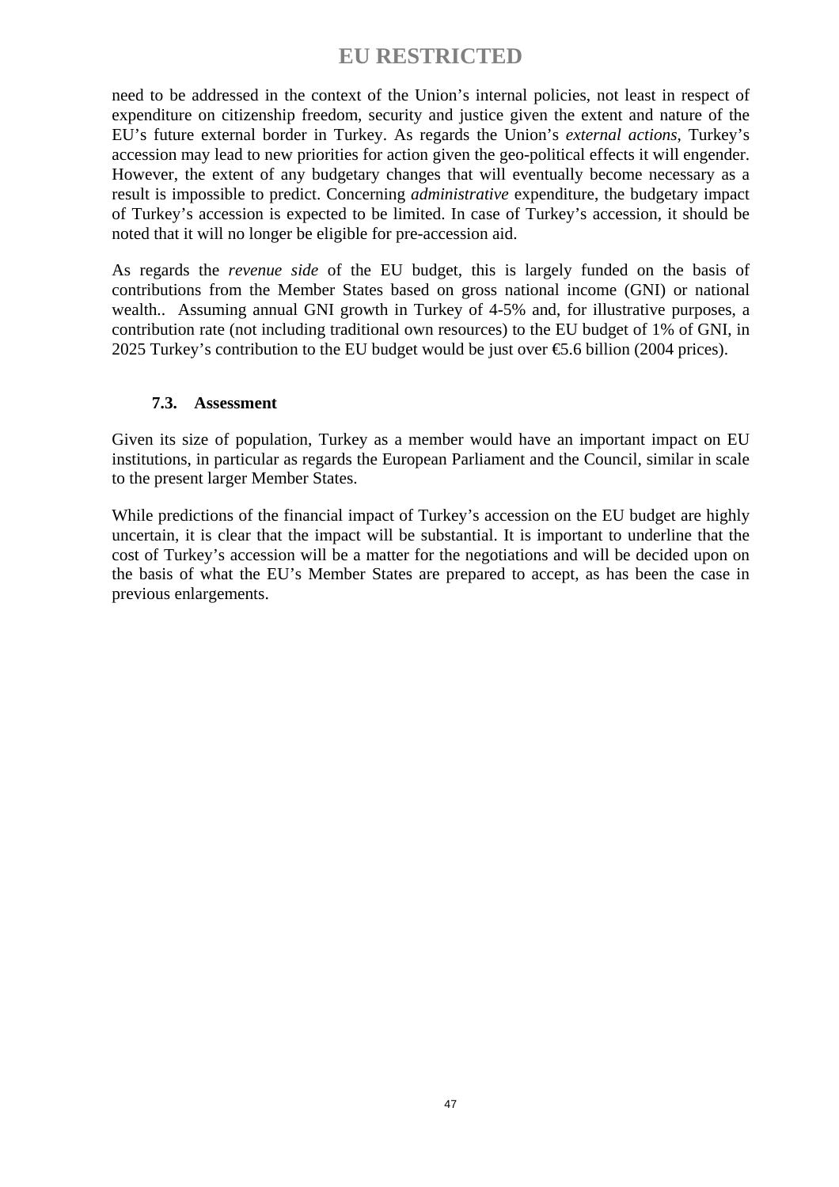need to be addressed in the context of the Union's internal policies, not least in respect of expenditure on citizenship freedom, security and justice given the extent and nature of the EU's future external border in Turkey. As regards the Union's *external actions*, Turkey's accession may lead to new priorities for action given the geo-political effects it will engender. However, the extent of any budgetary changes that will eventually become necessary as a result is impossible to predict. Concerning *administrative* expenditure, the budgetary impact of Turkey's accession is expected to be limited. In case of Turkey's accession, it should be noted that it will no longer be eligible for pre-accession aid.

As regards the *revenue side* of the EU budget, this is largely funded on the basis of contributions from the Member States based on gross national income (GNI) or national wealth.. Assuming annual GNI growth in Turkey of 4-5% and, for illustrative purposes, a contribution rate (not including traditional own resources) to the EU budget of 1% of GNI, in 2025 Turkey's contribution to the EU budget would be just over €5.6 billion (2004 prices).

### 7.3. Assessment

Given its size of population, Turkey as a member would have an important impact on EU institutions, in particular as regards the European Parliament and the Council, similar in scale to the present larger Member States.

While predictions of the financial impact of Turkey's accession on the EU budget are highly uncertain, it is clear that the impact will be substantial. It is important to underline that the cost of Turkey's accession will be a matter for the negotiations and will be decided upon on the basis of what the EU's Member States are prepared to accept, as has been the case in previous enlargements.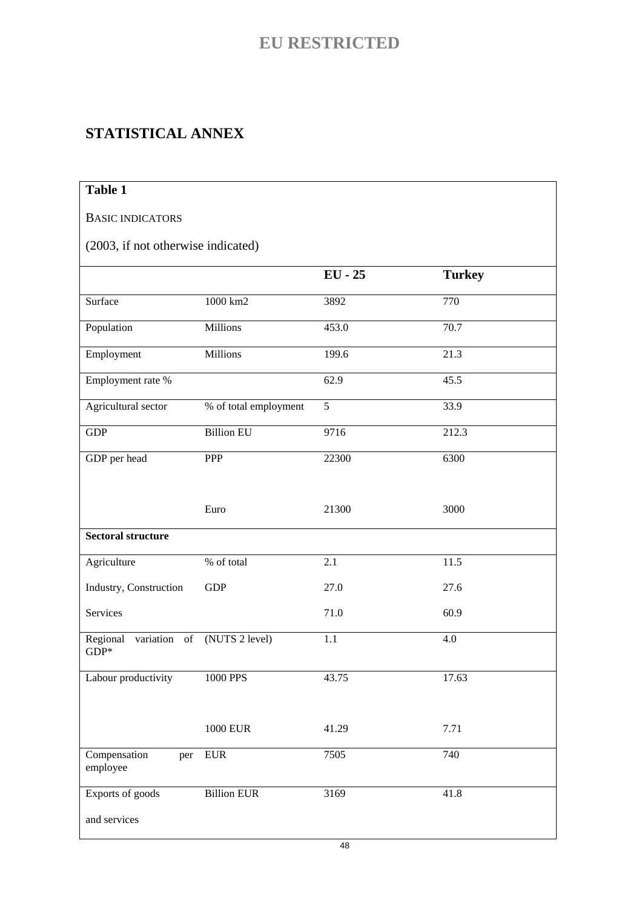## STATISTICAL ANNEX

**Table 1**

BASIC INDICATORS

(2003, if not otherwise indicated)

| | | EU - 25 | Turkey |
|---|---|---|---|
| Surface | 1000 km2 | 3892 | 770 |
| Population | Millions | 453.0 | 70.7 |
| Employment | Millions | 199.6 | 21.3 |
| Employment rate % | | 62.9 | 45.5 |
| Agricultural sector | % of total employment | 5 | 33.9 |
| GDP | Billion EU | 9716 | 212.3 |
| GDP per head | PPP | 22300 | 6300 |
| | Euro | 21300 | 3000 |
| **Sectoral structure** | | | |
| Agriculture | % of total | 2.1 | 11.5 |
| Industry, Construction | GDP | 27.0 | 27.6 |
| Services | | 71.0 | 60.9 |
| Regional variation of GDP* | (NUTS 2 level) | 1.1 | 4.0 |
| Labour productivity | 1000 PPS | 43.75 | 17.63 |
| | 1000 EUR | 41.29 | 7.71 |
| Compensation per employee | EUR | 7505 | 740 |
| Exports of goods and services | Billion EUR | 3169 | 41.8 |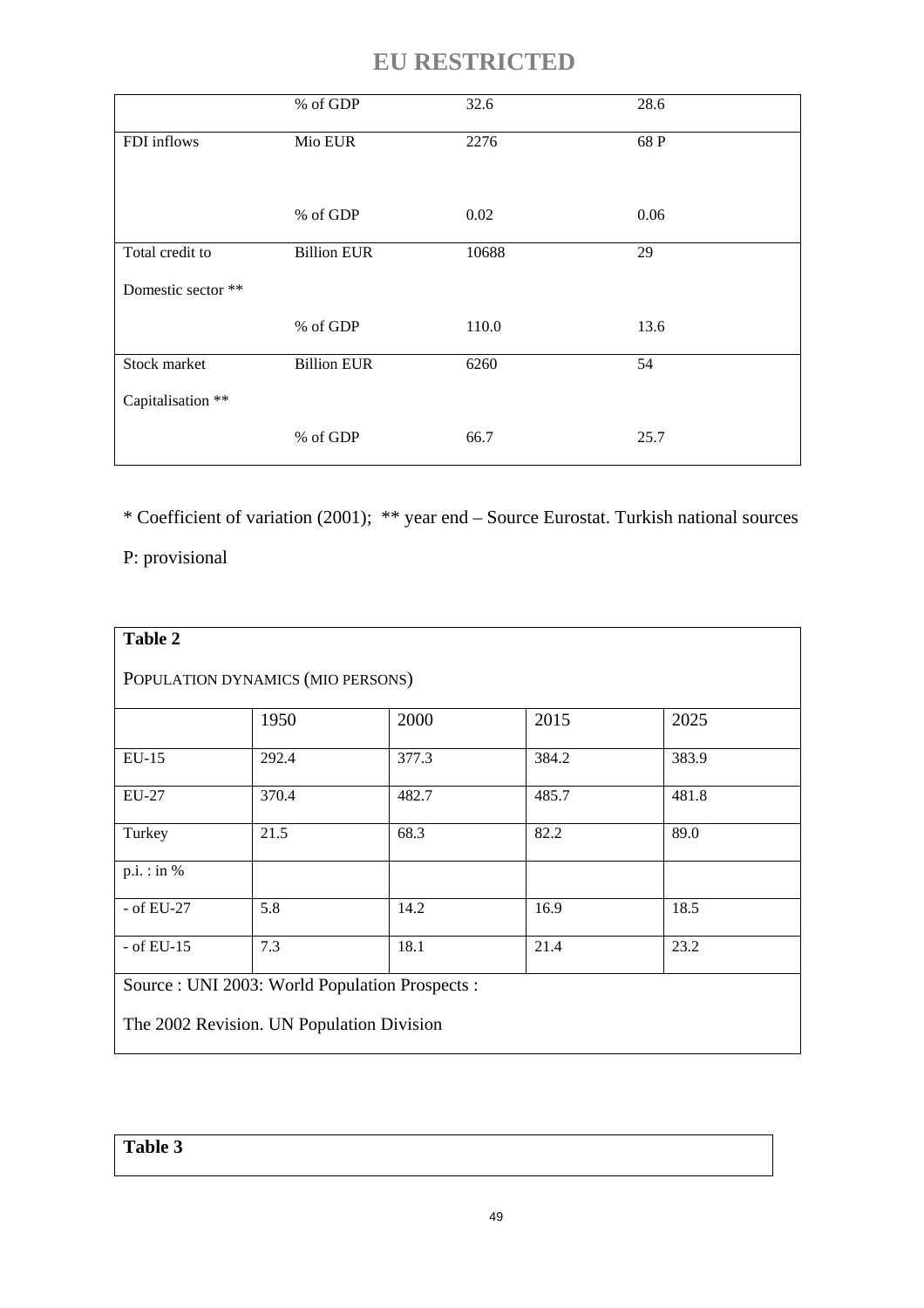| | | | |
|---|---|---|---|
| | % of GDP | 32.6 | 28.6 |
| FDI inflows | Mio EUR | 2276 | 68 P |
| | % of GDP | 0.02 | 0.06 |
| Total credit to Domestic sector ** | Billion EUR | 10688 | 29 |
| | % of GDP | 110.0 | 13.6 |
| Stock market Capitalisation ** | Billion EUR | 6260 | 54 |
| | % of GDP | 66.7 | 25.7 |

* Coefficient of variation (2001); ** year end – Source Eurostat. Turkish national sources

P: provisional

**Table 2**

POPULATION DYNAMICS (MIO PERSONS)

| | 1950 | 2000 | 2015 | 2025 |
|---|---|---|---|---|
| EU-15 | 292.4 | 377.3 | 384.2 | 383.9 |
| EU-27 | 370.4 | 482.7 | 485.7 | 481.8 |
| Turkey | 21.5 | 68.3 | 82.2 | 89.0 |
| p.i. : in % | | | | |
| - of EU-27 | 5.8 | 14.2 | 16.9 | 18.5 |
| - of EU-15 | 7.3 | 18.1 | 21.4 | 23.2 |

Source : UNI 2003: World Population Prospects :

The 2002 Revision. UN Population Division

**Table 3**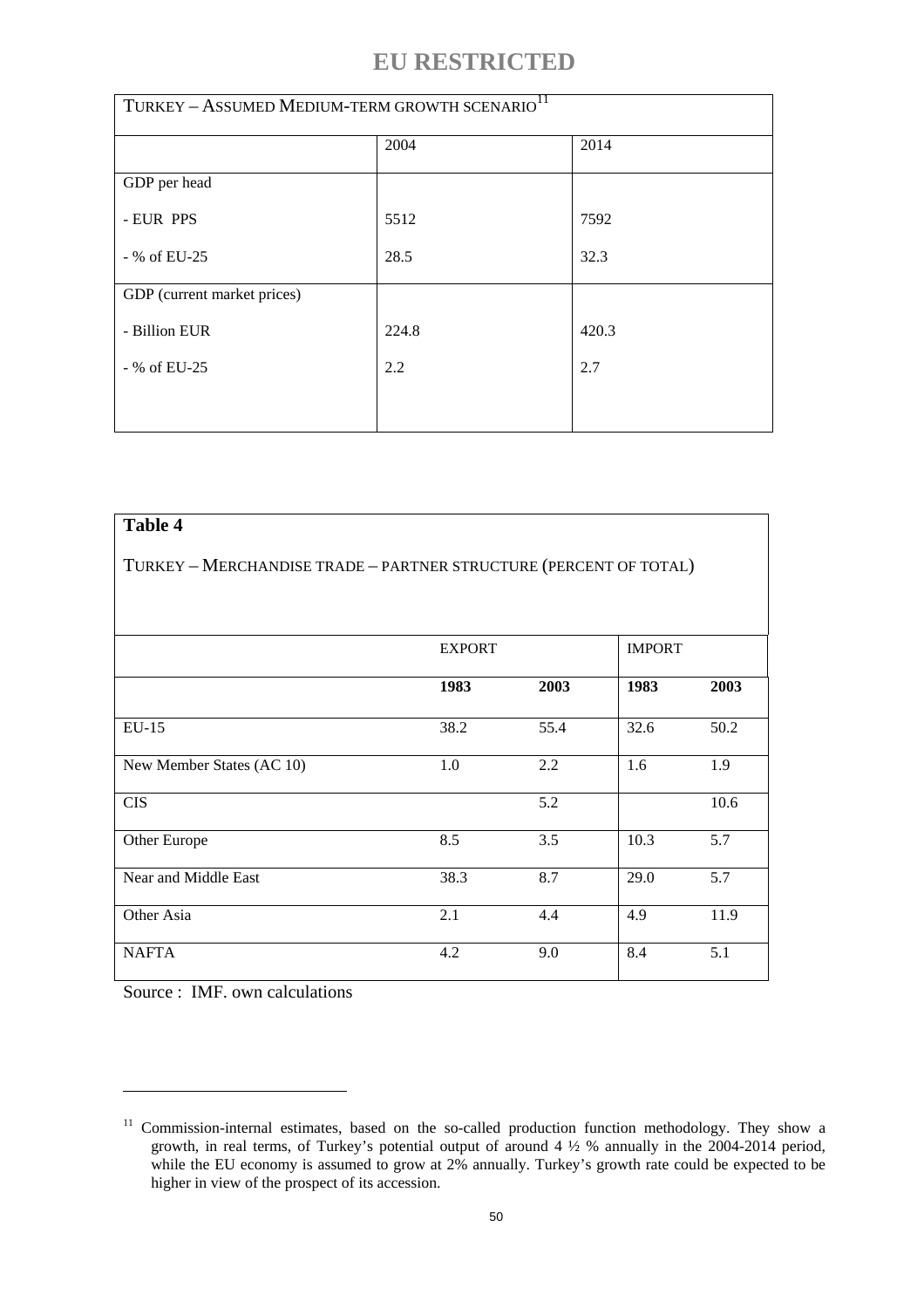| TURKEY – ASSUMED MEDIUM-TERM GROWTH SCENARIO[11] | | |
|---|---|---|
| | 2004 | 2014 |
| GDP per head | | |
| - EUR PPS | 5512 | 7592 |
| - % of EU-25 | 28.5 | 32.3 |
| GDP (current market prices) | | |
| - Billion EUR | 224.8 | 420.3 |
| - % of EU-25 | 2.2 | 2.7 |

**Table 4**

TURKEY – MERCHANDISE TRADE – PARTNER STRUCTURE (PERCENT OF TOTAL)

| | EXPORT | | IMPORT | |
|---|---|---|---|---|
| | **1983** | **2003** | **1983** | **2003** |
| EU-15 | 38.2 | 55.4 | 32.6 | 50.2 |
| New Member States (AC 10) | 1.0 | 2.2 | 1.6 | 1.9 |
| CIS | | 5.2 | | 10.6 |
| Other Europe | 8.5 | 3.5 | 10.3 | 5.7 |
| Near and Middle East | 38.3 | 8.7 | 29.0 | 5.7 |
| Other Asia | 2.1 | 4.4 | 4.9 | 11.9 |
| NAFTA | 4.2 | 9.0 | 8.4 | 5.1 |

Source : IMF. own calculations

[11] Commission-internal estimates, based on the so-called production function methodology. They show a growth, in real terms, of Turkey's potential output of around 4 ½ % annually in the 2004-2014 period, while the EU economy is assumed to grow at 2% annually. Turkey's growth rate could be expected to be higher in view of the prospect of its accession.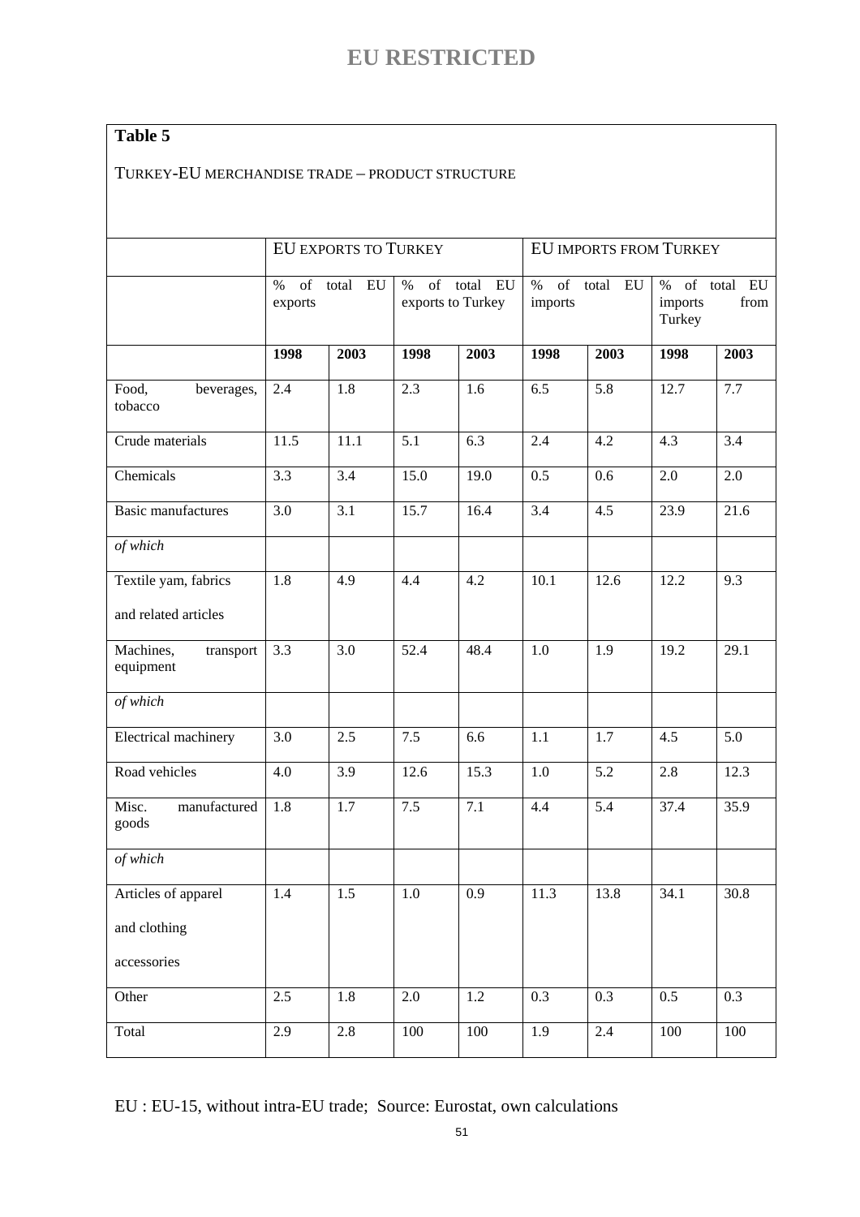**Table 5**

TURKEY-EU MERCHANDISE TRADE – PRODUCT STRUCTURE

| | EU EXPORTS TO TURKEY | | | | EU IMPORTS FROM TURKEY | | | |
|---|---|---|---|---|---|---|---|---|
| | % of total EU exports | | % of total EU exports to Turkey | | % of total EU imports | | % of total EU imports from Turkey | |
| | **1998** | **2003** | **1998** | **2003** | **1998** | **2003** | **1998** | **2003** |
| Food, beverages, tobacco | 2.4 | 1.8 | 2.3 | 1.6 | 6.5 | 5.8 | 12.7 | 7.7 |
| Crude materials | 11.5 | 11.1 | 5.1 | 6.3 | 2.4 | 4.2 | 4.3 | 3.4 |
| Chemicals | 3.3 | 3.4 | 15.0 | 19.0 | 0.5 | 0.6 | 2.0 | 2.0 |
| Basic manufactures | 3.0 | 3.1 | 15.7 | 16.4 | 3.4 | 4.5 | 23.9 | 21.6 |
| *of which* | | | | | | | | |
| Textile yam, fabrics and related articles | 1.8 | 4.9 | 4.4 | 4.2 | 10.1 | 12.6 | 12.2 | 9.3 |
| Machines, transport equipment | 3.3 | 3.0 | 52.4 | 48.4 | 1.0 | 1.9 | 19.2 | 29.1 |
| *of which* | | | | | | | | |
| Electrical machinery | 3.0 | 2.5 | 7.5 | 6.6 | 1.1 | 1.7 | 4.5 | 5.0 |
| Road vehicles | 4.0 | 3.9 | 12.6 | 15.3 | 1.0 | 5.2 | 2.8 | 12.3 |
| Misc. manufactured goods | 1.8 | 1.7 | 7.5 | 7.1 | 4.4 | 5.4 | 37.4 | 35.9 |
| *of which* | | | | | | | | |
| Articles of apparel and clothing accessories | 1.4 | 1.5 | 1.0 | 0.9 | 11.3 | 13.8 | 34.1 | 30.8 |
| Other | 2.5 | 1.8 | 2.0 | 1.2 | 0.3 | 0.3 | 0.5 | 0.3 |
| Total | 2.9 | 2.8 | 100 | 100 | 1.9 | 2.4 | 100 | 100 |

EU : EU-15, without intra-EU trade; Source: Eurostat, own calculations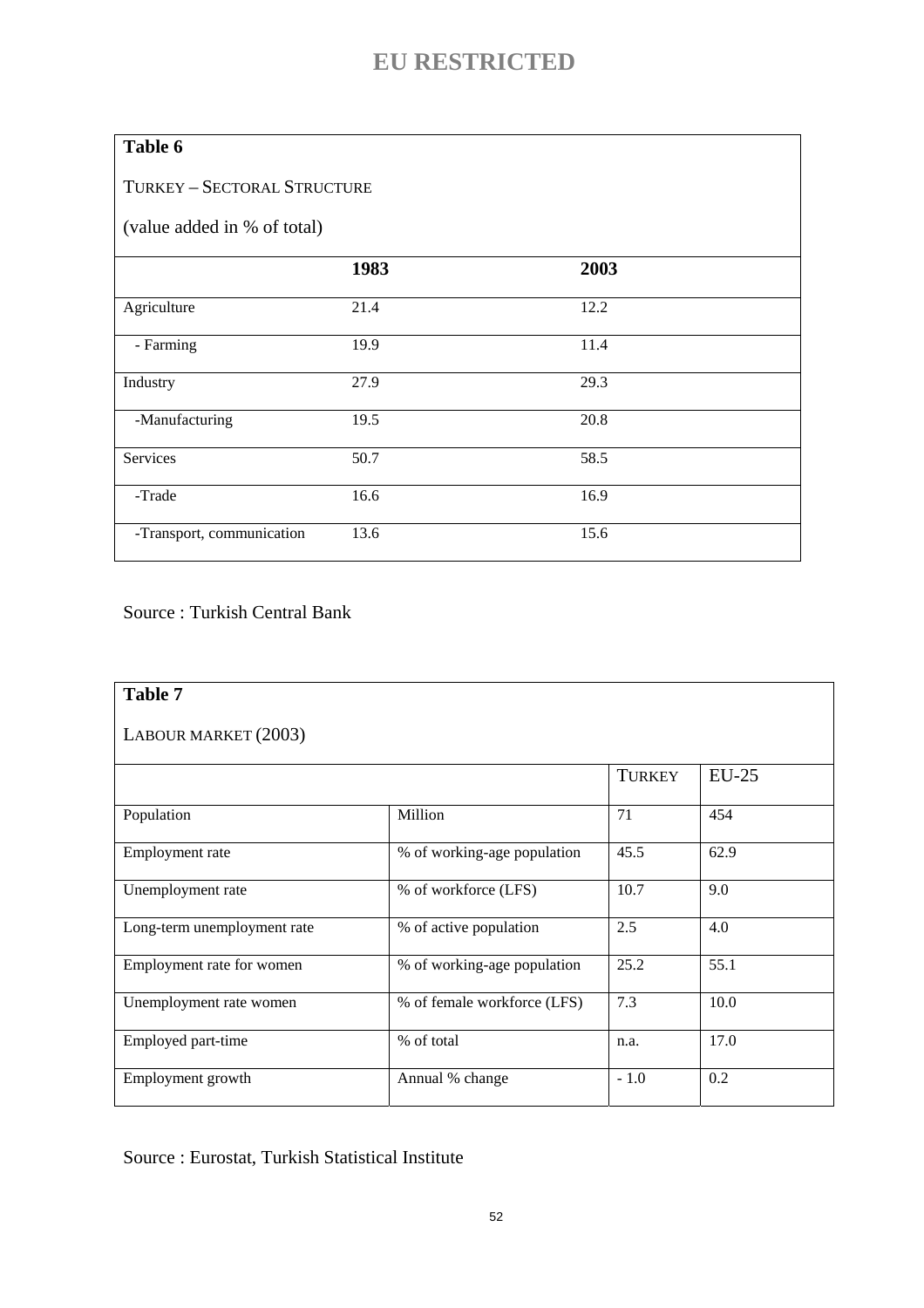**EU RESTRICTED**

| **Table 6**<br>TURKEY – SECTORAL STRUCTURE<br>(value added in % of total) | | |
|---|---|---|
| | **1983** | **2003** |
| Agriculture | 21.4 | 12.2 |
| - Farming | 19.9 | 11.4 |
| Industry | 27.9 | 29.3 |
| -Manufacturing | 19.5 | 20.8 |
| Services | 50.7 | 58.5 |
| -Trade | 16.6 | 16.9 |
| -Transport, communication | 13.6 | 15.6 |

Source : Turkish Central Bank

| **Table 7**<br>LABOUR MARKET (2003) | | | |
|---|---|---|---|
| | | TURKEY | EU-25 |
| Population | Million | 71 | 454 |
| Employment rate | % of working-age population | 45.5 | 62.9 |
| Unemployment rate | % of workforce (LFS) | 10.7 | 9.0 |
| Long-term unemployment rate | % of active population | 2.5 | 4.0 |
| Employment rate for women | % of working-age population | 25.2 | 55.1 |
| Unemployment rate women | % of female workforce (LFS) | 7.3 | 10.0 |
| Employed part-time | % of total | n.a. | 17.0 |
| Employment growth | Annual % change | - 1.0 | 0.2 |

Source : Eurostat, Turkish Statistical Institute